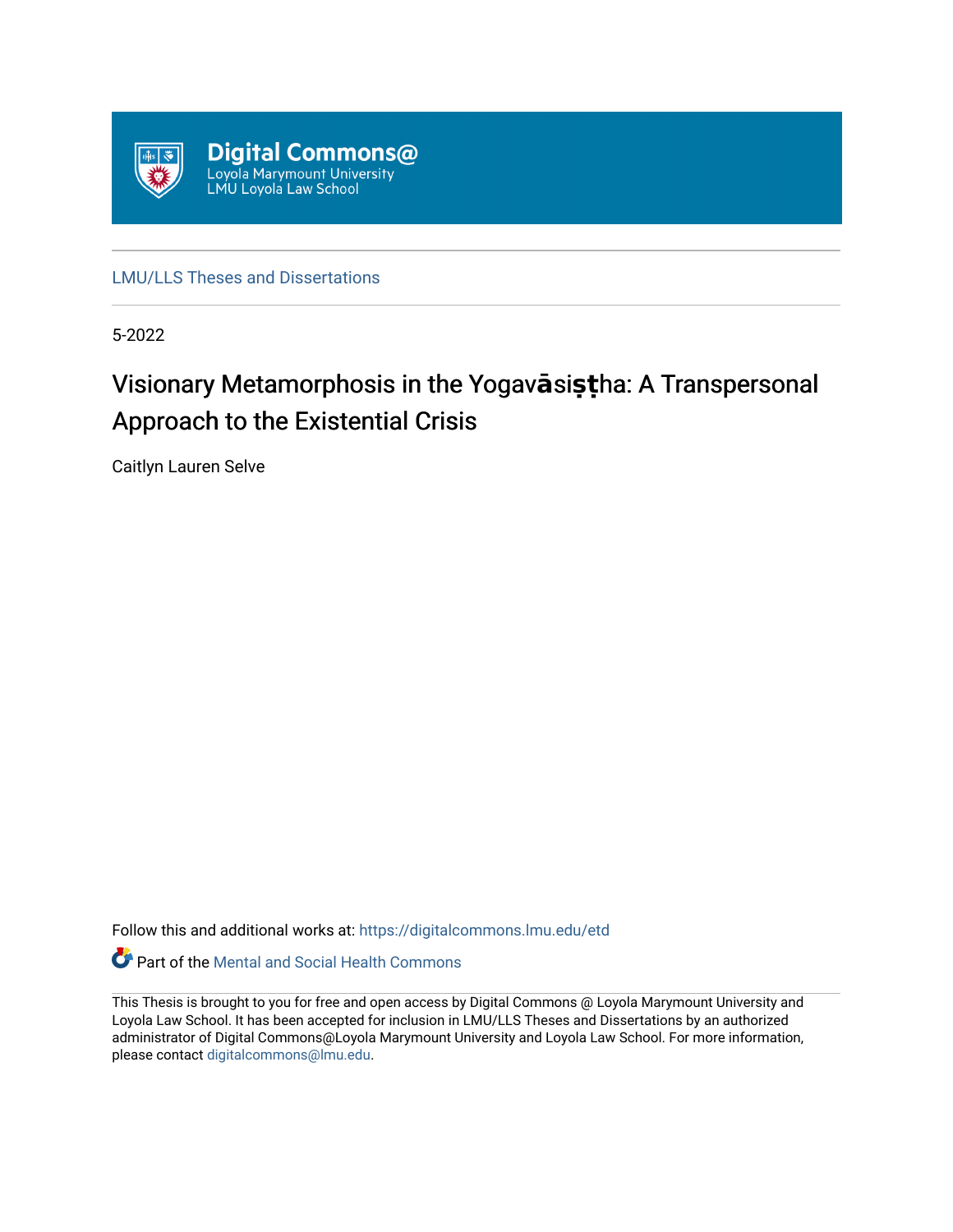Digital Commons@
Loyola Marymount University
LMU Loyola Law School

LMU/LLS Theses and Dissertations

5-2022

# Visionary Metamorphosis in the Yogavāsiṣṭha: A Transpersonal Approach to the Existential Crisis

Caitlyn Lauren Selve

Follow this and additional works at: https://digitalcommons.lmu.edu/etd

Part of the Mental and Social Health Commons

This Thesis is brought to you for free and open access by Digital Commons @ Loyola Marymount University and Loyola Law School. It has been accepted for inclusion in LMU/LLS Theses and Dissertations by an authorized administrator of Digital Commons@Loyola Marymount University and Loyola Law School. For more information, please contact digitalcommons@lmu.edu.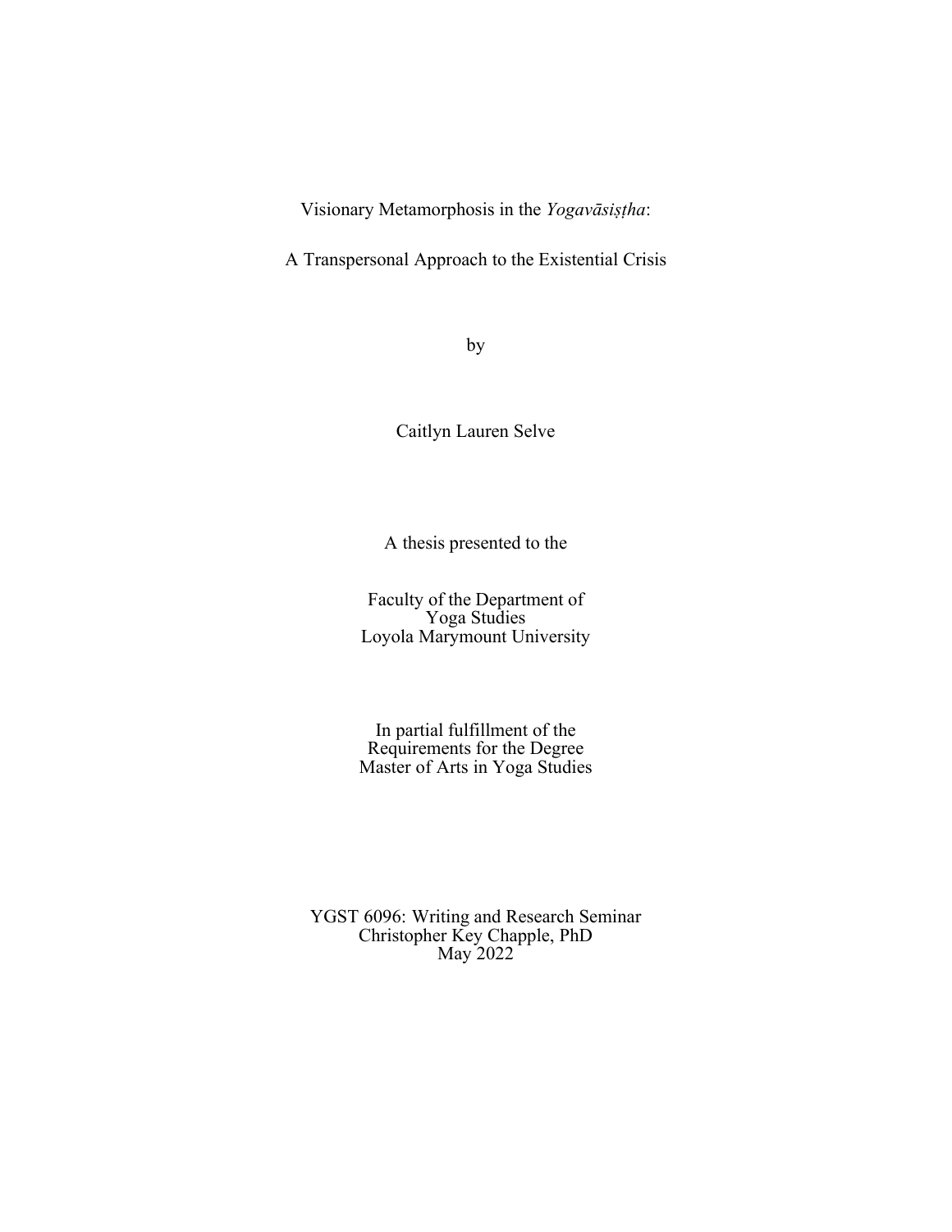# Visionary Metamorphosis in the *Yogavāsiṣṭha*:

## A Transpersonal Approach to the Existential Crisis

by

Caitlyn Lauren Selve

A thesis presented to the

Faculty of the Department of
Yoga Studies
Loyola Marymount University

In partial fulfillment of the
Requirements for the Degree
Master of Arts in Yoga Studies

YGST 6096: Writing and Research Seminar
Christopher Key Chapple, PhD
May 2022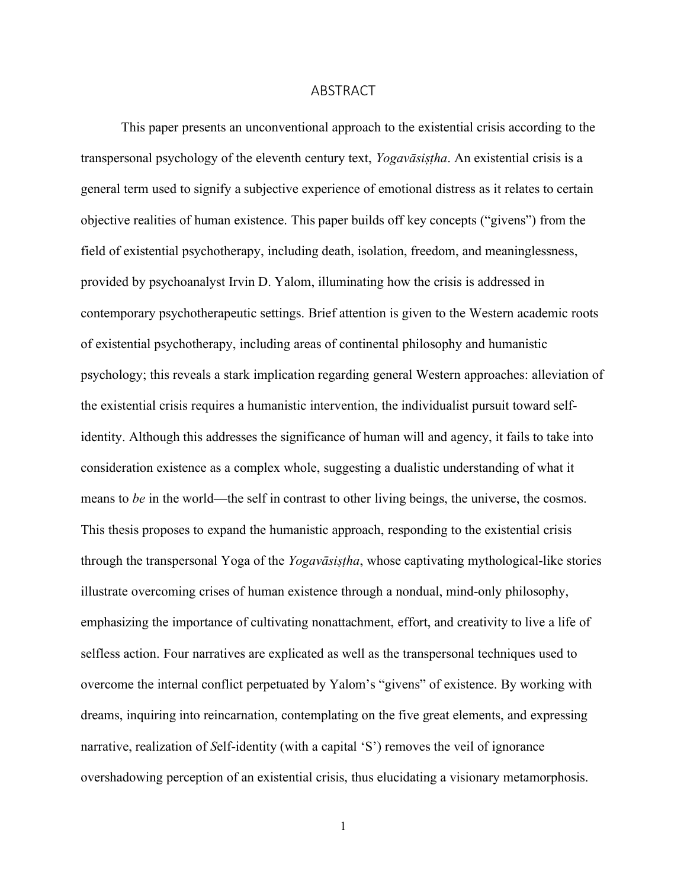# ABSTRACT

This paper presents an unconventional approach to the existential crisis according to the transpersonal psychology of the eleventh century text, *Yogavāsiṣṭha*. An existential crisis is a general term used to signify a subjective experience of emotional distress as it relates to certain objective realities of human existence. This paper builds off key concepts ("givens") from the field of existential psychotherapy, including death, isolation, freedom, and meaninglessness, provided by psychoanalyst Irvin D. Yalom, illuminating how the crisis is addressed in contemporary psychotherapeutic settings. Brief attention is given to the Western academic roots of existential psychotherapy, including areas of continental philosophy and humanistic psychology; this reveals a stark implication regarding general Western approaches: alleviation of the existential crisis requires a humanistic intervention, the individualist pursuit toward self-identity. Although this addresses the significance of human will and agency, it fails to take into consideration existence as a complex whole, suggesting a dualistic understanding of what it means to *be* in the world—the self in contrast to other living beings, the universe, the cosmos. This thesis proposes to expand the humanistic approach, responding to the existential crisis through the transpersonal Yoga of the *Yogavāsiṣṭha*, whose captivating mythological-like stories illustrate overcoming crises of human existence through a nondual, mind-only philosophy, emphasizing the importance of cultivating nonattachment, effort, and creativity to live a life of selfless action. Four narratives are explicated as well as the transpersonal techniques used to overcome the internal conflict perpetuated by Yalom's "givens" of existence. By working with dreams, inquiring into reincarnation, contemplating on the five great elements, and expressing narrative, realization of *S*elf-identity (with a capital 'S') removes the veil of ignorance overshadowing perception of an existential crisis, thus elucidating a visionary metamorphosis.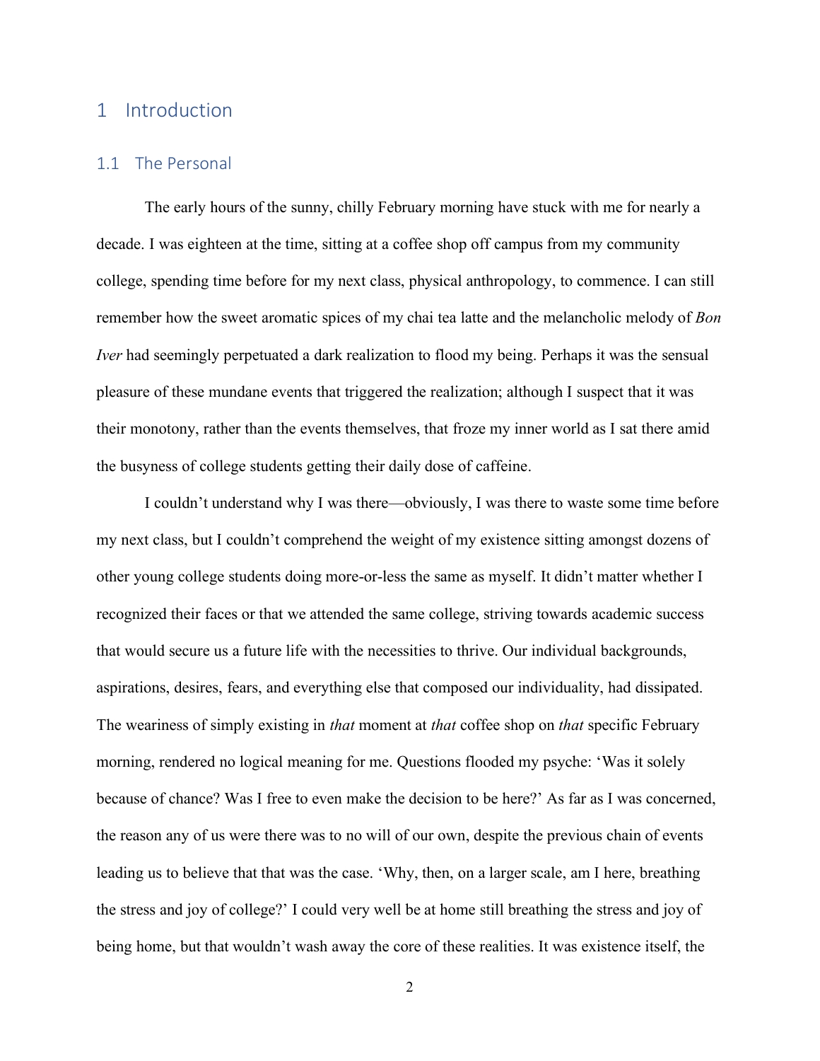# 1 Introduction

## 1.1 The Personal

The early hours of the sunny, chilly February morning have stuck with me for nearly a decade. I was eighteen at the time, sitting at a coffee shop off campus from my community college, spending time before for my next class, physical anthropology, to commence. I can still remember how the sweet aromatic spices of my chai tea latte and the melancholic melody of *Bon Iver* had seemingly perpetuated a dark realization to flood my being. Perhaps it was the sensual pleasure of these mundane events that triggered the realization; although I suspect that it was their monotony, rather than the events themselves, that froze my inner world as I sat there amid the busyness of college students getting their daily dose of caffeine.

I couldn't understand why I was there—obviously, I was there to waste some time before my next class, but I couldn't comprehend the weight of my existence sitting amongst dozens of other young college students doing more-or-less the same as myself. It didn't matter whether I recognized their faces or that we attended the same college, striving towards academic success that would secure us a future life with the necessities to thrive. Our individual backgrounds, aspirations, desires, fears, and everything else that composed our individuality, had dissipated. The weariness of simply existing in *that* moment at *that* coffee shop on *that* specific February morning, rendered no logical meaning for me. Questions flooded my psyche: 'Was it solely because of chance? Was I free to even make the decision to be here?' As far as I was concerned, the reason any of us were there was to no will of our own, despite the previous chain of events leading us to believe that that was the case. 'Why, then, on a larger scale, am I here, breathing the stress and joy of college?' I could very well be at home still breathing the stress and joy of being home, but that wouldn't wash away the core of these realities. It was existence itself, the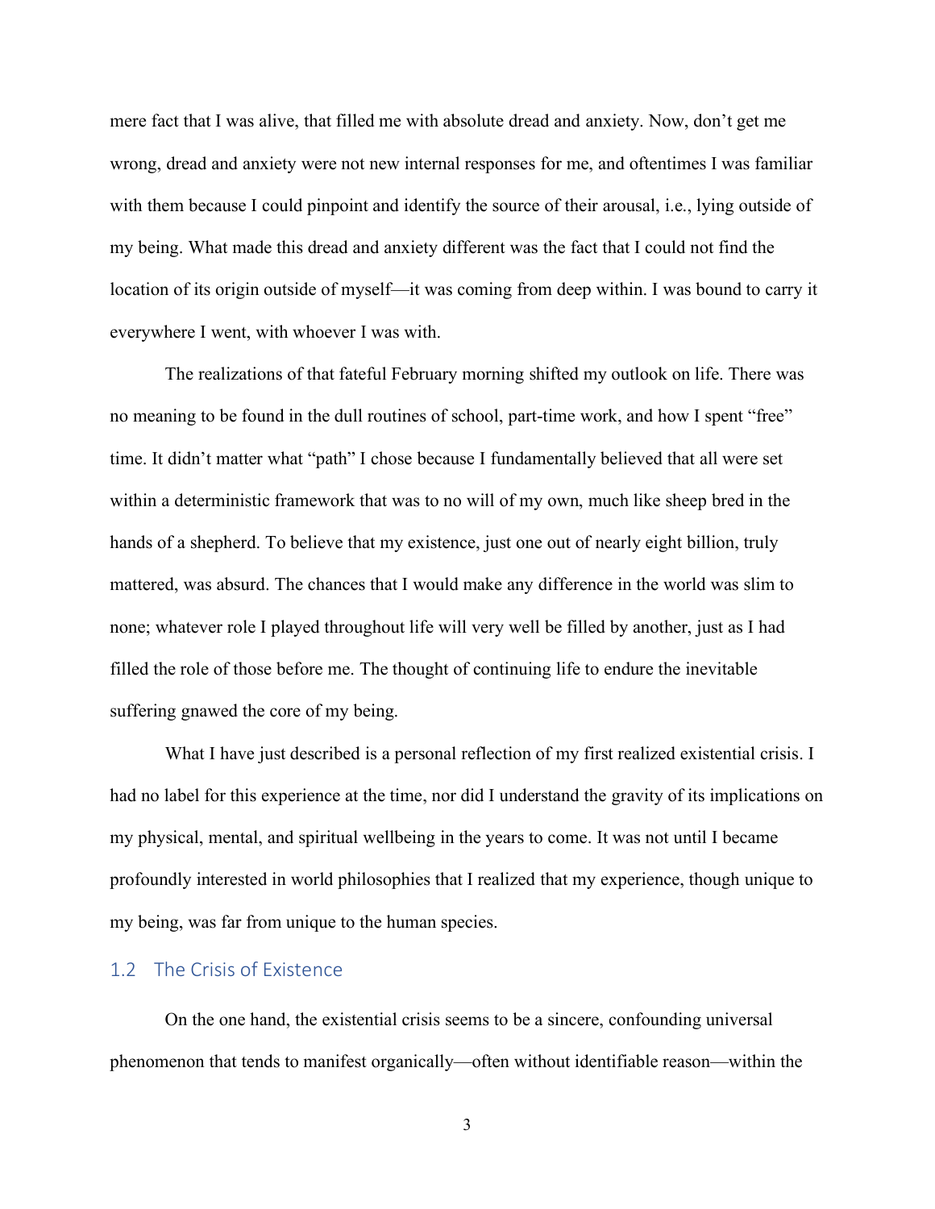mere fact that I was alive, that filled me with absolute dread and anxiety. Now, don't get me wrong, dread and anxiety were not new internal responses for me, and oftentimes I was familiar with them because I could pinpoint and identify the source of their arousal, i.e., lying outside of my being. What made this dread and anxiety different was the fact that I could not find the location of its origin outside of myself—it was coming from deep within. I was bound to carry it everywhere I went, with whoever I was with.

The realizations of that fateful February morning shifted my outlook on life. There was no meaning to be found in the dull routines of school, part-time work, and how I spent "free" time. It didn't matter what "path" I chose because I fundamentally believed that all were set within a deterministic framework that was to no will of my own, much like sheep bred in the hands of a shepherd. To believe that my existence, just one out of nearly eight billion, truly mattered, was absurd. The chances that I would make any difference in the world was slim to none; whatever role I played throughout life will very well be filled by another, just as I had filled the role of those before me. The thought of continuing life to endure the inevitable suffering gnawed the core of my being.

What I have just described is a personal reflection of my first realized existential crisis. I had no label for this experience at the time, nor did I understand the gravity of its implications on my physical, mental, and spiritual wellbeing in the years to come. It was not until I became profoundly interested in world philosophies that I realized that my experience, though unique to my being, was far from unique to the human species.

## 1.2 The Crisis of Existence

On the one hand, the existential crisis seems to be a sincere, confounding universal phenomenon that tends to manifest organically—often without identifiable reason—within the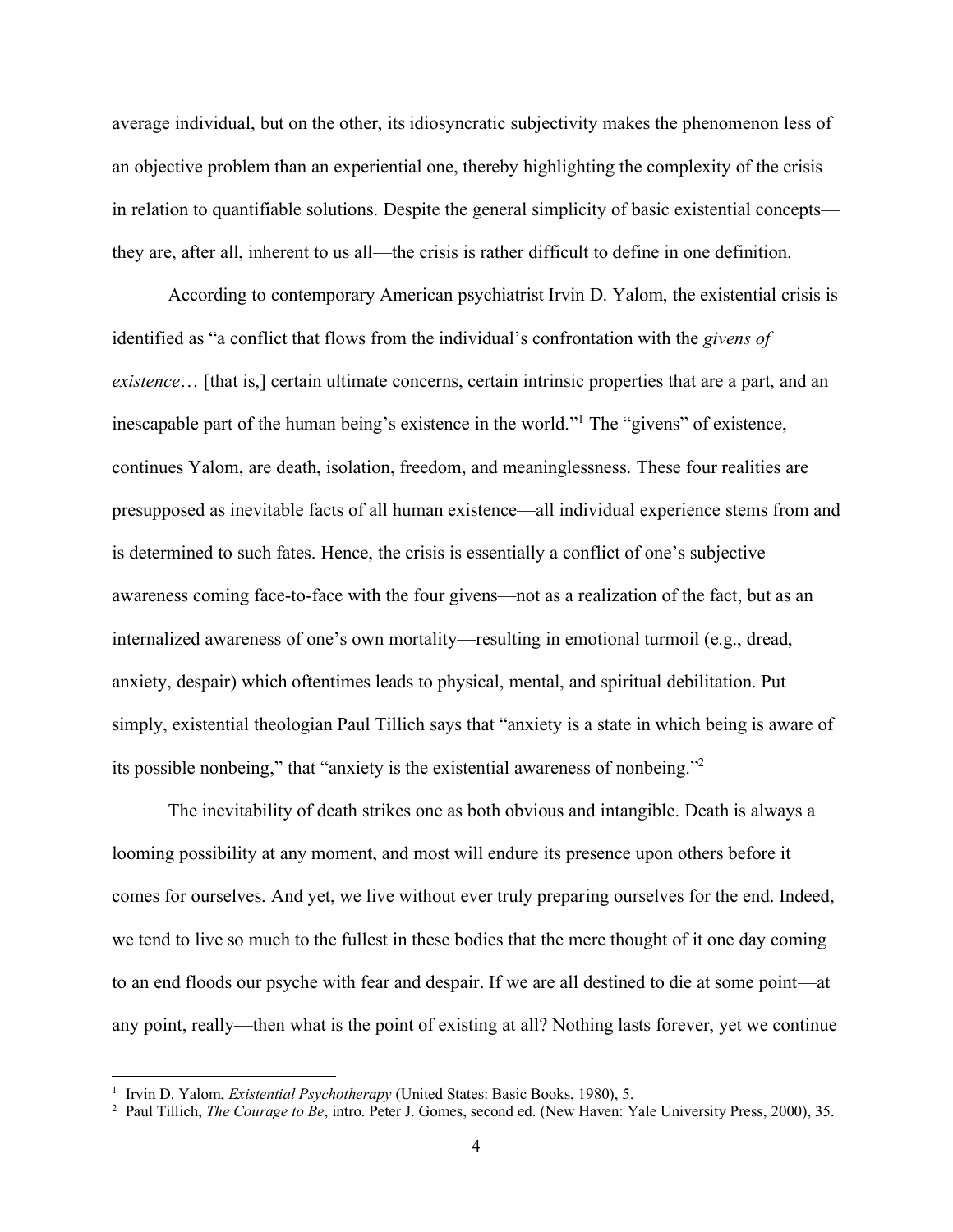average individual, but on the other, its idiosyncratic subjectivity makes the phenomenon less of an objective problem than an experiential one, thereby highlighting the complexity of the crisis in relation to quantifiable solutions. Despite the general simplicity of basic existential concepts—they are, after all, inherent to us all—the crisis is rather difficult to define in one definition.

According to contemporary American psychiatrist Irvin D. Yalom, the existential crisis is identified as "a conflict that flows from the individual's confrontation with the *givens of existence*… [that is,] certain ultimate concerns, certain intrinsic properties that are a part, and an inescapable part of the human being's existence in the world."[1] The "givens" of existence, continues Yalom, are death, isolation, freedom, and meaninglessness. These four realities are presupposed as inevitable facts of all human existence—all individual experience stems from and is determined to such fates. Hence, the crisis is essentially a conflict of one's subjective awareness coming face-to-face with the four givens—not as a realization of the fact, but as an internalized awareness of one's own mortality—resulting in emotional turmoil (e.g., dread, anxiety, despair) which oftentimes leads to physical, mental, and spiritual debilitation. Put simply, existential theologian Paul Tillich says that "anxiety is a state in which being is aware of its possible nonbeing," that "anxiety is the existential awareness of nonbeing."[2]

The inevitability of death strikes one as both obvious and intangible. Death is always a looming possibility at any moment, and most will endure its presence upon others before it comes for ourselves. And yet, we live without ever truly preparing ourselves for the end. Indeed, we tend to live so much to the fullest in these bodies that the mere thought of it one day coming to an end floods our psyche with fear and despair. If we are all destined to die at some point—at any point, really—then what is the point of existing at all? Nothing lasts forever, yet we continue

---

[1] Irvin D. Yalom, *Existential Psychotherapy* (United States: Basic Books, 1980), 5.

[2] Paul Tillich, *The Courage to Be*, intro. Peter J. Gomes, second ed. (New Haven: Yale University Press, 2000), 35.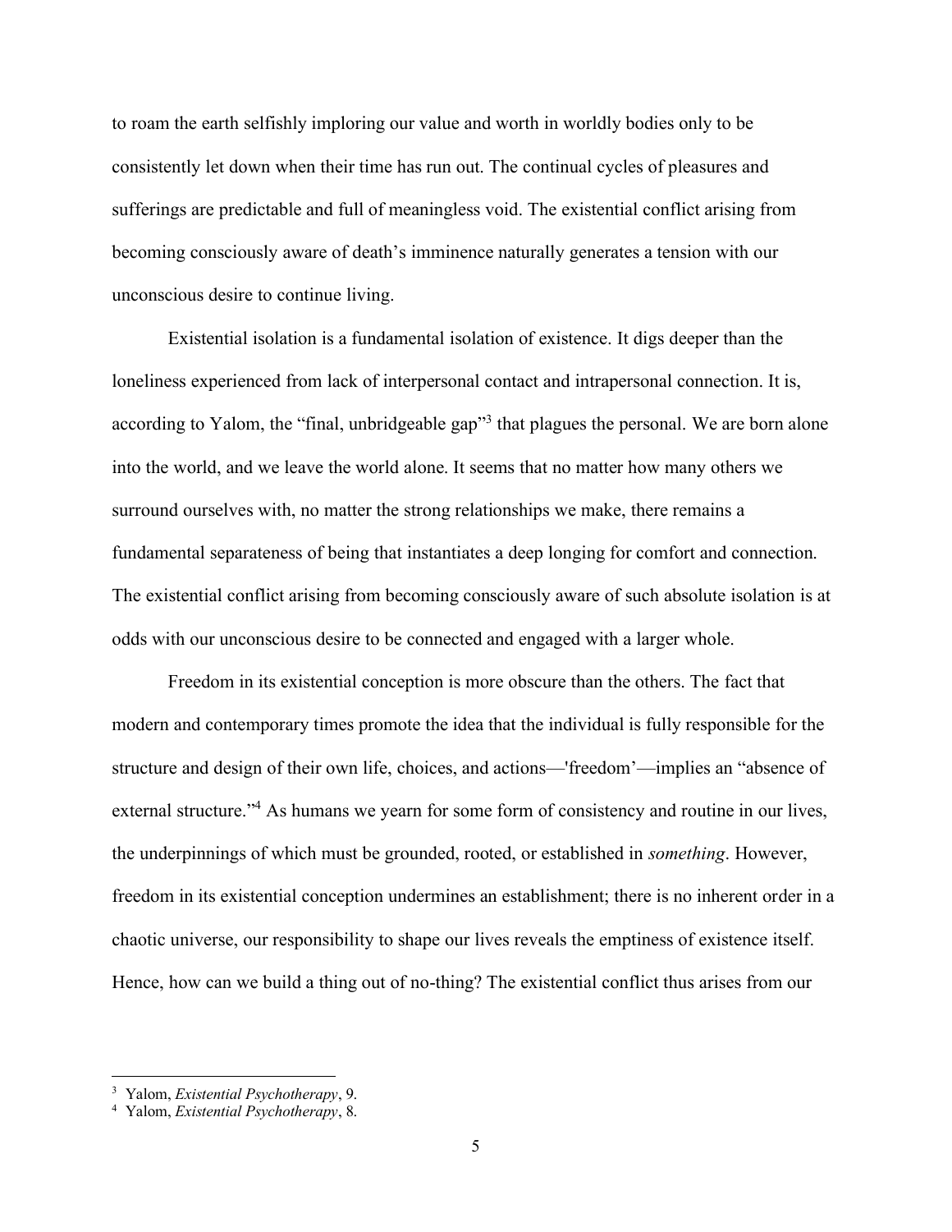to roam the earth selfishly imploring our value and worth in worldly bodies only to be consistently let down when their time has run out. The continual cycles of pleasures and sufferings are predictable and full of meaningless void. The existential conflict arising from becoming consciously aware of death's imminence naturally generates a tension with our unconscious desire to continue living.

Existential isolation is a fundamental isolation of existence. It digs deeper than the loneliness experienced from lack of interpersonal contact and intrapersonal connection. It is, according to Yalom, the "final, unbridgeable gap"[3] that plagues the personal. We are born alone into the world, and we leave the world alone. It seems that no matter how many others we surround ourselves with, no matter the strong relationships we make, there remains a fundamental separateness of being that instantiates a deep longing for comfort and connection. The existential conflict arising from becoming consciously aware of such absolute isolation is at odds with our unconscious desire to be connected and engaged with a larger whole.

Freedom in its existential conception is more obscure than the others. The fact that modern and contemporary times promote the idea that the individual is fully responsible for the structure and design of their own life, choices, and actions—'freedom'—implies an "absence of external structure."[4] As humans we yearn for some form of consistency and routine in our lives, the underpinnings of which must be grounded, rooted, or established in *something*. However, freedom in its existential conception undermines an establishment; there is no inherent order in a chaotic universe, our responsibility to shape our lives reveals the emptiness of existence itself. Hence, how can we build a thing out of no-thing? The existential conflict thus arises from our

---

[3] Yalom, *Existential Psychotherapy*, 9.

[4] Yalom, *Existential Psychotherapy*, 8.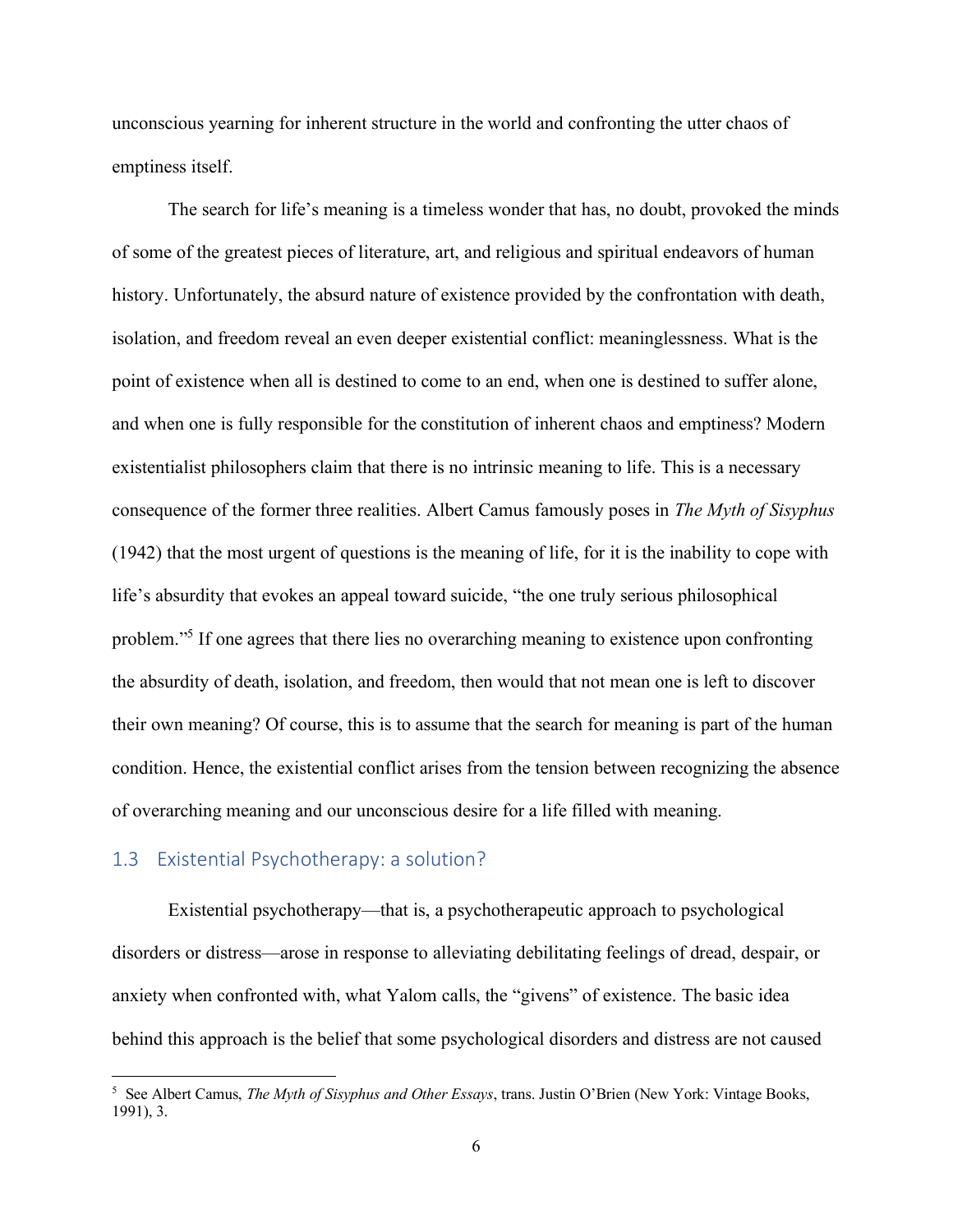unconscious yearning for inherent structure in the world and confronting the utter chaos of emptiness itself.

The search for life's meaning is a timeless wonder that has, no doubt, provoked the minds of some of the greatest pieces of literature, art, and religious and spiritual endeavors of human history. Unfortunately, the absurd nature of existence provided by the confrontation with death, isolation, and freedom reveal an even deeper existential conflict: meaninglessness. What is the point of existence when all is destined to come to an end, when one is destined to suffer alone, and when one is fully responsible for the constitution of inherent chaos and emptiness? Modern existentialist philosophers claim that there is no intrinsic meaning to life. This is a necessary consequence of the former three realities. Albert Camus famously poses in *The Myth of Sisyphus* (1942) that the most urgent of questions is the meaning of life, for it is the inability to cope with life's absurdity that evokes an appeal toward suicide, "the one truly serious philosophical problem."[5] If one agrees that there lies no overarching meaning to existence upon confronting the absurdity of death, isolation, and freedom, then would that not mean one is left to discover their own meaning? Of course, this is to assume that the search for meaning is part of the human condition. Hence, the existential conflict arises from the tension between recognizing the absence of overarching meaning and our unconscious desire for a life filled with meaning.

## 1.3 Existential Psychotherapy: a solution?

Existential psychotherapy—that is, a psychotherapeutic approach to psychological disorders or distress—arose in response to alleviating debilitating feelings of dread, despair, or anxiety when confronted with, what Yalom calls, the "givens" of existence. The basic idea behind this approach is the belief that some psychological disorders and distress are not caused

[5] See Albert Camus, *The Myth of Sisyphus and Other Essays*, trans. Justin O'Brien (New York: Vintage Books, 1991), 3.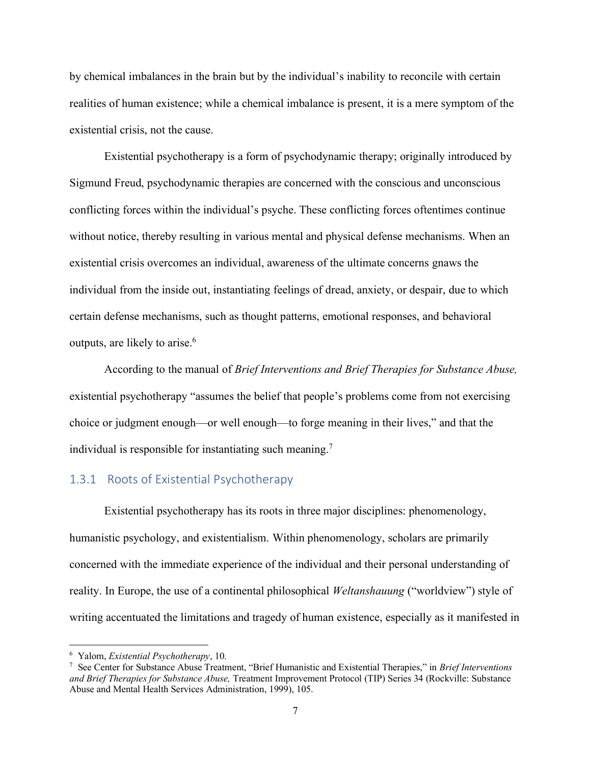by chemical imbalances in the brain but by the individual's inability to reconcile with certain realities of human existence; while a chemical imbalance is present, it is a mere symptom of the existential crisis, not the cause.

Existential psychotherapy is a form of psychodynamic therapy; originally introduced by Sigmund Freud, psychodynamic therapies are concerned with the conscious and unconscious conflicting forces within the individual's psyche. These conflicting forces oftentimes continue without notice, thereby resulting in various mental and physical defense mechanisms. When an existential crisis overcomes an individual, awareness of the ultimate concerns gnaws the individual from the inside out, instantiating feelings of dread, anxiety, or despair, due to which certain defense mechanisms, such as thought patterns, emotional responses, and behavioral outputs, are likely to arise.[6]

According to the manual of *Brief Interventions and Brief Therapies for Substance Abuse,* existential psychotherapy "assumes the belief that people's problems come from not exercising choice or judgment enough—or well enough—to forge meaning in their lives," and that the individual is responsible for instantiating such meaning.[7]

### 1.3.1 Roots of Existential Psychotherapy

Existential psychotherapy has its roots in three major disciplines: phenomenology, humanistic psychology, and existentialism. Within phenomenology, scholars are primarily concerned with the immediate experience of the individual and their personal understanding of reality. In Europe, the use of a continental philosophical *Weltanshauung* ("worldview") style of writing accentuated the limitations and tragedy of human existence, especially as it manifested in

---

[6] Yalom, *Existential Psychotherapy*, 10.

[7] See Center for Substance Abuse Treatment, "Brief Humanistic and Existential Therapies," in *Brief Interventions and Brief Therapies for Substance Abuse,* Treatment Improvement Protocol (TIP) Series 34 (Rockville: Substance Abuse and Mental Health Services Administration, 1999), 105.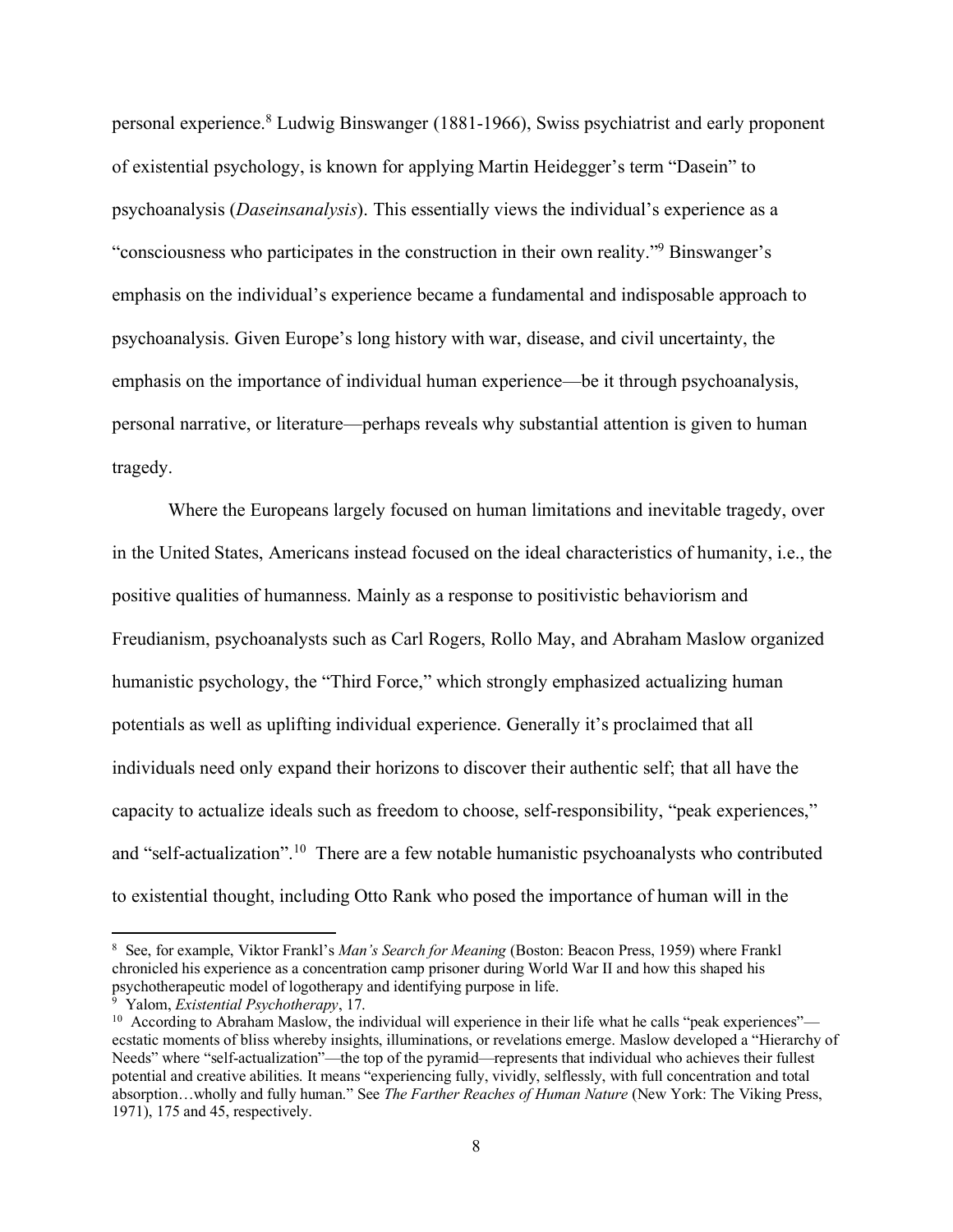personal experience.[8] Ludwig Binswanger (1881-1966), Swiss psychiatrist and early proponent of existential psychology, is known for applying Martin Heidegger's term "Dasein" to psychoanalysis (*Daseinsanalysis*). This essentially views the individual's experience as a "consciousness who participates in the construction in their own reality."[9] Binswanger's emphasis on the individual's experience became a fundamental and indisposable approach to psychoanalysis. Given Europe's long history with war, disease, and civil uncertainty, the emphasis on the importance of individual human experience—be it through psychoanalysis, personal narrative, or literature—perhaps reveals why substantial attention is given to human tragedy.

Where the Europeans largely focused on human limitations and inevitable tragedy, over in the United States, Americans instead focused on the ideal characteristics of humanity, i.e., the positive qualities of humanness. Mainly as a response to positivistic behaviorism and Freudianism, psychoanalysts such as Carl Rogers, Rollo May, and Abraham Maslow organized humanistic psychology, the "Third Force," which strongly emphasized actualizing human potentials as well as uplifting individual experience. Generally it's proclaimed that all individuals need only expand their horizons to discover their authentic self; that all have the capacity to actualize ideals such as freedom to choose, self-responsibility, "peak experiences," and "self-actualization".[10] There are a few notable humanistic psychoanalysts who contributed to existential thought, including Otto Rank who posed the importance of human will in the

---

[8] See, for example, Viktor Frankl's *Man's Search for Meaning* (Boston: Beacon Press, 1959) where Frankl chronicled his experience as a concentration camp prisoner during World War II and how this shaped his psychotherapeutic model of logotherapy and identifying purpose in life.

[9] Yalom, *Existential Psychotherapy*, 17.

[10] According to Abraham Maslow, the individual will experience in their life what he calls "peak experiences"—ecstatic moments of bliss whereby insights, illuminations, or revelations emerge. Maslow developed a "Hierarchy of Needs" where "self-actualization"—the top of the pyramid—represents that individual who achieves their fullest potential and creative abilities. It means "experiencing fully, vividly, selflessly, with full concentration and total absorption…wholly and fully human." See *The Farther Reaches of Human Nature* (New York: The Viking Press, 1971), 175 and 45, respectively.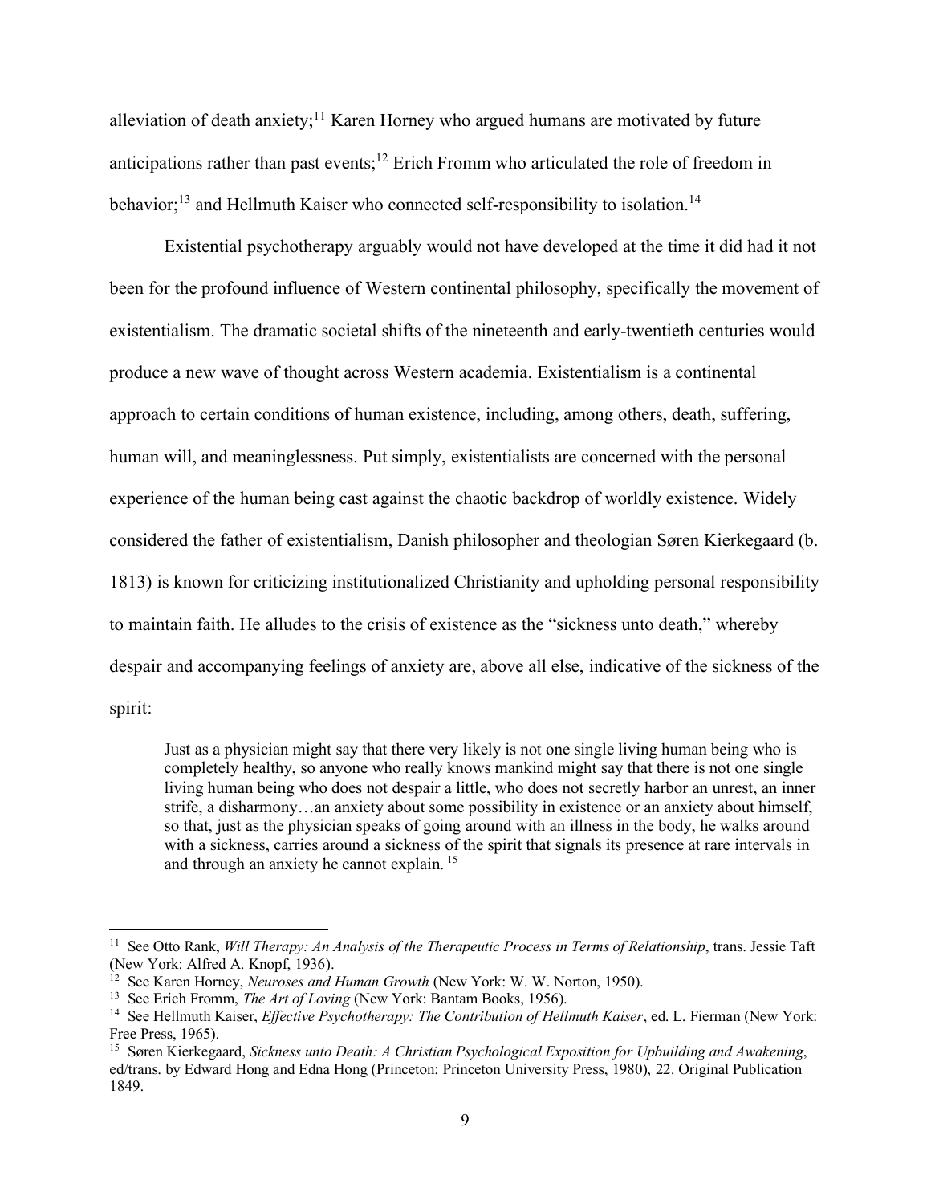alleviation of death anxiety;[11] Karen Horney who argued humans are motivated by future anticipations rather than past events;[12] Erich Fromm who articulated the role of freedom in behavior;[13] and Hellmuth Kaiser who connected self-responsibility to isolation.[14]

Existential psychotherapy arguably would not have developed at the time it did had it not been for the profound influence of Western continental philosophy, specifically the movement of existentialism. The dramatic societal shifts of the nineteenth and early-twentieth centuries would produce a new wave of thought across Western academia. Existentialism is a continental approach to certain conditions of human existence, including, among others, death, suffering, human will, and meaninglessness. Put simply, existentialists are concerned with the personal experience of the human being cast against the chaotic backdrop of worldly existence. Widely considered the father of existentialism, Danish philosopher and theologian Søren Kierkegaard (b. 1813) is known for criticizing institutionalized Christianity and upholding personal responsibility to maintain faith. He alludes to the crisis of existence as the "sickness unto death," whereby despair and accompanying feelings of anxiety are, above all else, indicative of the sickness of the spirit:

> Just as a physician might say that there very likely is not one single living human being who is completely healthy, so anyone who really knows mankind might say that there is not one single living human being who does not despair a little, who does not secretly harbor an unrest, an inner strife, a disharmony…an anxiety about some possibility in existence or an anxiety about himself, so that, just as the physician speaks of going around with an illness in the body, he walks around with a sickness, carries around a sickness of the spirit that signals its presence at rare intervals in and through an anxiety he cannot explain.[15]

---

[11] See Otto Rank, *Will Therapy: An Analysis of the Therapeutic Process in Terms of Relationship*, trans. Jessie Taft (New York: Alfred A. Knopf, 1936).

[12] See Karen Horney, *Neuroses and Human Growth* (New York: W. W. Norton, 1950).

[13] See Erich Fromm, *The Art of Loving* (New York: Bantam Books, 1956).

[14] See Hellmuth Kaiser, *Effective Psychotherapy: The Contribution of Hellmuth Kaiser*, ed. L. Fierman (New York: Free Press, 1965).

[15] Søren Kierkegaard, *Sickness unto Death: A Christian Psychological Exposition for Upbuilding and Awakening*, ed/trans. by Edward Hong and Edna Hong (Princeton: Princeton University Press, 1980), 22. Original Publication 1849.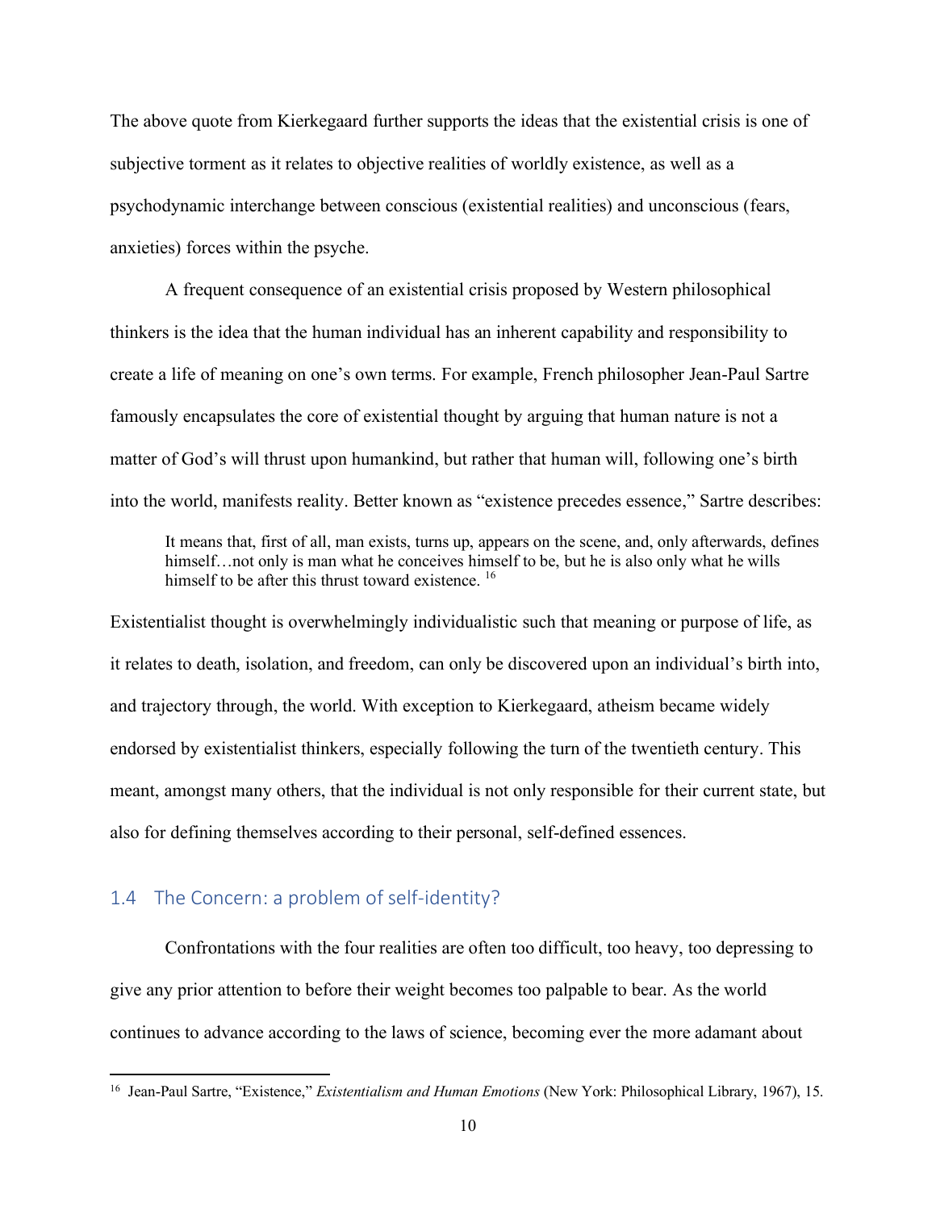The above quote from Kierkegaard further supports the ideas that the existential crisis is one of subjective torment as it relates to objective realities of worldly existence, as well as a psychodynamic interchange between conscious (existential realities) and unconscious (fears, anxieties) forces within the psyche.

A frequent consequence of an existential crisis proposed by Western philosophical thinkers is the idea that the human individual has an inherent capability and responsibility to create a life of meaning on one's own terms. For example, French philosopher Jean-Paul Sartre famously encapsulates the core of existential thought by arguing that human nature is not a matter of God's will thrust upon humankind, but rather that human will, following one's birth into the world, manifests reality. Better known as "existence precedes essence," Sartre describes:

> It means that, first of all, man exists, turns up, appears on the scene, and, only afterwards, defines himself…not only is man what he conceives himself to be, but he is also only what he wills himself to be after this thrust toward existence. [16]

Existentialist thought is overwhelmingly individualistic such that meaning or purpose of life, as it relates to death, isolation, and freedom, can only be discovered upon an individual's birth into, and trajectory through, the world. With exception to Kierkegaard, atheism became widely endorsed by existentialist thinkers, especially following the turn of the twentieth century. This meant, amongst many others, that the individual is not only responsible for their current state, but also for defining themselves according to their personal, self-defined essences.

## 1.4 The Concern: a problem of self-identity?

Confrontations with the four realities are often too difficult, too heavy, too depressing to give any prior attention to before their weight becomes too palpable to bear. As the world continues to advance according to the laws of science, becoming ever the more adamant about

[16] Jean-Paul Sartre, "Existence," *Existentialism and Human Emotions* (New York: Philosophical Library, 1967), 15.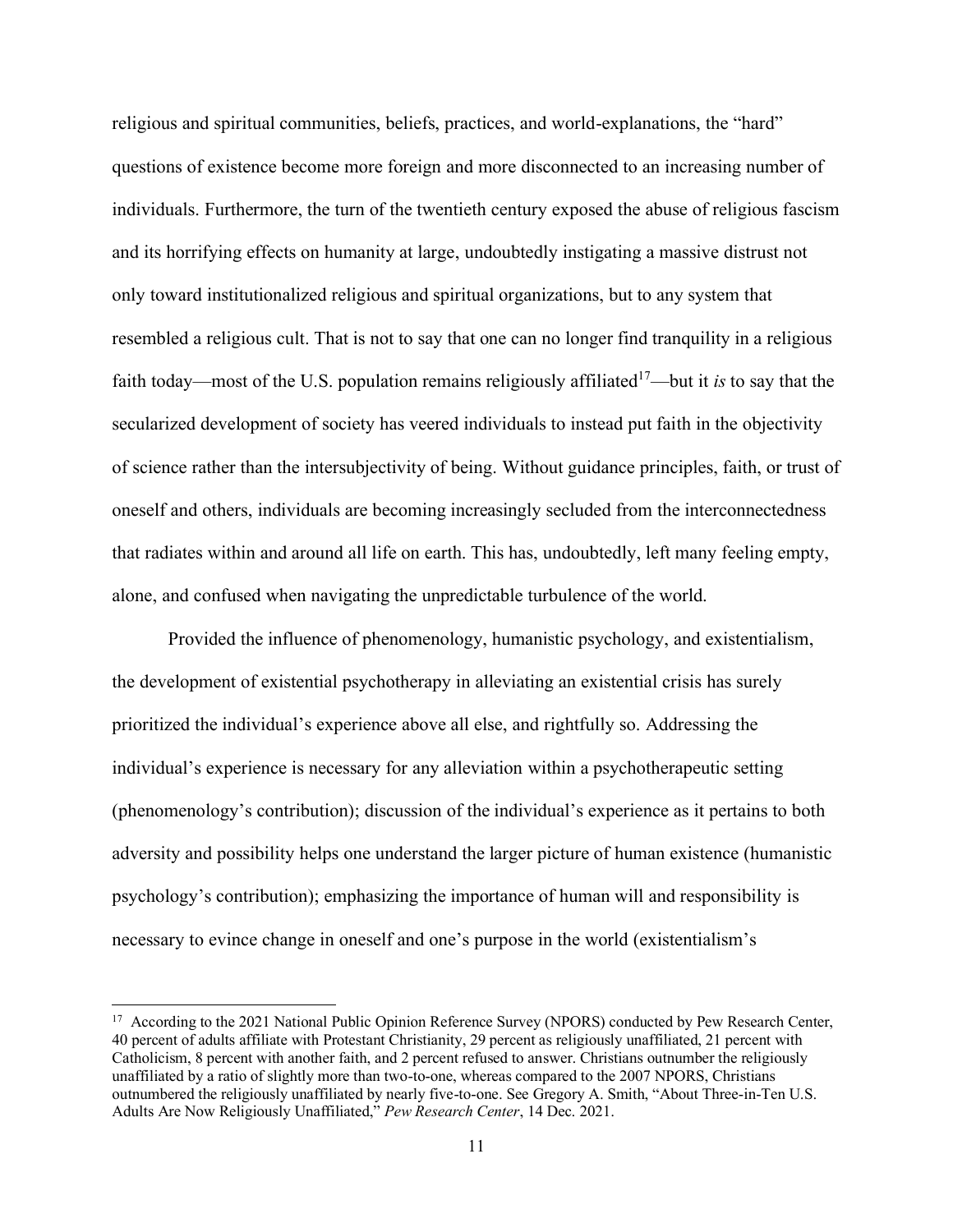religious and spiritual communities, beliefs, practices, and world-explanations, the "hard" questions of existence become more foreign and more disconnected to an increasing number of individuals. Furthermore, the turn of the twentieth century exposed the abuse of religious fascism and its horrifying effects on humanity at large, undoubtedly instigating a massive distrust not only toward institutionalized religious and spiritual organizations, but to any system that resembled a religious cult. That is not to say that one can no longer find tranquility in a religious faith today—most of the U.S. population remains religiously affiliated[17]—but it *is* to say that the secularized development of society has veered individuals to instead put faith in the objectivity of science rather than the intersubjectivity of being. Without guidance principles, faith, or trust of oneself and others, individuals are becoming increasingly secluded from the interconnectedness that radiates within and around all life on earth. This has, undoubtedly, left many feeling empty, alone, and confused when navigating the unpredictable turbulence of the world.

Provided the influence of phenomenology, humanistic psychology, and existentialism, the development of existential psychotherapy in alleviating an existential crisis has surely prioritized the individual's experience above all else, and rightfully so. Addressing the individual's experience is necessary for any alleviation within a psychotherapeutic setting (phenomenology's contribution); discussion of the individual's experience as it pertains to both adversity and possibility helps one understand the larger picture of human existence (humanistic psychology's contribution); emphasizing the importance of human will and responsibility is necessary to evince change in oneself and one's purpose in the world (existentialism's

[17] According to the 2021 National Public Opinion Reference Survey (NPORS) conducted by Pew Research Center, 40 percent of adults affiliate with Protestant Christianity, 29 percent as religiously unaffiliated, 21 percent with Catholicism, 8 percent with another faith, and 2 percent refused to answer. Christians outnumber the religiously unaffiliated by a ratio of slightly more than two-to-one, whereas compared to the 2007 NPORS, Christians outnumbered the religiously unaffiliated by nearly five-to-one. See Gregory A. Smith, "About Three-in-Ten U.S. Adults Are Now Religiously Unaffiliated," *Pew Research Center*, 14 Dec. 2021.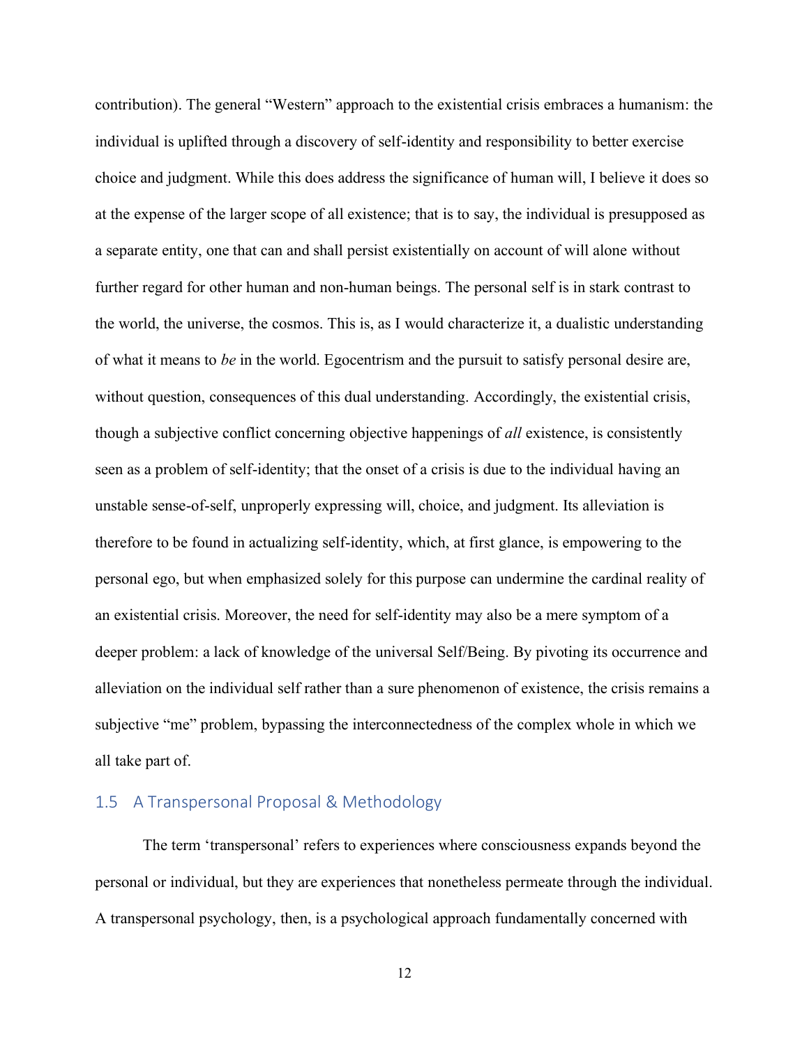contribution). The general "Western" approach to the existential crisis embraces a humanism: the individual is uplifted through a discovery of self-identity and responsibility to better exercise choice and judgment. While this does address the significance of human will, I believe it does so at the expense of the larger scope of all existence; that is to say, the individual is presupposed as a separate entity, one that can and shall persist existentially on account of will alone without further regard for other human and non-human beings. The personal self is in stark contrast to the world, the universe, the cosmos. This is, as I would characterize it, a dualistic understanding of what it means to *be* in the world. Egocentrism and the pursuit to satisfy personal desire are, without question, consequences of this dual understanding. Accordingly, the existential crisis, though a subjective conflict concerning objective happenings of *all* existence, is consistently seen as a problem of self-identity; that the onset of a crisis is due to the individual having an unstable sense-of-self, unproperly expressing will, choice, and judgment. Its alleviation is therefore to be found in actualizing self-identity, which, at first glance, is empowering to the personal ego, but when emphasized solely for this purpose can undermine the cardinal reality of an existential crisis. Moreover, the need for self-identity may also be a mere symptom of a deeper problem: a lack of knowledge of the universal Self/Being. By pivoting its occurrence and alleviation on the individual self rather than a sure phenomenon of existence, the crisis remains a subjective "me" problem, bypassing the interconnectedness of the complex whole in which we all take part of.

## 1.5 A Transpersonal Proposal & Methodology

The term 'transpersonal' refers to experiences where consciousness expands beyond the personal or individual, but they are experiences that nonetheless permeate through the individual. A transpersonal psychology, then, is a psychological approach fundamentally concerned with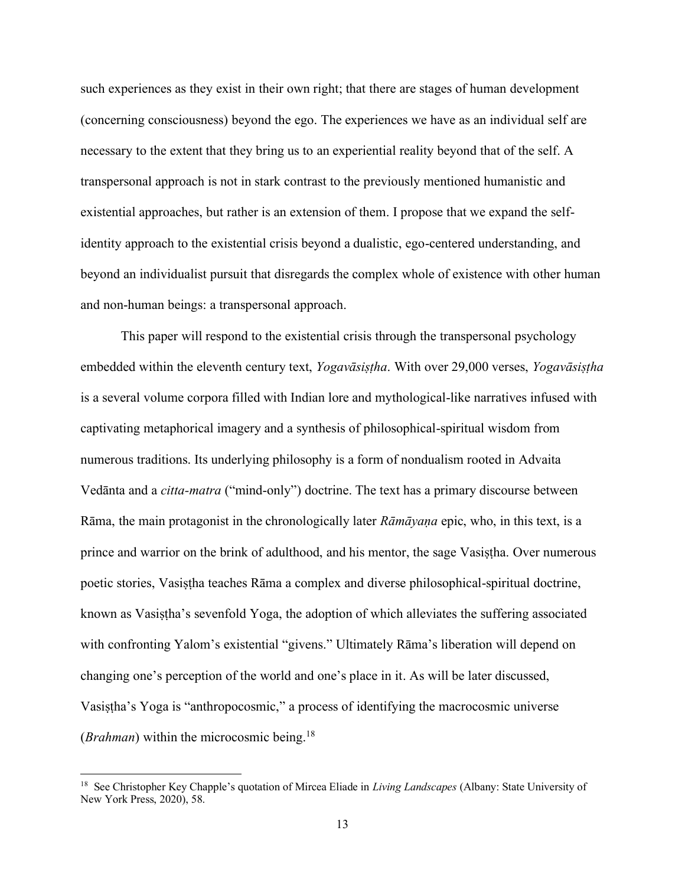such experiences as they exist in their own right; that there are stages of human development (concerning consciousness) beyond the ego. The experiences we have as an individual self are necessary to the extent that they bring us to an experiential reality beyond that of the self. A transpersonal approach is not in stark contrast to the previously mentioned humanistic and existential approaches, but rather is an extension of them. I propose that we expand the self-identity approach to the existential crisis beyond a dualistic, ego-centered understanding, and beyond an individualist pursuit that disregards the complex whole of existence with other human and non-human beings: a transpersonal approach.

This paper will respond to the existential crisis through the transpersonal psychology embedded within the eleventh century text, *Yogavāsiṣṭha*. With over 29,000 verses, *Yogavāsiṣṭha* is a several volume corpora filled with Indian lore and mythological-like narratives infused with captivating metaphorical imagery and a synthesis of philosophical-spiritual wisdom from numerous traditions. Its underlying philosophy is a form of nondualism rooted in Advaita Vedānta and a *citta-matra* ("mind-only") doctrine. The text has a primary discourse between Rāma, the main protagonist in the chronologically later *Rāmāyaṇa* epic, who, in this text, is a prince and warrior on the brink of adulthood, and his mentor, the sage Vasiṣṭha. Over numerous poetic stories, Vasiṣṭha teaches Rāma a complex and diverse philosophical-spiritual doctrine, known as Vasiṣṭha's sevenfold Yoga, the adoption of which alleviates the suffering associated with confronting Yalom's existential "givens." Ultimately Rāma's liberation will depend on changing one's perception of the world and one's place in it. As will be later discussed, Vasiṣṭha's Yoga is "anthropocosmic," a process of identifying the macrocosmic universe (*Brahman*) within the microcosmic being.[18]

[18] See Christopher Key Chapple's quotation of Mircea Eliade in *Living Landscapes* (Albany: State University of New York Press, 2020), 58.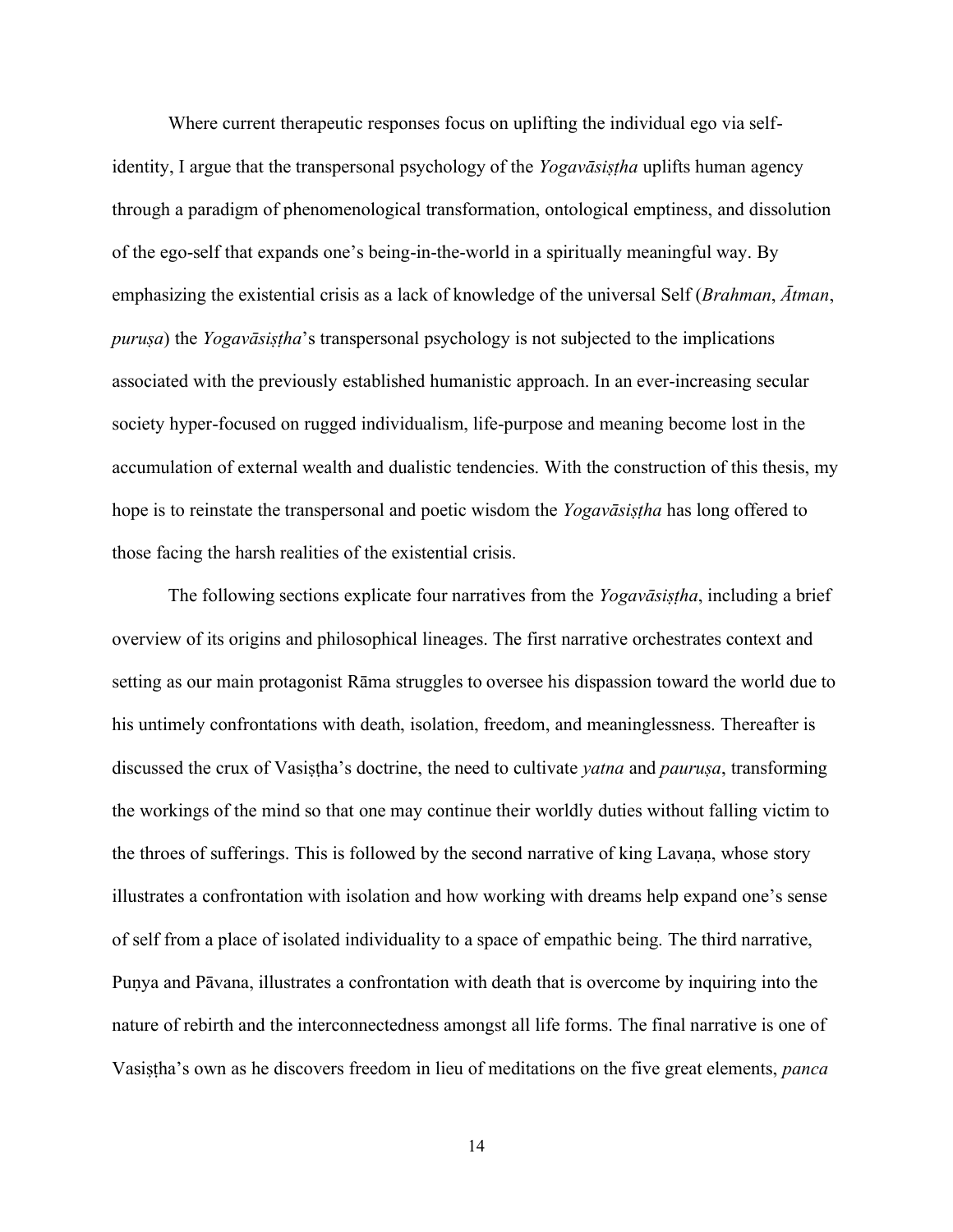Where current therapeutic responses focus on uplifting the individual ego via self-identity, I argue that the transpersonal psychology of the *Yogavāsiṣṭha* uplifts human agency through a paradigm of phenomenological transformation, ontological emptiness, and dissolution of the ego-self that expands one's being-in-the-world in a spiritually meaningful way. By emphasizing the existential crisis as a lack of knowledge of the universal Self (*Brahman*, *Ātman*, *puruṣa*) the *Yogavāsiṣṭha*'s transpersonal psychology is not subjected to the implications associated with the previously established humanistic approach. In an ever-increasing secular society hyper-focused on rugged individualism, life-purpose and meaning become lost in the accumulation of external wealth and dualistic tendencies. With the construction of this thesis, my hope is to reinstate the transpersonal and poetic wisdom the *Yogavāsiṣṭha* has long offered to those facing the harsh realities of the existential crisis.

The following sections explicate four narratives from the *Yogavāsiṣṭha*, including a brief overview of its origins and philosophical lineages. The first narrative orchestrates context and setting as our main protagonist Rāma struggles to oversee his dispassion toward the world due to his untimely confrontations with death, isolation, freedom, and meaninglessness. Thereafter is discussed the crux of Vasiṣṭha's doctrine, the need to cultivate *yatna* and *pauruṣa*, transforming the workings of the mind so that one may continue their worldly duties without falling victim to the throes of sufferings. This is followed by the second narrative of king Lavaṇa, whose story illustrates a confrontation with isolation and how working with dreams help expand one's sense of self from a place of isolated individuality to a space of empathic being. The third narrative, Puṇya and Pāvana, illustrates a confrontation with death that is overcome by inquiring into the nature of rebirth and the interconnectedness amongst all life forms. The final narrative is one of Vasiṣṭha's own as he discovers freedom in lieu of meditations on the five great elements, *panca*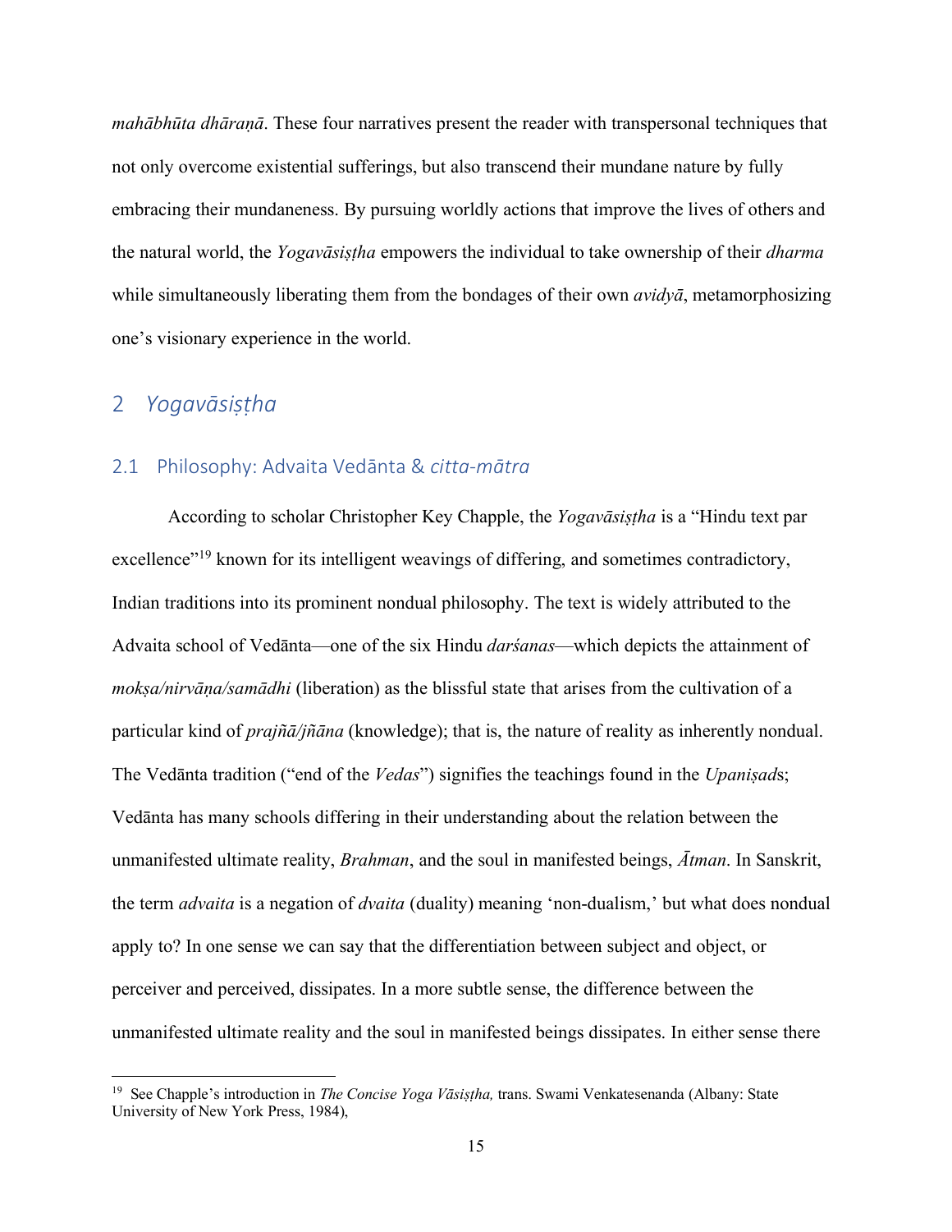*mahābhūta dhāraṇā*. These four narratives present the reader with transpersonal techniques that not only overcome existential sufferings, but also transcend their mundane nature by fully embracing their mundaneness. By pursuing worldly actions that improve the lives of others and the natural world, the *Yogavāsiṣṭha* empowers the individual to take ownership of their *dharma* while simultaneously liberating them from the bondages of their own *avidyā*, metamorphosizing one's visionary experience in the world.

# 2 *Yogavāsiṣṭha*

## 2.1 Philosophy: Advaita Vedānta & *citta-mātra*

According to scholar Christopher Key Chapple, the *Yogavāsiṣṭha* is a "Hindu text par excellence"[19] known for its intelligent weavings of differing, and sometimes contradictory, Indian traditions into its prominent nondual philosophy. The text is widely attributed to the Advaita school of Vedānta—one of the six Hindu *darśanas*—which depicts the attainment of *mokṣa/nirvāṇa/samādhi* (liberation) as the blissful state that arises from the cultivation of a particular kind of *prajñā/jñāna* (knowledge); that is, the nature of reality as inherently nondual. The Vedānta tradition ("end of the *Vedas*") signifies the teachings found in the *Upaniṣad*s; Vedānta has many schools differing in their understanding about the relation between the unmanifested ultimate reality, *Brahman*, and the soul in manifested beings, *Ātman*. In Sanskrit, the term *advaita* is a negation of *dvaita* (duality) meaning 'non-dualism,' but what does nondual apply to? In one sense we can say that the differentiation between subject and object, or perceiver and perceived, dissipates. In a more subtle sense, the difference between the unmanifested ultimate reality and the soul in manifested beings dissipates. In either sense there

---

[19] See Chapple's introduction in *The Concise Yoga Vāsiṣṭha,* trans. Swami Venkatesenanda (Albany: State University of New York Press, 1984),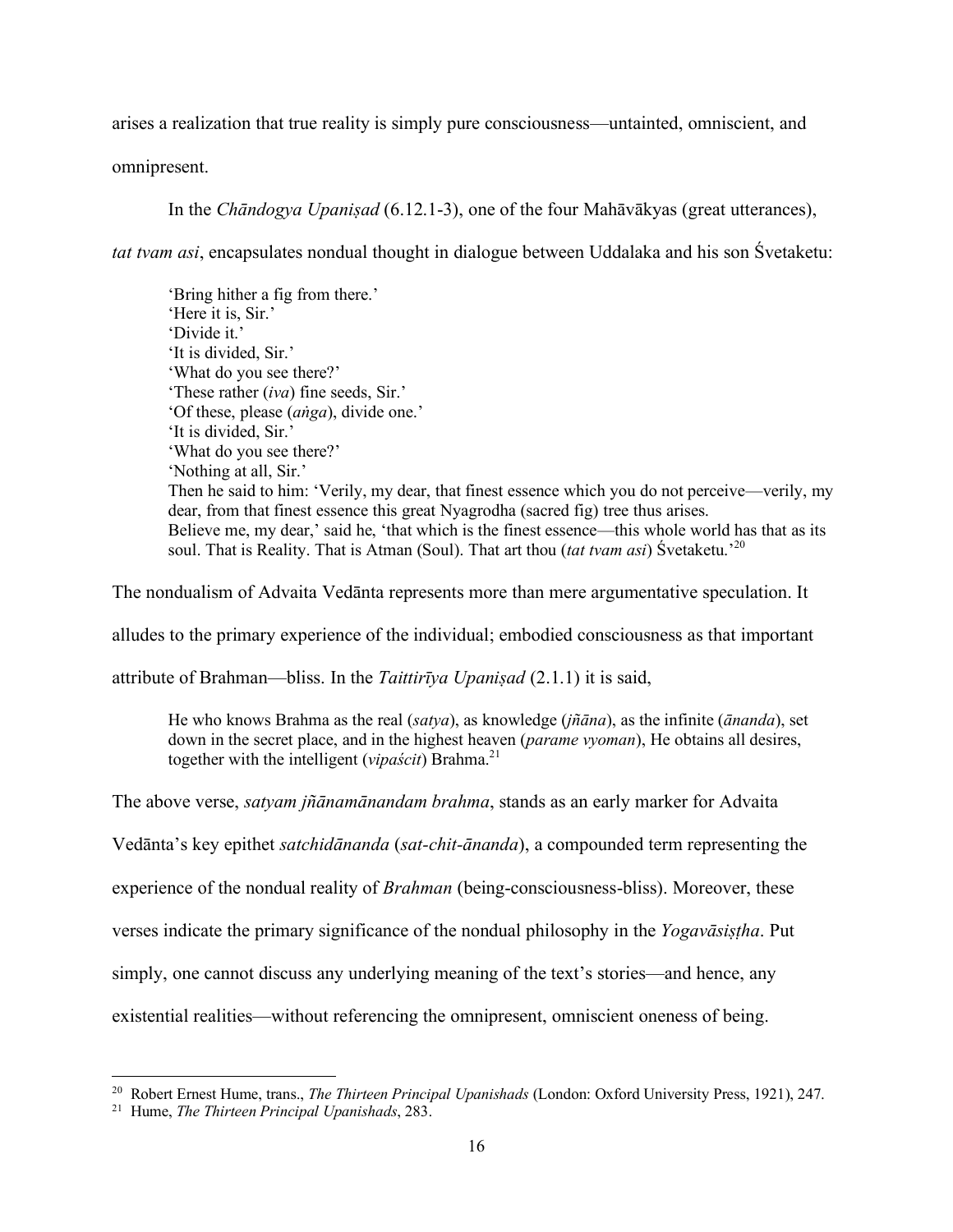arises a realization that true reality is simply pure consciousness—untainted, omniscient, and omnipresent.

In the *Chāndogya Upaniṣad* (6.12.1-3), one of the four Mahāvākyas (great utterances), *tat tvam asi*, encapsulates nondual thought in dialogue between Uddalaka and his son Śvetaketu:

> 'Bring hither a fig from there.'
> 'Here it is, Sir.'
> 'Divide it.'
> 'It is divided, Sir.'
> 'What do you see there?'
> 'These rather (*iva*) fine seeds, Sir.'
> 'Of these, please (*aṅga*), divide one.'
> 'It is divided, Sir.'
> 'What do you see there?'
> 'Nothing at all, Sir.'
> Then he said to him: 'Verily, my dear, that finest essence which you do not perceive—verily, my dear, from that finest essence this great Nyagrodha (sacred fig) tree thus arises.
> Believe me, my dear,' said he, 'that which is the finest essence—this whole world has that as its soul. That is Reality. That is Atman (Soul). That art thou (*tat tvam asi*) Śvetaketu.'[20]

The nondualism of Advaita Vedānta represents more than mere argumentative speculation. It alludes to the primary experience of the individual; embodied consciousness as that important attribute of Brahman—bliss. In the *Taittirīya Upaniṣad* (2.1.1) it is said,

> He who knows Brahma as the real (*satya*), as knowledge (*jñāna*), as the infinite (*ānanda*), set down in the secret place, and in the highest heaven (*parame vyoman*), He obtains all desires, together with the intelligent (*vipaścit*) Brahma.[21]

The above verse, *satyam jñānamānandam brahma*, stands as an early marker for Advaita Vedānta's key epithet *satchidānanda* (*sat-chit-ānanda*), a compounded term representing the experience of the nondual reality of *Brahman* (being-consciousness-bliss). Moreover, these verses indicate the primary significance of the nondual philosophy in the *Yogavāsiṣṭha*. Put simply, one cannot discuss any underlying meaning of the text's stories—and hence, any existential realities—without referencing the omnipresent, omniscient oneness of being.

---

[20] Robert Ernest Hume, trans., *The Thirteen Principal Upanishads* (London: Oxford University Press, 1921), 247.

[21] Hume, *The Thirteen Principal Upanishads*, 283.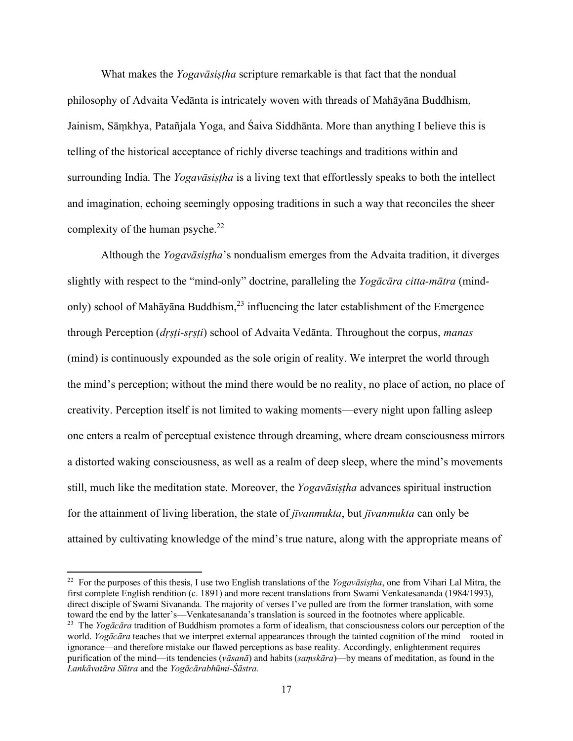What makes the *Yogavāsiṣṭha* scripture remarkable is that fact that the nondual philosophy of Advaita Vedānta is intricately woven with threads of Mahāyāna Buddhism, Jainism, Sāṃkhya, Patañjala Yoga, and Śaiva Siddhānta. More than anything I believe this is telling of the historical acceptance of richly diverse teachings and traditions within and surrounding India. The *Yogavāsiṣṭha* is a living text that effortlessly speaks to both the intellect and imagination, echoing seemingly opposing traditions in such a way that reconciles the sheer complexity of the human psyche.[22]

Although the *Yogavāsiṣṭha*'s nondualism emerges from the Advaita tradition, it diverges slightly with respect to the "mind-only" doctrine, paralleling the *Yogācāra citta-mātra* (mind-only) school of Mahāyāna Buddhism,[23] influencing the later establishment of the Emergence through Perception (*dṛṣṭi-sṛṣṭi*) school of Advaita Vedānta. Throughout the corpus, *manas* (mind) is continuously expounded as the sole origin of reality. We interpret the world through the mind's perception; without the mind there would be no reality, no place of action, no place of creativity. Perception itself is not limited to waking moments—every night upon falling asleep one enters a realm of perceptual existence through dreaming, where dream consciousness mirrors a distorted waking consciousness, as well as a realm of deep sleep, where the mind's movements still, much like the meditation state. Moreover, the *Yogavāsiṣṭha* advances spiritual instruction for the attainment of living liberation, the state of *jīvanmukta*, but *jīvanmukta* can only be attained by cultivating knowledge of the mind's true nature, along with the appropriate means of

---

[22] For the purposes of this thesis, I use two English translations of the *Yogavāsiṣṭha*, one from Vihari Lal Mitra, the first complete English rendition (c. 1891) and more recent translations from Swami Venkatesananda (1984/1993), direct disciple of Swami Sivananda. The majority of verses I've pulled are from the former translation, with some toward the end by the latter's—Venkatesananda's translation is sourced in the footnotes where applicable.

[23] The *Yogācāra* tradition of Buddhism promotes a form of idealism, that consciousness colors our perception of the world. *Yogācāra* teaches that we interpret external appearances through the tainted cognition of the mind—rooted in ignorance—and therefore mistake our flawed perceptions as base reality. Accordingly, enlightenment requires purification of the mind—its tendencies (*vāsanā*) and habits (*saṃskāra*)—by means of meditation, as found in the *Lankāvatāra Sūtra* and the *Yogācārabhūmi-Śāstra.*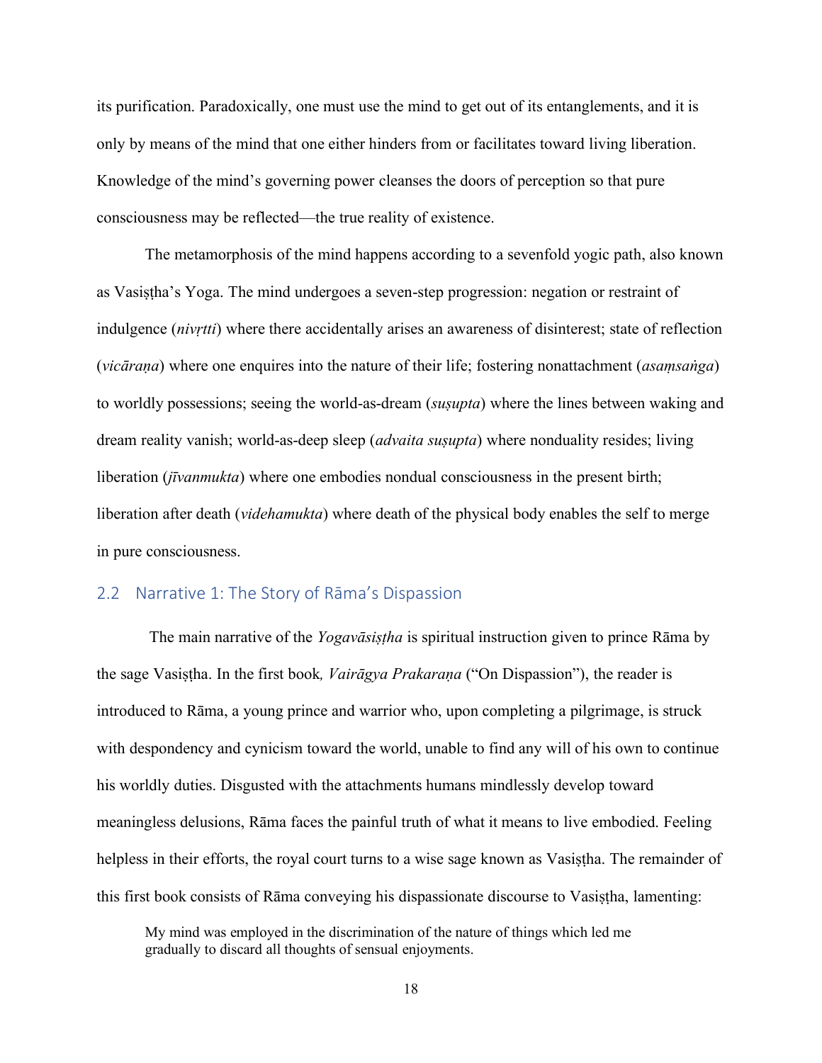its purification. Paradoxically, one must use the mind to get out of its entanglements, and it is only by means of the mind that one either hinders from or facilitates toward living liberation. Knowledge of the mind's governing power cleanses the doors of perception so that pure consciousness may be reflected—the true reality of existence.

The metamorphosis of the mind happens according to a sevenfold yogic path, also known as Vasiṣṭha's Yoga. The mind undergoes a seven-step progression: negation or restraint of indulgence (*nivṛtti*) where there accidentally arises an awareness of disinterest; state of reflection (*vicāraṇa*) where one enquires into the nature of their life; fostering nonattachment (*asaṃsaṅga*) to worldly possessions; seeing the world-as-dream (*suṣupta*) where the lines between waking and dream reality vanish; world-as-deep sleep (*advaita suṣupta*) where nonduality resides; living liberation (*jīvanmukta*) where one embodies nondual consciousness in the present birth; liberation after death (*videhamukta*) where death of the physical body enables the self to merge in pure consciousness.

## 2.2 Narrative 1: The Story of Rāma's Dispassion

The main narrative of the *Yogavāsiṣṭha* is spiritual instruction given to prince Rāma by the sage Vasiṣṭha. In the first book*, Vairāgya Prakaraṇa* ("On Dispassion"), the reader is introduced to Rāma, a young prince and warrior who, upon completing a pilgrimage, is struck with despondency and cynicism toward the world, unable to find any will of his own to continue his worldly duties. Disgusted with the attachments humans mindlessly develop toward meaningless delusions, Rāma faces the painful truth of what it means to live embodied. Feeling helpless in their efforts, the royal court turns to a wise sage known as Vasiṣṭha. The remainder of this first book consists of Rāma conveying his dispassionate discourse to Vasiṣṭha, lamenting:

> My mind was employed in the discrimination of the nature of things which led me gradually to discard all thoughts of sensual enjoyments.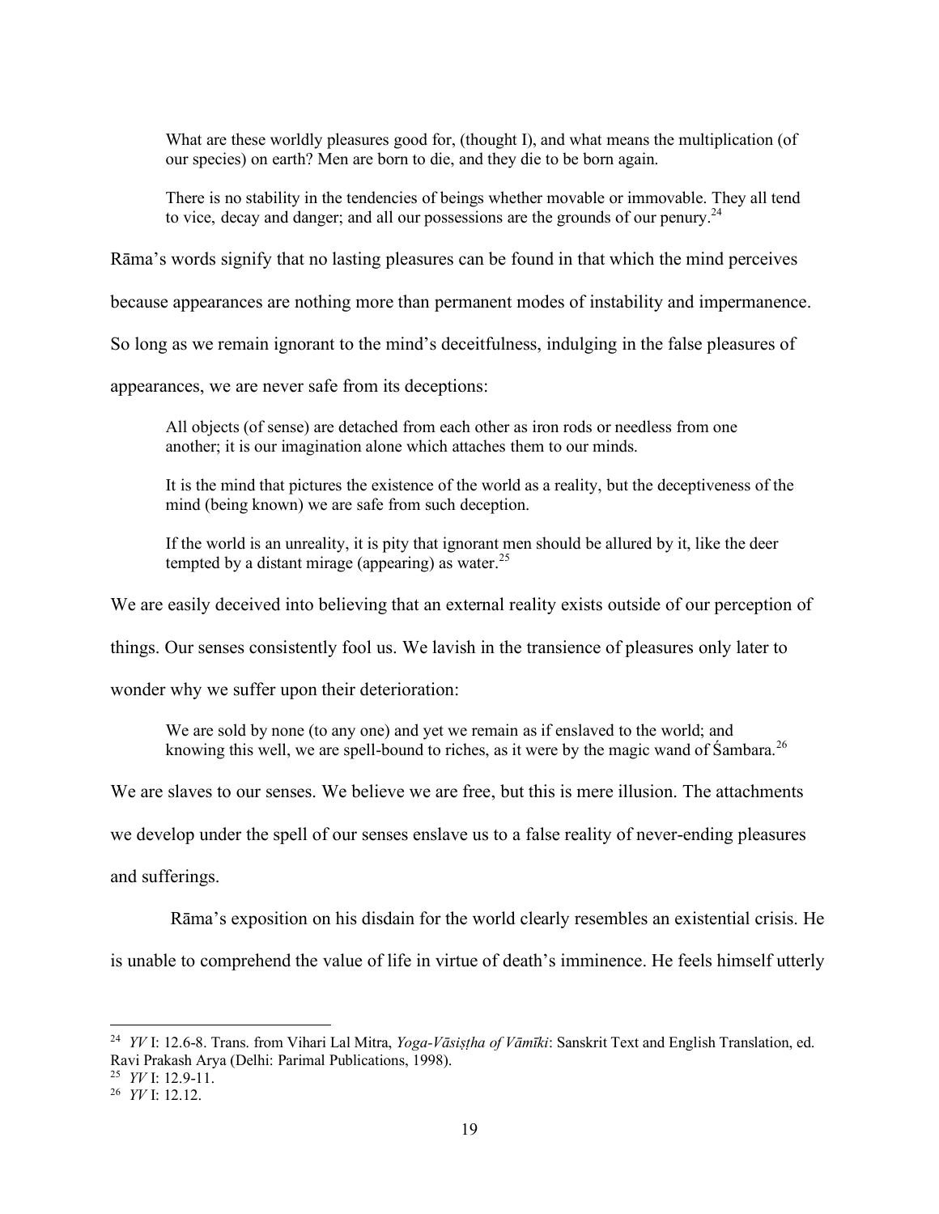> What are these worldly pleasures good for, (thought I), and what means the multiplication (of our species) on earth? Men are born to die, and they die to be born again.
>
> There is no stability in the tendencies of beings whether movable or immovable. They all tend to vice, decay and danger; and all our possessions are the grounds of our penury.[24]

Rāma's words signify that no lasting pleasures can be found in that which the mind perceives because appearances are nothing more than permanent modes of instability and impermanence. So long as we remain ignorant to the mind's deceitfulness, indulging in the false pleasures of appearances, we are never safe from its deceptions:

> All objects (of sense) are detached from each other as iron rods or needless from one another; it is our imagination alone which attaches them to our minds.
>
> It is the mind that pictures the existence of the world as a reality, but the deceptiveness of the mind (being known) we are safe from such deception.
>
> If the world is an unreality, it is pity that ignorant men should be allured by it, like the deer tempted by a distant mirage (appearing) as water.[25]

We are easily deceived into believing that an external reality exists outside of our perception of things. Our senses consistently fool us. We lavish in the transience of pleasures only later to wonder why we suffer upon their deterioration:

> We are sold by none (to any one) and yet we remain as if enslaved to the world; and knowing this well, we are spell-bound to riches, as it were by the magic wand of Śambara.[26]

We are slaves to our senses. We believe we are free, but this is mere illusion. The attachments we develop under the spell of our senses enslave us to a false reality of never-ending pleasures and sufferings.

Rāma's exposition on his disdain for the world clearly resembles an existential crisis. He is unable to comprehend the value of life in virtue of death's imminence. He feels himself utterly

---

[24] *YV* I: 12.6-8. Trans. from Vihari Lal Mitra, *Yoga-Vāsiṣṭha of Vāmīki*: Sanskrit Text and English Translation, ed. Ravi Prakash Arya (Delhi: Parimal Publications, 1998).

[25] *YV* I: 12.9-11.

[26] *YV* I: 12.12.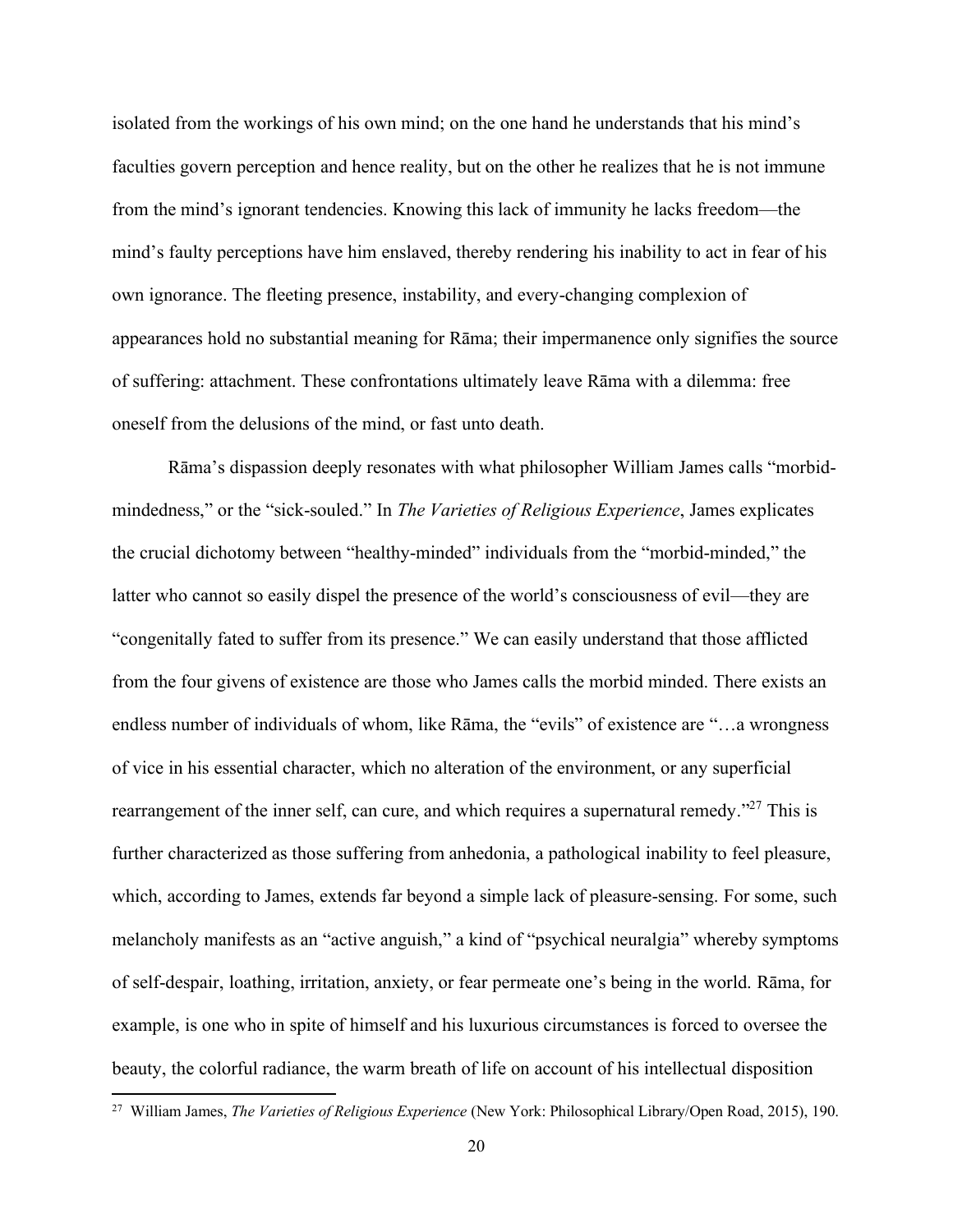isolated from the workings of his own mind; on the one hand he understands that his mind's faculties govern perception and hence reality, but on the other he realizes that he is not immune from the mind's ignorant tendencies. Knowing this lack of immunity he lacks freedom—the mind's faulty perceptions have him enslaved, thereby rendering his inability to act in fear of his own ignorance. The fleeting presence, instability, and every-changing complexion of appearances hold no substantial meaning for Rāma; their impermanence only signifies the source of suffering: attachment. These confrontations ultimately leave Rāma with a dilemma: free oneself from the delusions of the mind, or fast unto death.

Rāma's dispassion deeply resonates with what philosopher William James calls "morbid-mindedness," or the "sick-souled." In *The Varieties of Religious Experience*, James explicates the crucial dichotomy between "healthy-minded" individuals from the "morbid-minded," the latter who cannot so easily dispel the presence of the world's consciousness of evil—they are "congenitally fated to suffer from its presence." We can easily understand that those afflicted from the four givens of existence are those who James calls the morbid minded. There exists an endless number of individuals of whom, like Rāma, the "evils" of existence are "…a wrongness of vice in his essential character, which no alteration of the environment, or any superficial rearrangement of the inner self, can cure, and which requires a supernatural remedy."[27] This is further characterized as those suffering from anhedonia, a pathological inability to feel pleasure, which, according to James, extends far beyond a simple lack of pleasure-sensing. For some, such melancholy manifests as an "active anguish," a kind of "psychical neuralgia" whereby symptoms of self-despair, loathing, irritation, anxiety, or fear permeate one's being in the world. Rāma, for example, is one who in spite of himself and his luxurious circumstances is forced to oversee the beauty, the colorful radiance, the warm breath of life on account of his intellectual disposition

---

[27] William James, *The Varieties of Religious Experience* (New York: Philosophical Library/Open Road, 2015), 190.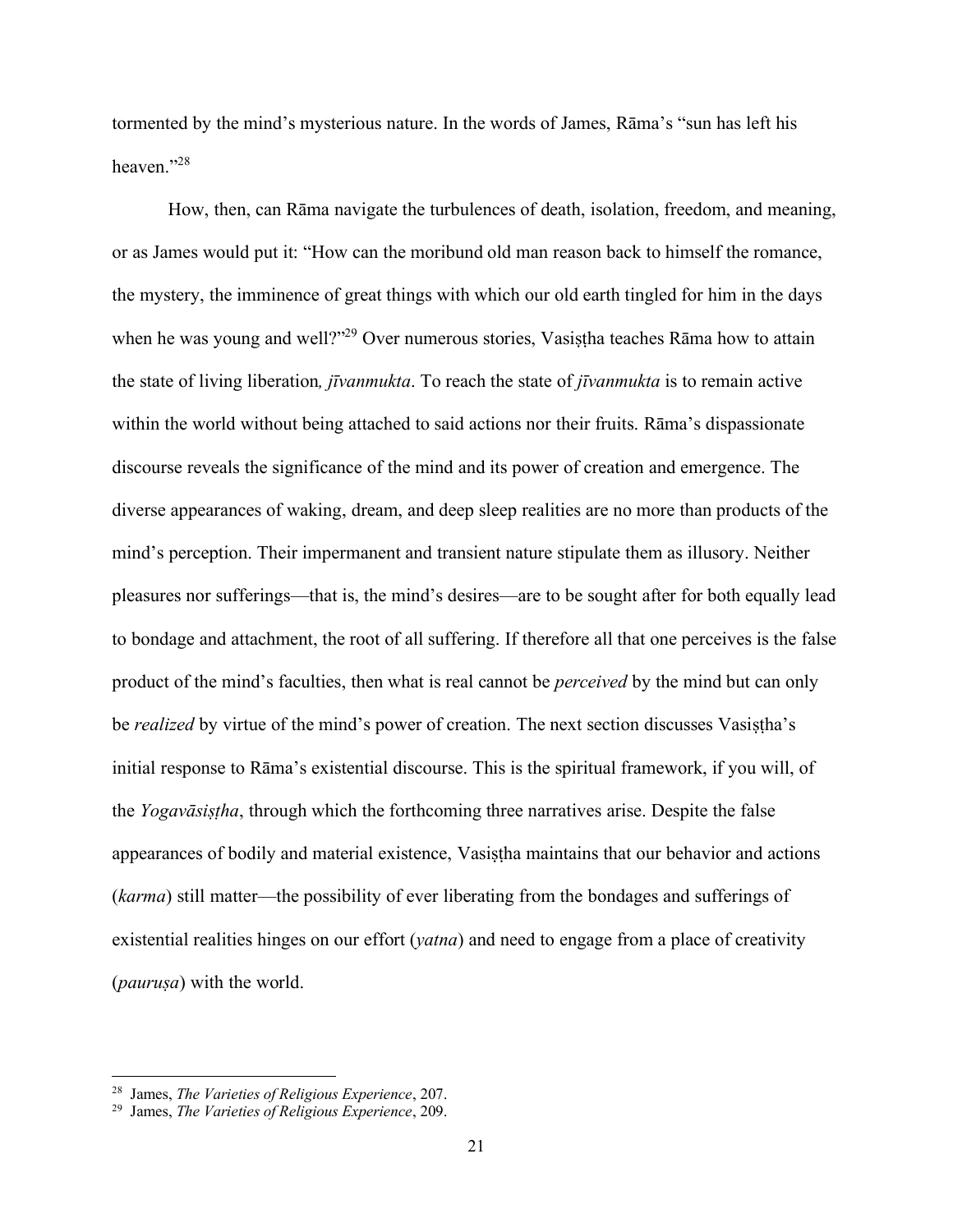tormented by the mind's mysterious nature. In the words of James, Rāma's "sun has left his heaven."[28]

How, then, can Rāma navigate the turbulences of death, isolation, freedom, and meaning, or as James would put it: "How can the moribund old man reason back to himself the romance, the mystery, the imminence of great things with which our old earth tingled for him in the days when he was young and well?"[29] Over numerous stories, Vasiṣṭha teaches Rāma how to attain the state of living liberation*, jīvanmukta*. To reach the state of *jīvanmukta* is to remain active within the world without being attached to said actions nor their fruits. Rāma's dispassionate discourse reveals the significance of the mind and its power of creation and emergence. The diverse appearances of waking, dream, and deep sleep realities are no more than products of the mind's perception. Their impermanent and transient nature stipulate them as illusory. Neither pleasures nor sufferings—that is, the mind's desires—are to be sought after for both equally lead to bondage and attachment, the root of all suffering. If therefore all that one perceives is the false product of the mind's faculties, then what is real cannot be *perceived* by the mind but can only be *realized* by virtue of the mind's power of creation. The next section discusses Vasiṣṭha's initial response to Rāma's existential discourse. This is the spiritual framework, if you will, of the *Yogavāsiṣṭha*, through which the forthcoming three narratives arise. Despite the false appearances of bodily and material existence, Vasiṣṭha maintains that our behavior and actions (*karma*) still matter—the possibility of ever liberating from the bondages and sufferings of existential realities hinges on our effort (*yatna*) and need to engage from a place of creativity (*pauruṣa*) with the world.

---

[28] James, *The Varieties of Religious Experience*, 207.

[29] James, *The Varieties of Religious Experience*, 209.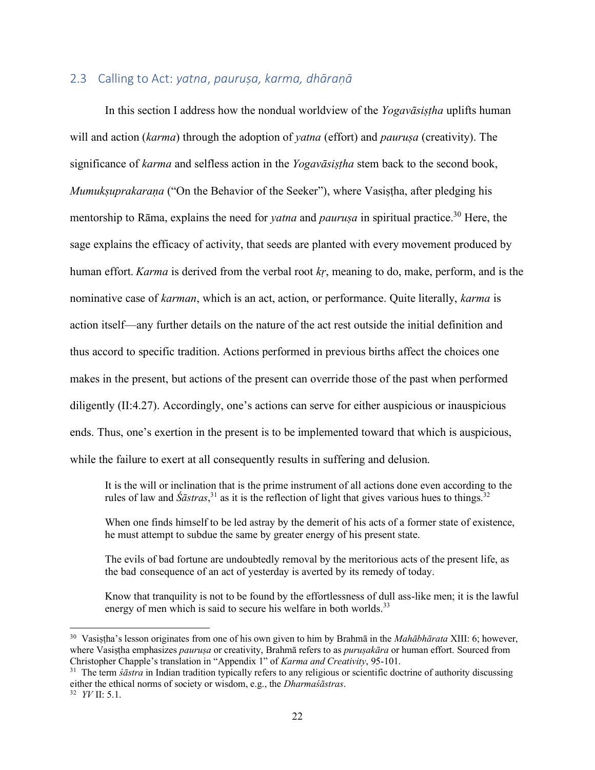## 2.3 Calling to Act: *yatna*, *pauruṣa, karma, dhāraṇā*

In this section I address how the nondual worldview of the *Yogavāsiṣṭha* uplifts human will and action (*karma*) through the adoption of *yatna* (effort) and *pauruṣa* (creativity). The significance of *karma* and selfless action in the *Yogavāsiṣṭha* stem back to the second book, *Mumukṣuprakaraṇa* ("On the Behavior of the Seeker"), where Vasiṣṭha, after pledging his mentorship to Rāma, explains the need for *yatna* and *pauruṣa* in spiritual practice.[30] Here, the sage explains the efficacy of activity, that seeds are planted with every movement produced by human effort. *Karma* is derived from the verbal root *kṛ*, meaning to do, make, perform, and is the nominative case of *karman*, which is an act, action, or performance. Quite literally, *karma* is action itself—any further details on the nature of the act rest outside the initial definition and thus accord to specific tradition. Actions performed in previous births affect the choices one makes in the present, but actions of the present can override those of the past when performed diligently (II:4.27). Accordingly, one's actions can serve for either auspicious or inauspicious ends. Thus, one's exertion in the present is to be implemented toward that which is auspicious, while the failure to exert at all consequently results in suffering and delusion.

> It is the will or inclination that is the prime instrument of all actions done even according to the rules of law and *Śāstras*,[31] as it is the reflection of light that gives various hues to things.[32]
>
> When one finds himself to be led astray by the demerit of his acts of a former state of existence, he must attempt to subdue the same by greater energy of his present state.
>
> The evils of bad fortune are undoubtedly removal by the meritorious acts of the present life, as the bad consequence of an act of yesterday is averted by its remedy of today.
>
> Know that tranquility is not to be found by the effortlessness of dull ass-like men; it is the lawful energy of men which is said to secure his welfare in both worlds.[33]

---

[30] Vasiṣṭha's lesson originates from one of his own given to him by Brahmā in the *Mahābhārata* XIII: 6; however, where Vasiṣṭha emphasizes *pauruṣa* or creativity, Brahmā refers to as *puruṣakāra* or human effort. Sourced from Christopher Chapple's translation in "Appendix 1" of *Karma and Creativity*, 95-101.

[31] The term *śāstra* in Indian tradition typically refers to any religious or scientific doctrine of authority discussing either the ethical norms of society or wisdom, e.g., the *Dharmaśāstras*.

[32] *YV* II: 5.1.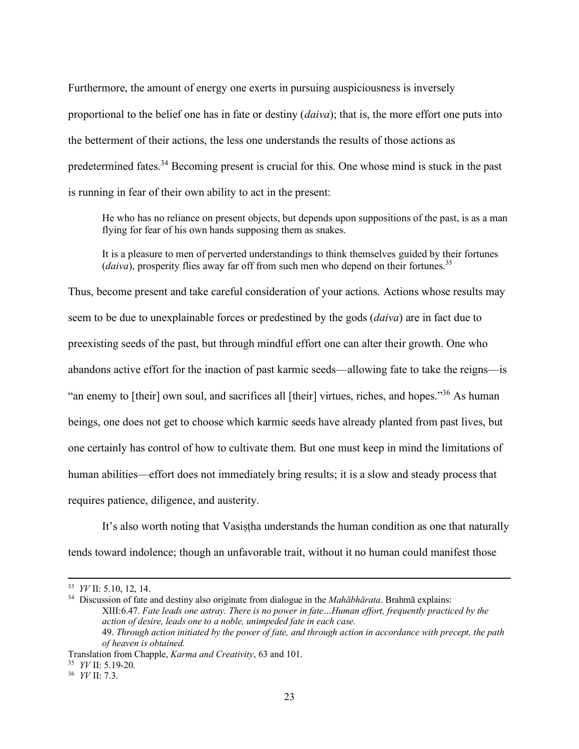Furthermore, the amount of energy one exerts in pursuing auspiciousness is inversely proportional to the belief one has in fate or destiny (*daiva*); that is, the more effort one puts into the betterment of their actions, the less one understands the results of those actions as predetermined fates.[34] Becoming present is crucial for this. One whose mind is stuck in the past is running in fear of their own ability to act in the present:

> He who has no reliance on present objects, but depends upon suppositions of the past, is as a man flying for fear of his own hands supposing them as snakes.
>
> It is a pleasure to men of perverted understandings to think themselves guided by their fortunes (*daiva*), prosperity flies away far off from such men who depend on their fortunes.[35]

Thus, become present and take careful consideration of your actions. Actions whose results may seem to be due to unexplainable forces or predestined by the gods (*daiva*) are in fact due to preexisting seeds of the past, but through mindful effort one can alter their growth. One who abandons active effort for the inaction of past karmic seeds—allowing fate to take the reigns—is "an enemy to [their] own soul, and sacrifices all [their] virtues, riches, and hopes."[36] As human beings, one does not get to choose which karmic seeds have already planted from past lives, but one certainly has control of how to cultivate them. But one must keep in mind the limitations of human abilities—effort does not immediately bring results; it is a slow and steady process that requires patience, diligence, and austerity.

It's also worth noting that Vasiṣṭha understands the human condition as one that naturally tends toward indolence; though an unfavorable trait, without it no human could manifest those

---

[33] *YV* II: 5.10, 12, 14.

[34] Discussion of fate and destiny also originate from dialogue in the *Mahābhārata*. Brahmā explains:
XIII:6.47. *Fate leads one astray. There is no power in fate…Human effort, frequently practiced by the action of desire, leads one to a noble, unimpeded fate in each case.*
49. *Through action initiated by the power of fate, and through action in accordance with precept, the path of heaven is obtained.*
Translation from Chapple, *Karma and Creativity*, 63 and 101.

[35] *YV* II: 5.19-20.

[36] *YV* II: 7.3.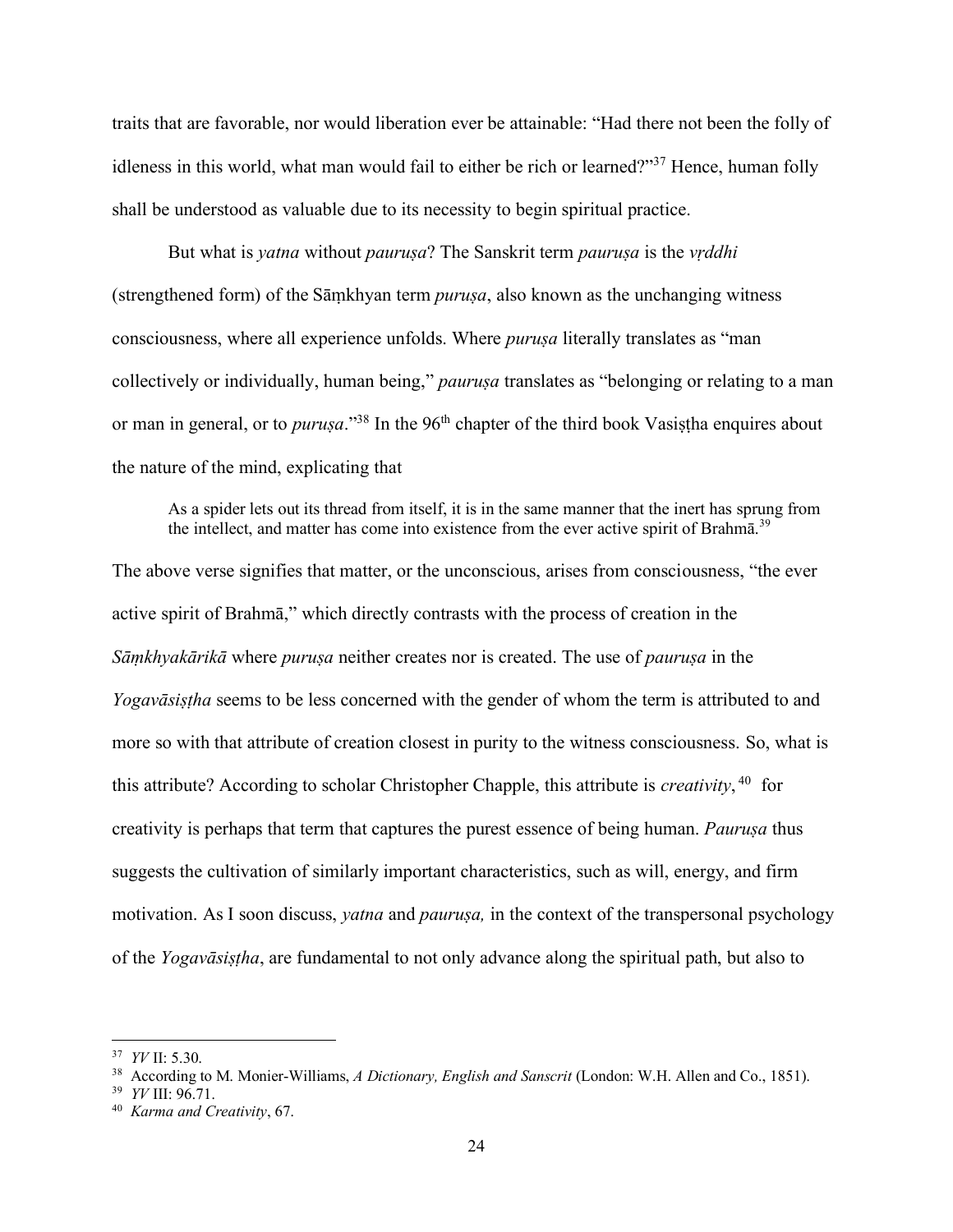traits that are favorable, nor would liberation ever be attainable: "Had there not been the folly of idleness in this world, what man would fail to either be rich or learned?"[37] Hence, human folly shall be understood as valuable due to its necessity to begin spiritual practice.

But what is *yatna* without *pauruṣa*? The Sanskrit term *pauruṣa* is the *vṛddhi* (strengthened form) of the Sāṃkhyan term *puruṣa*, also known as the unchanging witness consciousness, where all experience unfolds. Where *puruṣa* literally translates as "man collectively or individually, human being," *pauruṣa* translates as "belonging or relating to a man or man in general, or to *puruṣa*."[38] In the 96th chapter of the third book Vasiṣṭha enquires about the nature of the mind, explicating that

> As a spider lets out its thread from itself, it is in the same manner that the inert has sprung from the intellect, and matter has come into existence from the ever active spirit of Brahmā.[39]

The above verse signifies that matter, or the unconscious, arises from consciousness, "the ever active spirit of Brahmā," which directly contrasts with the process of creation in the *Sāṃkhyakārikā* where *puruṣa* neither creates nor is created. The use of *pauruṣa* in the *Yogavāsiṣṭha* seems to be less concerned with the gender of whom the term is attributed to and more so with that attribute of creation closest in purity to the witness consciousness. So, what is this attribute? According to scholar Christopher Chapple, this attribute is *creativity*,[40] for creativity is perhaps that term that captures the purest essence of being human. *Pauruṣa* thus suggests the cultivation of similarly important characteristics, such as will, energy, and firm motivation. As I soon discuss, *yatna* and *pauruṣa,* in the context of the transpersonal psychology of the *Yogavāsiṣṭha*, are fundamental to not only advance along the spiritual path, but also to

---

[37] *YV* II: 5.30.

[38] According to M. Monier-Williams, *A Dictionary, English and Sanscrit* (London: W.H. Allen and Co., 1851).

[39] *YV* III: 96.71.

[40] *Karma and Creativity*, 67.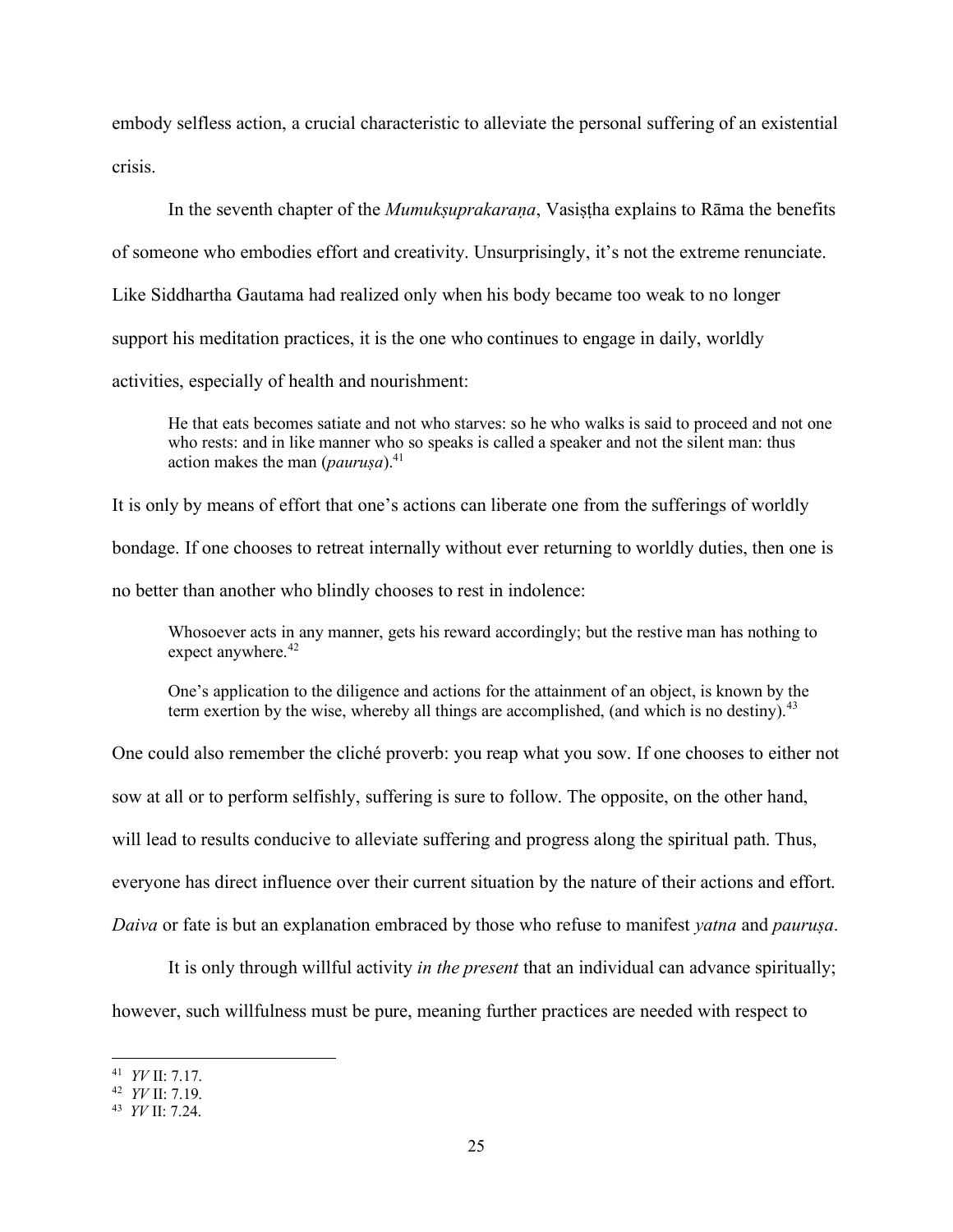embody selfless action, a crucial characteristic to alleviate the personal suffering of an existential crisis.

In the seventh chapter of the *Mumukṣuprakaraṇa*, Vasiṣṭha explains to Rāma the benefits of someone who embodies effort and creativity. Unsurprisingly, it's not the extreme renunciate. Like Siddhartha Gautama had realized only when his body became too weak to no longer support his meditation practices, it is the one who continues to engage in daily, worldly activities, especially of health and nourishment:

> He that eats becomes satiate and not who starves: so he who walks is said to proceed and not one who rests: and in like manner who so speaks is called a speaker and not the silent man: thus action makes the man (*pauruṣa*).[41]

It is only by means of effort that one's actions can liberate one from the sufferings of worldly bondage. If one chooses to retreat internally without ever returning to worldly duties, then one is no better than another who blindly chooses to rest in indolence:

> Whosoever acts in any manner, gets his reward accordingly; but the restive man has nothing to expect anywhere.[42]
>
> One's application to the diligence and actions for the attainment of an object, is known by the term exertion by the wise, whereby all things are accomplished, (and which is no destiny).[43]

One could also remember the cliché proverb: you reap what you sow. If one chooses to either not sow at all or to perform selfishly, suffering is sure to follow. The opposite, on the other hand, will lead to results conducive to alleviate suffering and progress along the spiritual path. Thus, everyone has direct influence over their current situation by the nature of their actions and effort. *Daiva* or fate is but an explanation embraced by those who refuse to manifest *yatna* and *pauruṣa*.

It is only through willful activity *in the present* that an individual can advance spiritually; however, such willfulness must be pure, meaning further practices are needed with respect to

---

[41] *YV* II: 7.17.

[42] *YV* II: 7.19.

[43] *YV* II: 7.24.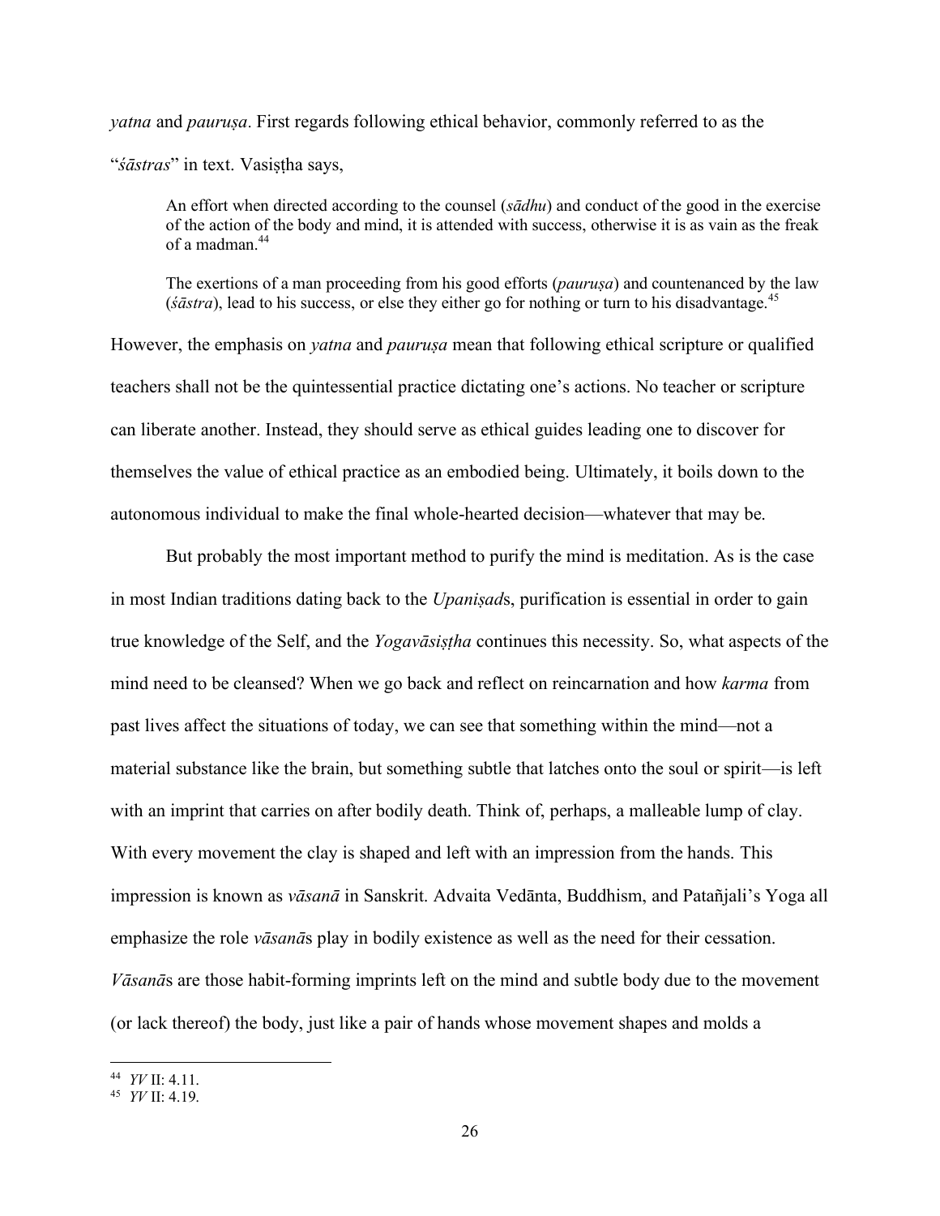*yatna* and *pauruṣa*. First regards following ethical behavior, commonly referred to as the "*śāstras*" in text. Vasiṣṭha says,

> An effort when directed according to the counsel (*sādhu*) and conduct of the good in the exercise of the action of the body and mind, it is attended with success, otherwise it is as vain as the freak of a madman.[44]

> The exertions of a man proceeding from his good efforts (*pauruṣa*) and countenanced by the law (*śāstra*), lead to his success, or else they either go for nothing or turn to his disadvantage.[45]

However, the emphasis on *yatna* and *pauruṣa* mean that following ethical scripture or qualified teachers shall not be the quintessential practice dictating one's actions. No teacher or scripture can liberate another. Instead, they should serve as ethical guides leading one to discover for themselves the value of ethical practice as an embodied being. Ultimately, it boils down to the autonomous individual to make the final whole-hearted decision—whatever that may be.

But probably the most important method to purify the mind is meditation. As is the case in most Indian traditions dating back to the *Upaniṣad*s, purification is essential in order to gain true knowledge of the Self, and the *Yogavāsiṣṭha* continues this necessity. So, what aspects of the mind need to be cleansed? When we go back and reflect on reincarnation and how *karma* from past lives affect the situations of today, we can see that something within the mind—not a material substance like the brain, but something subtle that latches onto the soul or spirit—is left with an imprint that carries on after bodily death. Think of, perhaps, a malleable lump of clay. With every movement the clay is shaped and left with an impression from the hands. This impression is known as *vāsanā* in Sanskrit. Advaita Vedānta, Buddhism, and Patañjali's Yoga all emphasize the role *vāsanā*s play in bodily existence as well as the need for their cessation. *Vāsanā*s are those habit-forming imprints left on the mind and subtle body due to the movement (or lack thereof) the body, just like a pair of hands whose movement shapes and molds a

---

[44] *YV* II: 4.11.

[45] *YV* II: 4.19.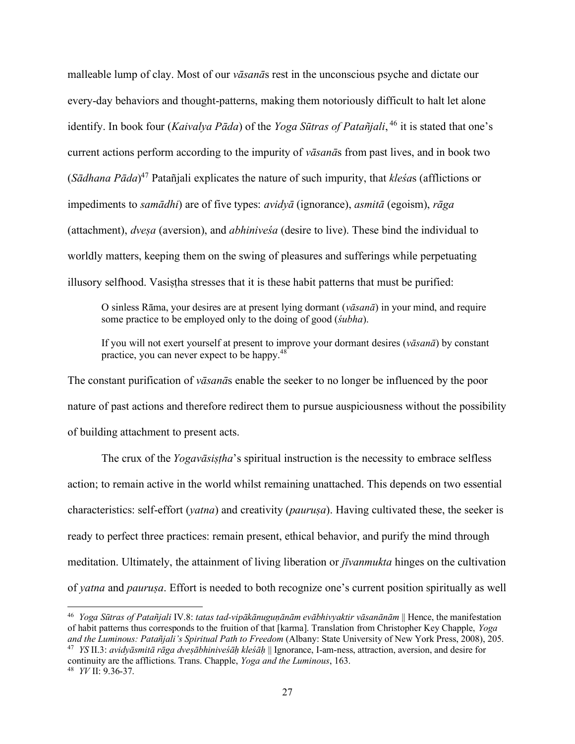malleable lump of clay. Most of our *vāsanā*s rest in the unconscious psyche and dictate our every-day behaviors and thought-patterns, making them notoriously difficult to halt let alone identify. In book four (*Kaivalya Pāda*) of the *Yoga Sūtras of Patañjali*,[46] it is stated that one's current actions perform according to the impurity of *vāsanā*s from past lives, and in book two (*Sādhana Pāda*)[47] Patañjali explicates the nature of such impurity, that *kleśa*s (afflictions or impediments to *samādhi*) are of five types: *avidyā* (ignorance), *asmitā* (egoism), *rāga* (attachment), *dveṣa* (aversion), and *abhiniveśa* (desire to live). These bind the individual to worldly matters, keeping them on the swing of pleasures and sufferings while perpetuating illusory selfhood. Vasiṣṭha stresses that it is these habit patterns that must be purified:

> O sinless Rāma, your desires are at present lying dormant (*vāsanā*) in your mind, and require some practice to be employed only to the doing of good (*śubha*).
>
> If you will not exert yourself at present to improve your dormant desires (*vāsanā*) by constant practice, you can never expect to be happy.[48]

The constant purification of *vāsanā*s enable the seeker to no longer be influenced by the poor nature of past actions and therefore redirect them to pursue auspiciousness without the possibility of building attachment to present acts.

The crux of the *Yogavāsiṣṭha*'s spiritual instruction is the necessity to embrace selfless action; to remain active in the world whilst remaining unattached. This depends on two essential characteristics: self-effort (*yatna*) and creativity (*pauruṣa*). Having cultivated these, the seeker is ready to perfect three practices: remain present, ethical behavior, and purify the mind through meditation. Ultimately, the attainment of living liberation or *jīvanmukta* hinges on the cultivation of *yatna* and *pauruṣa*. Effort is needed to both recognize one's current position spiritually as well

---

[46] *Yoga Sūtras of Patañjali* IV.8: *tatas tad-vipākānuguṇānām evābhivyaktir vāsanānām* || Hence, the manifestation of habit patterns thus corresponds to the fruition of that [karma]. Translation from Christopher Key Chapple, *Yoga and the Luminous: Patañjali's Spiritual Path to Freedom* (Albany: State University of New York Press, 2008), 205.

[47] *YS* II.3: *avidyāsmitā rāga dveṣābhiniveśāḥ kleśāḥ* || Ignorance, I-am-ness, attraction, aversion, and desire for continuity are the afflictions. Trans. Chapple, *Yoga and the Luminous*, 163.

[48] *YV* II: 9.36-37.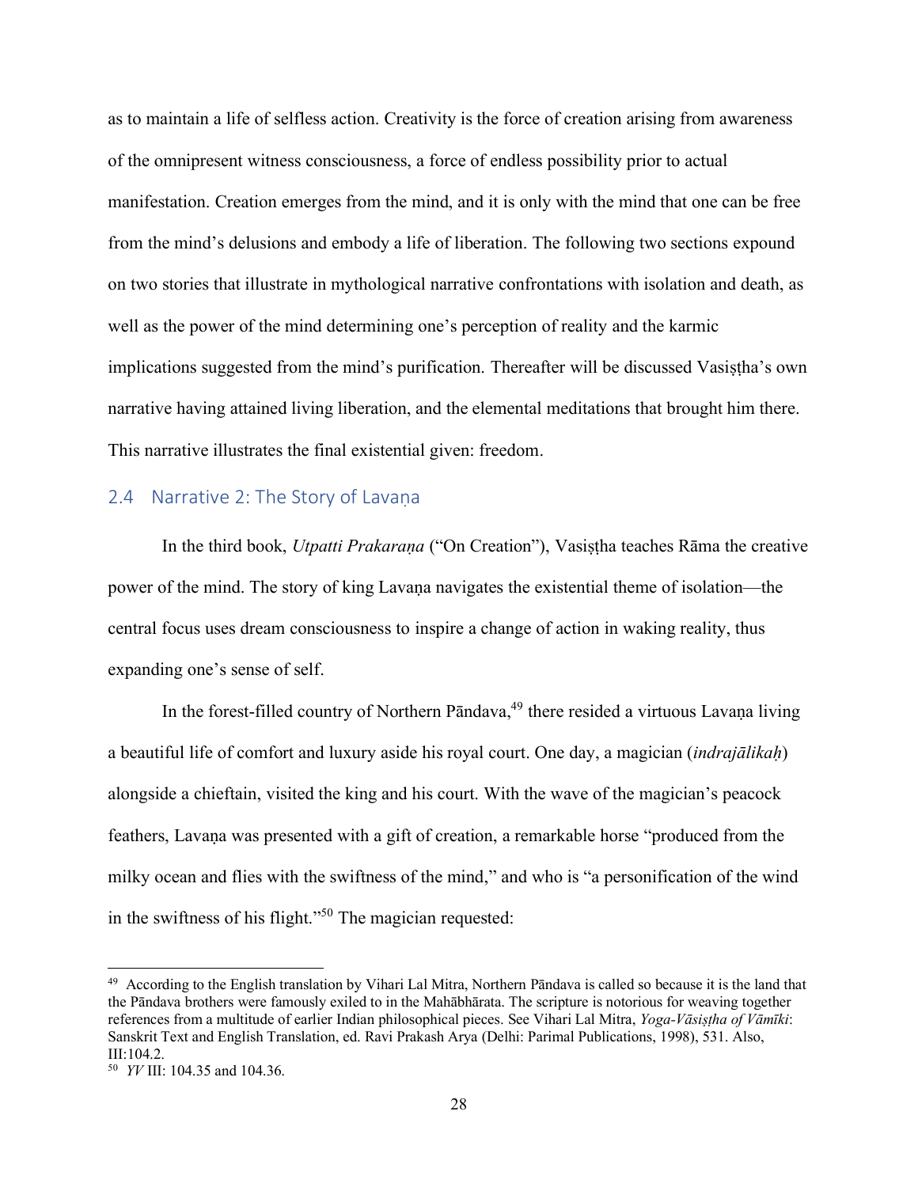as to maintain a life of selfless action. Creativity is the force of creation arising from awareness of the omnipresent witness consciousness, a force of endless possibility prior to actual manifestation. Creation emerges from the mind, and it is only with the mind that one can be free from the mind's delusions and embody a life of liberation. The following two sections expound on two stories that illustrate in mythological narrative confrontations with isolation and death, as well as the power of the mind determining one's perception of reality and the karmic implications suggested from the mind's purification. Thereafter will be discussed Vasiṣṭha's own narrative having attained living liberation, and the elemental meditations that brought him there. This narrative illustrates the final existential given: freedom.

## 2.4 Narrative 2: The Story of Lavaṇa

In the third book, *Utpatti Prakaraṇa* ("On Creation"), Vasiṣṭha teaches Rāma the creative power of the mind. The story of king Lavaṇa navigates the existential theme of isolation—the central focus uses dream consciousness to inspire a change of action in waking reality, thus expanding one's sense of self.

In the forest-filled country of Northern Pāndava,[49] there resided a virtuous Lavaṇa living a beautiful life of comfort and luxury aside his royal court. One day, a magician (*indrajālikaḥ*) alongside a chieftain, visited the king and his court. With the wave of the magician's peacock feathers, Lavaṇa was presented with a gift of creation, a remarkable horse "produced from the milky ocean and flies with the swiftness of the mind," and who is "a personification of the wind in the swiftness of his flight."[50] The magician requested:

---

[49] According to the English translation by Vihari Lal Mitra, Northern Pāndava is called so because it is the land that the Pāndava brothers were famously exiled to in the Mahābhārata. The scripture is notorious for weaving together references from a multitude of earlier Indian philosophical pieces. See Vihari Lal Mitra, *Yoga-Vāsiṣṭha of Vāmīki*: Sanskrit Text and English Translation, ed. Ravi Prakash Arya (Delhi: Parimal Publications, 1998), 531. Also, III:104.2.

[50] *YV* III: 104.35 and 104.36.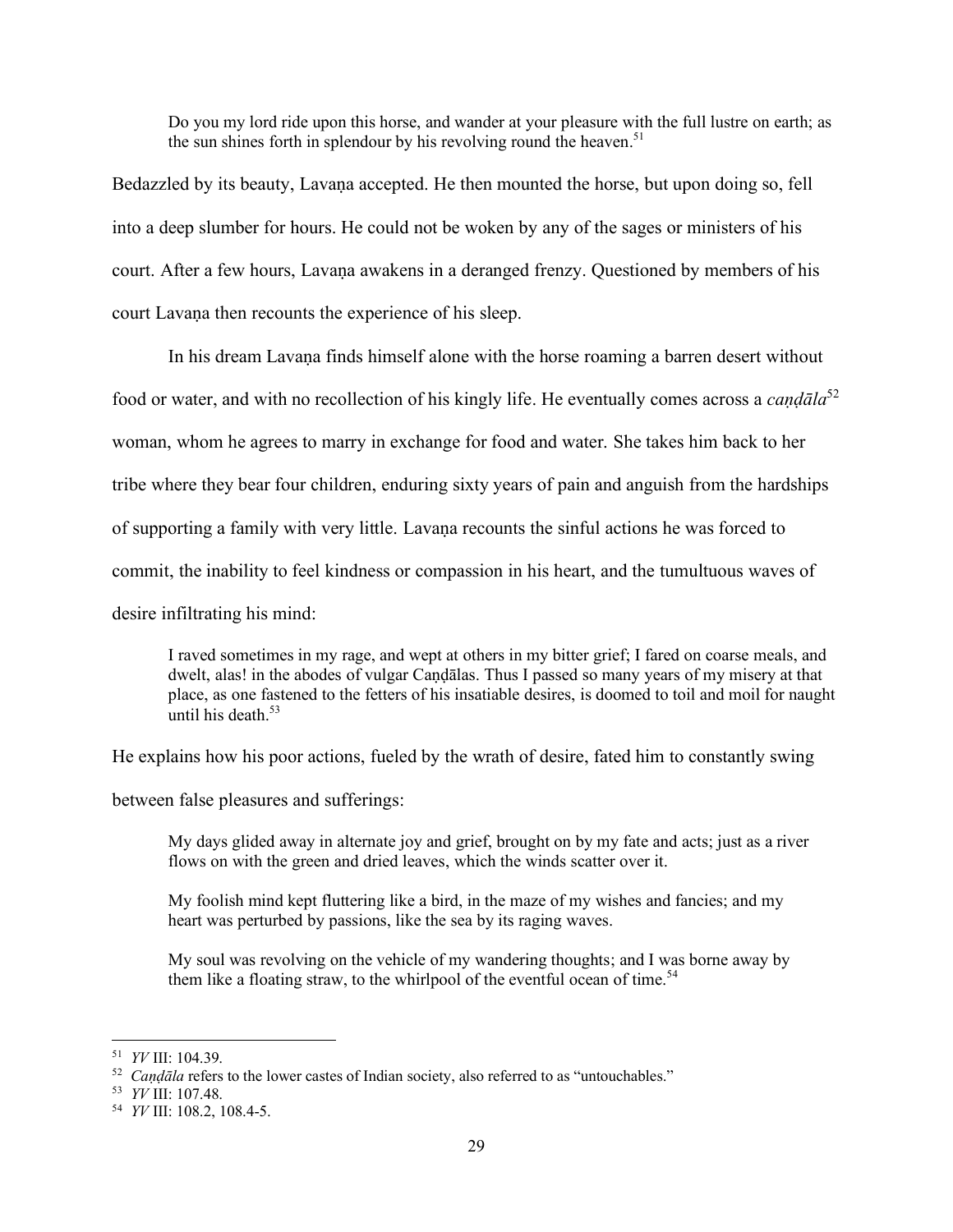> Do you my lord ride upon this horse, and wander at your pleasure with the full lustre on earth; as the sun shines forth in splendour by his revolving round the heaven.[51]

Bedazzled by its beauty, Lavaṇa accepted. He then mounted the horse, but upon doing so, fell into a deep slumber for hours. He could not be woken by any of the sages or ministers of his court. After a few hours, Lavaṇa awakens in a deranged frenzy. Questioned by members of his court Lavaṇa then recounts the experience of his sleep.

In his dream Lavaṇa finds himself alone with the horse roaming a barren desert without food or water, and with no recollection of his kingly life. He eventually comes across a *caṇḍāla*[52] woman, whom he agrees to marry in exchange for food and water. She takes him back to her tribe where they bear four children, enduring sixty years of pain and anguish from the hardships of supporting a family with very little. Lavaṇa recounts the sinful actions he was forced to commit, the inability to feel kindness or compassion in his heart, and the tumultuous waves of desire infiltrating his mind:

> I raved sometimes in my rage, and wept at others in my bitter grief; I fared on coarse meals, and dwelt, alas! in the abodes of vulgar Caṇḍālas. Thus I passed so many years of my misery at that place, as one fastened to the fetters of his insatiable desires, is doomed to toil and moil for naught until his death.[53]

He explains how his poor actions, fueled by the wrath of desire, fated him to constantly swing between false pleasures and sufferings:

> My days glided away in alternate joy and grief, brought on by my fate and acts; just as a river flows on with the green and dried leaves, which the winds scatter over it.
>
> My foolish mind kept fluttering like a bird, in the maze of my wishes and fancies; and my heart was perturbed by passions, like the sea by its raging waves.
>
> My soul was revolving on the vehicle of my wandering thoughts; and I was borne away by them like a floating straw, to the whirlpool of the eventful ocean of time.[54]

---

[51] *YV* III: 104.39.

[52] *Caṇḍāla* refers to the lower castes of Indian society, also referred to as "untouchables."

[53] *YV* III: 107.48.

[54] *YV* III: 108.2, 108.4-5.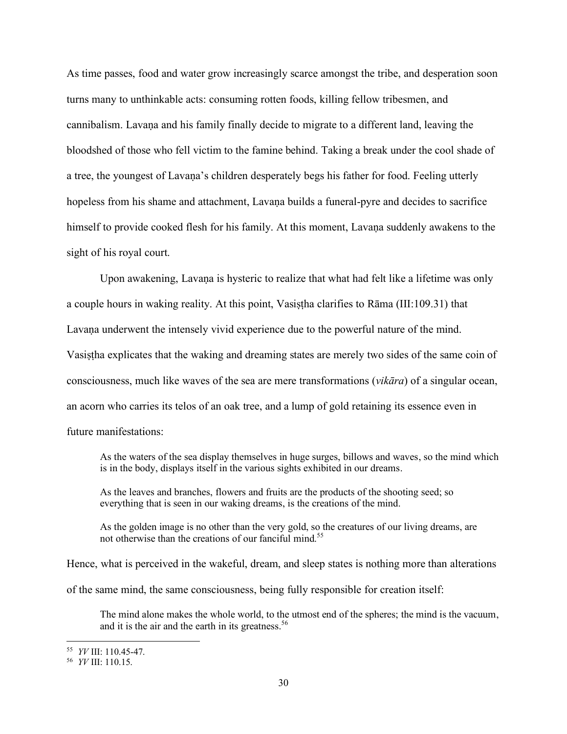As time passes, food and water grow increasingly scarce amongst the tribe, and desperation soon turns many to unthinkable acts: consuming rotten foods, killing fellow tribesmen, and cannibalism. Lavaṇa and his family finally decide to migrate to a different land, leaving the bloodshed of those who fell victim to the famine behind. Taking a break under the cool shade of a tree, the youngest of Lavaṇa's children desperately begs his father for food. Feeling utterly hopeless from his shame and attachment, Lavaṇa builds a funeral-pyre and decides to sacrifice himself to provide cooked flesh for his family. At this moment, Lavaṇa suddenly awakens to the sight of his royal court.

Upon awakening, Lavaṇa is hysteric to realize that what had felt like a lifetime was only a couple hours in waking reality. At this point, Vasiṣṭha clarifies to Rāma (III:109.31) that Lavaṇa underwent the intensely vivid experience due to the powerful nature of the mind. Vasiṣṭha explicates that the waking and dreaming states are merely two sides of the same coin of consciousness, much like waves of the sea are mere transformations (*vikāra*) of a singular ocean, an acorn who carries its telos of an oak tree, and a lump of gold retaining its essence even in future manifestations:

> As the waters of the sea display themselves in huge surges, billows and waves, so the mind which is in the body, displays itself in the various sights exhibited in our dreams.
>
> As the leaves and branches, flowers and fruits are the products of the shooting seed; so everything that is seen in our waking dreams, is the creations of the mind.
>
> As the golden image is no other than the very gold, so the creatures of our living dreams, are not otherwise than the creations of our fanciful mind.[55]

Hence, what is perceived in the wakeful, dream, and sleep states is nothing more than alterations of the same mind, the same consciousness, being fully responsible for creation itself:

> The mind alone makes the whole world, to the utmost end of the spheres; the mind is the vacuum, and it is the air and the earth in its greatness.[56]

---

[55] *YV* III: 110.45-47.

[56] *YV* III: 110.15.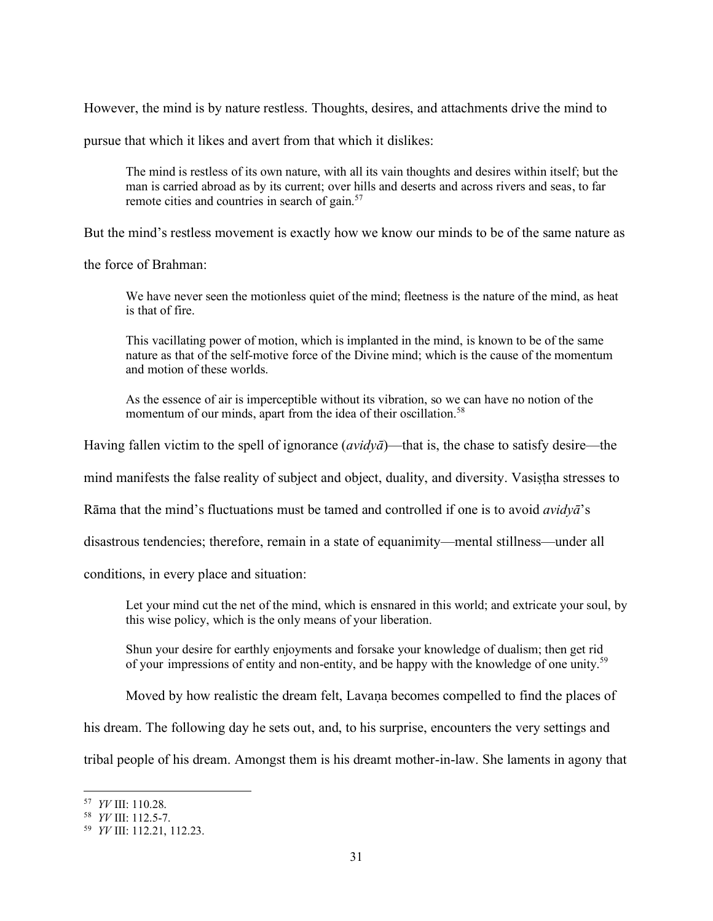However, the mind is by nature restless. Thoughts, desires, and attachments drive the mind to pursue that which it likes and avert from that which it dislikes:

> The mind is restless of its own nature, with all its vain thoughts and desires within itself; but the man is carried abroad as by its current; over hills and deserts and across rivers and seas, to far remote cities and countries in search of gain.[57]

But the mind's restless movement is exactly how we know our minds to be of the same nature as the force of Brahman:

> We have never seen the motionless quiet of the mind; fleetness is the nature of the mind, as heat is that of fire.
>
> This vacillating power of motion, which is implanted in the mind, is known to be of the same nature as that of the self-motive force of the Divine mind; which is the cause of the momentum and motion of these worlds.
>
> As the essence of air is imperceptible without its vibration, so we can have no notion of the momentum of our minds, apart from the idea of their oscillation.[58]

Having fallen victim to the spell of ignorance (*avidyā*)—that is, the chase to satisfy desire—the mind manifests the false reality of subject and object, duality, and diversity. Vasiṣṭha stresses to Rāma that the mind's fluctuations must be tamed and controlled if one is to avoid *avidyā*'s disastrous tendencies; therefore, remain in a state of equanimity—mental stillness—under all conditions, in every place and situation:

> Let your mind cut the net of the mind, which is ensnared in this world; and extricate your soul, by this wise policy, which is the only means of your liberation.
>
> Shun your desire for earthly enjoyments and forsake your knowledge of dualism; then get rid of your impressions of entity and non-entity, and be happy with the knowledge of one unity.[59]

Moved by how realistic the dream felt, Lavaṇa becomes compelled to find the places of his dream. The following day he sets out, and, to his surprise, encounters the very settings and tribal people of his dream. Amongst them is his dreamt mother-in-law. She laments in agony that

---

[57] *YV* III: 110.28.

[58] *YV* III: 112.5-7.

[59] *YV* III: 112.21, 112.23.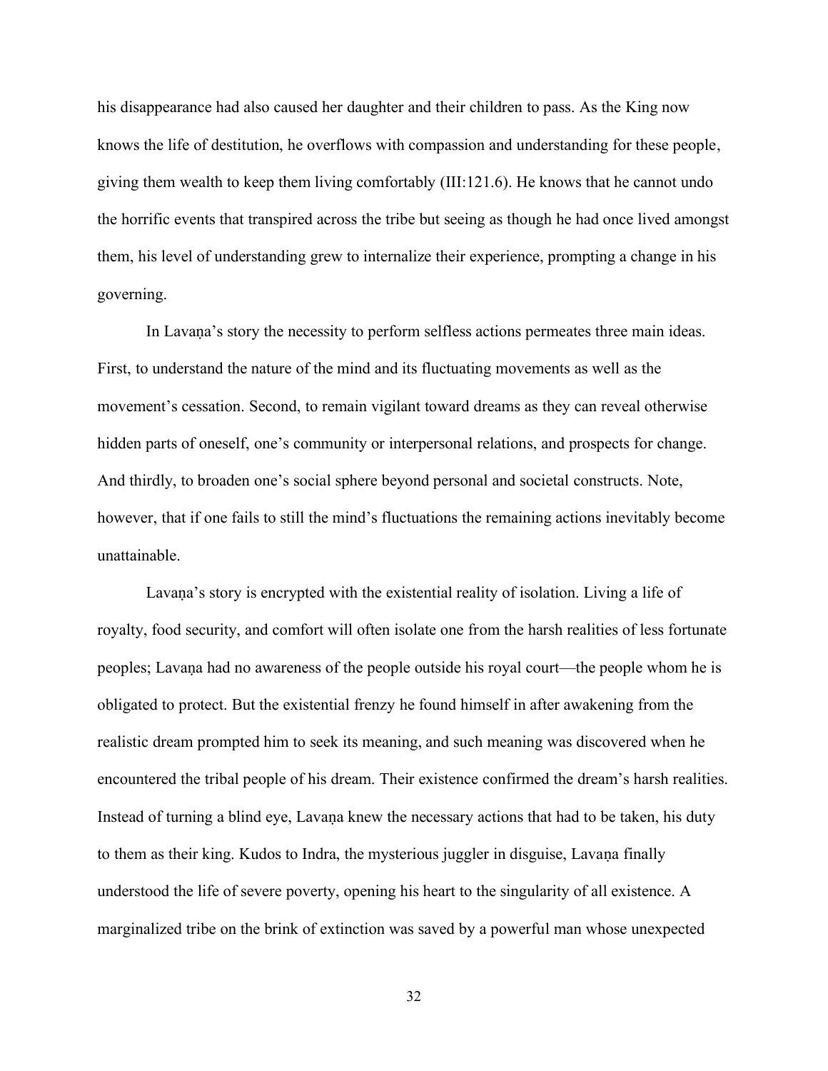his disappearance had also caused her daughter and their children to pass. As the King now knows the life of destitution, he overflows with compassion and understanding for these people, giving them wealth to keep them living comfortably (III:121.6). He knows that he cannot undo the horrific events that transpired across the tribe but seeing as though he had once lived amongst them, his level of understanding grew to internalize their experience, prompting a change in his governing.

In Lavaṇa's story the necessity to perform selfless actions permeates three main ideas. First, to understand the nature of the mind and its fluctuating movements as well as the movement's cessation. Second, to remain vigilant toward dreams as they can reveal otherwise hidden parts of oneself, one's community or interpersonal relations, and prospects for change. And thirdly, to broaden one's social sphere beyond personal and societal constructs. Note, however, that if one fails to still the mind's fluctuations the remaining actions inevitably become unattainable.

Lavaṇa's story is encrypted with the existential reality of isolation. Living a life of royalty, food security, and comfort will often isolate one from the harsh realities of less fortunate peoples; Lavaṇa had no awareness of the people outside his royal court—the people whom he is obligated to protect. But the existential frenzy he found himself in after awakening from the realistic dream prompted him to seek its meaning, and such meaning was discovered when he encountered the tribal people of his dream. Their existence confirmed the dream's harsh realities. Instead of turning a blind eye, Lavaṇa knew the necessary actions that had to be taken, his duty to them as their king. Kudos to Indra, the mysterious juggler in disguise, Lavaṇa finally understood the life of severe poverty, opening his heart to the singularity of all existence. A marginalized tribe on the brink of extinction was saved by a powerful man whose unexpected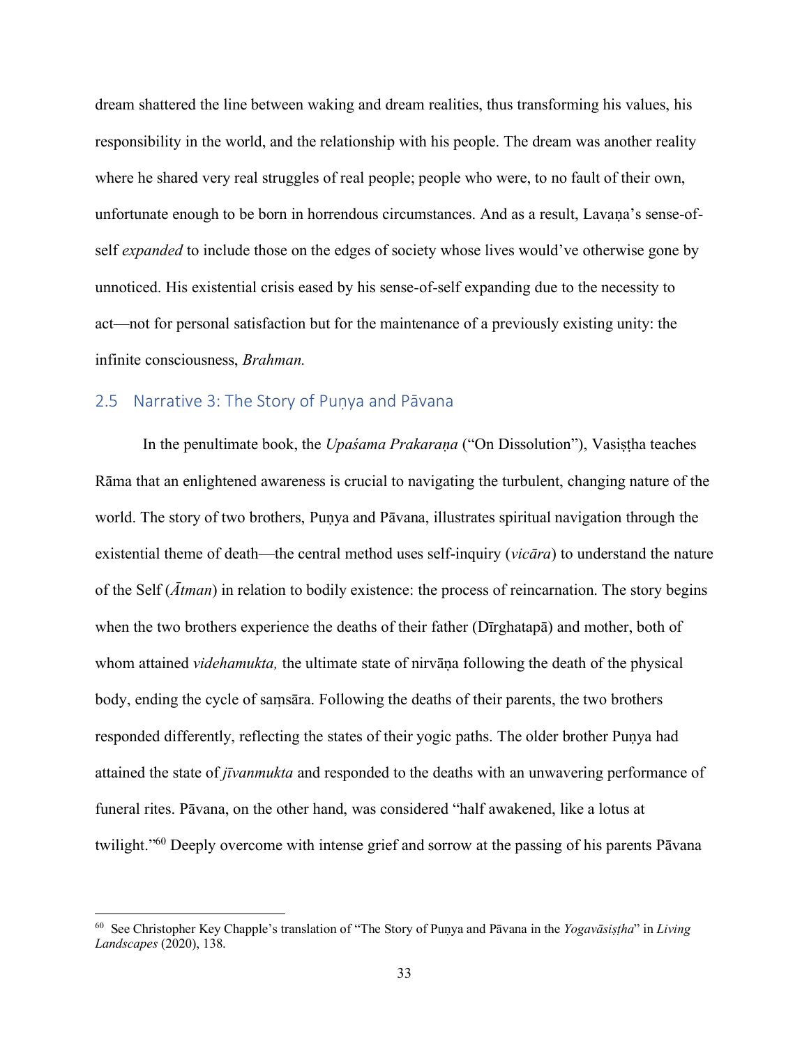dream shattered the line between waking and dream realities, thus transforming his values, his responsibility in the world, and the relationship with his people. The dream was another reality where he shared very real struggles of real people; people who were, to no fault of their own, unfortunate enough to be born in horrendous circumstances. And as a result, Lavaṇa's sense-of-self *expanded* to include those on the edges of society whose lives would've otherwise gone by unnoticed. His existential crisis eased by his sense-of-self expanding due to the necessity to act—not for personal satisfaction but for the maintenance of a previously existing unity: the infinite consciousness, *Brahman.*

## 2.5 Narrative 3: The Story of Puṇya and Pāvana

In the penultimate book, the *Upaśama Prakaraṇa* ("On Dissolution"), Vasiṣṭha teaches Rāma that an enlightened awareness is crucial to navigating the turbulent, changing nature of the world. The story of two brothers, Puṇya and Pāvana, illustrates spiritual navigation through the existential theme of death—the central method uses self-inquiry (*vicāra*) to understand the nature of the Self (*Ātman*) in relation to bodily existence: the process of reincarnation. The story begins when the two brothers experience the deaths of their father (Dīrghatapā) and mother, both of whom attained *videhamukta,* the ultimate state of nirvāṇa following the death of the physical body, ending the cycle of saṃsāra. Following the deaths of their parents, the two brothers responded differently, reflecting the states of their yogic paths. The older brother Puṇya had attained the state of *jīvanmukta* and responded to the deaths with an unwavering performance of funeral rites. Pāvana, on the other hand, was considered "half awakened, like a lotus at twilight."[60] Deeply overcome with intense grief and sorrow at the passing of his parents Pāvana

---

[60] See Christopher Key Chapple's translation of "The Story of Puṇya and Pāvana in the *Yogavāsiṣṭha*" in *Living Landscapes* (2020), 138.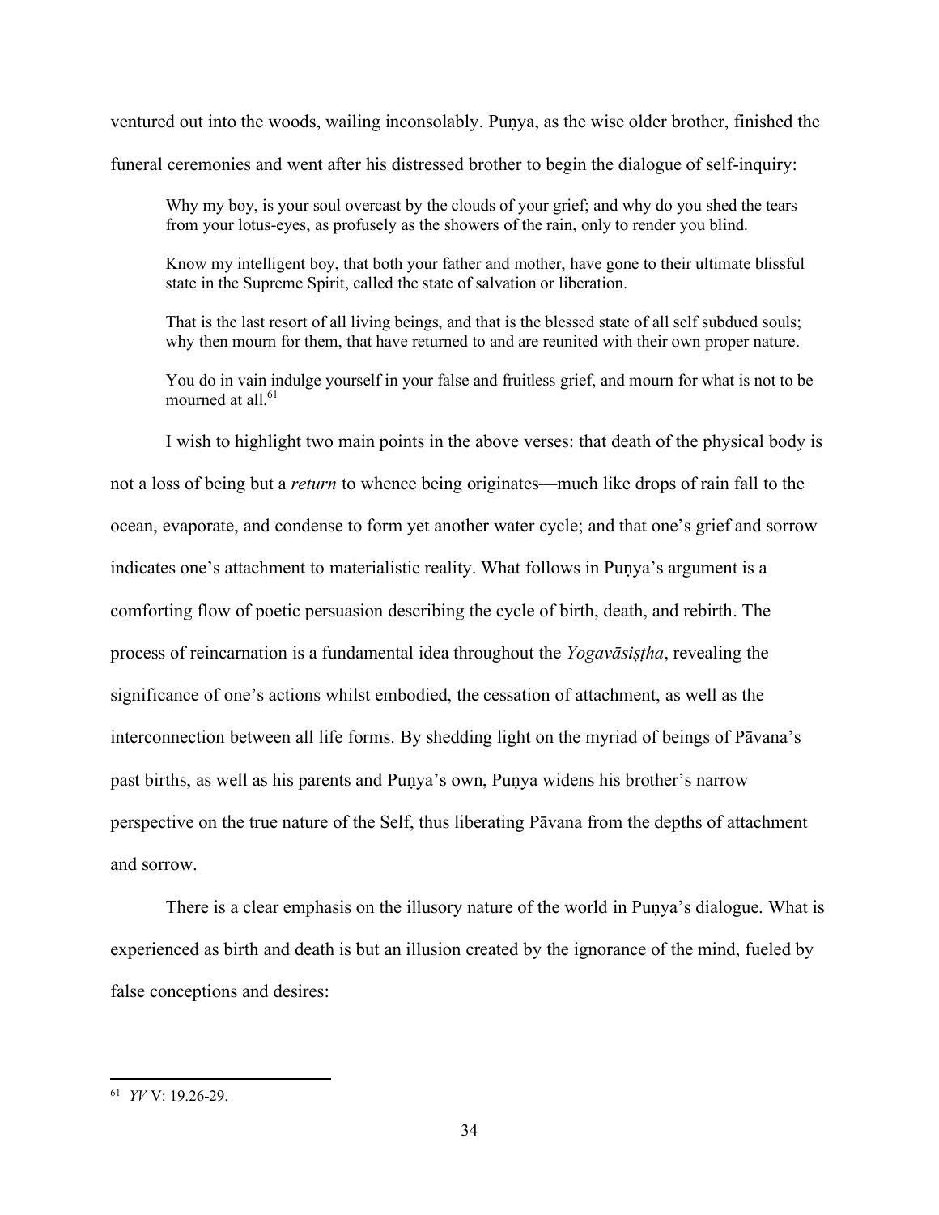ventured out into the woods, wailing inconsolably. Puṇya, as the wise older brother, finished the funeral ceremonies and went after his distressed brother to begin the dialogue of self-inquiry:

> Why my boy, is your soul overcast by the clouds of your grief; and why do you shed the tears from your lotus-eyes, as profusely as the showers of the rain, only to render you blind.
>
> Know my intelligent boy, that both your father and mother, have gone to their ultimate blissful state in the Supreme Spirit, called the state of salvation or liberation.
>
> That is the last resort of all living beings, and that is the blessed state of all self subdued souls; why then mourn for them, that have returned to and are reunited with their own proper nature.
>
> You do in vain indulge yourself in your false and fruitless grief, and mourn for what is not to be mourned at all.[61]

I wish to highlight two main points in the above verses: that death of the physical body is not a loss of being but a *return* to whence being originates—much like drops of rain fall to the ocean, evaporate, and condense to form yet another water cycle; and that one's grief and sorrow indicates one's attachment to materialistic reality. What follows in Puṇya's argument is a comforting flow of poetic persuasion describing the cycle of birth, death, and rebirth. The process of reincarnation is a fundamental idea throughout the *Yogavāsiṣṭha*, revealing the significance of one's actions whilst embodied, the cessation of attachment, as well as the interconnection between all life forms. By shedding light on the myriad of beings of Pāvana's past births, as well as his parents and Puṇya's own, Puṇya widens his brother's narrow perspective on the true nature of the Self, thus liberating Pāvana from the depths of attachment and sorrow.

There is a clear emphasis on the illusory nature of the world in Puṇya's dialogue. What is experienced as birth and death is but an illusion created by the ignorance of the mind, fueled by false conceptions and desires:

---

[61] *YV* V: 19.26-29.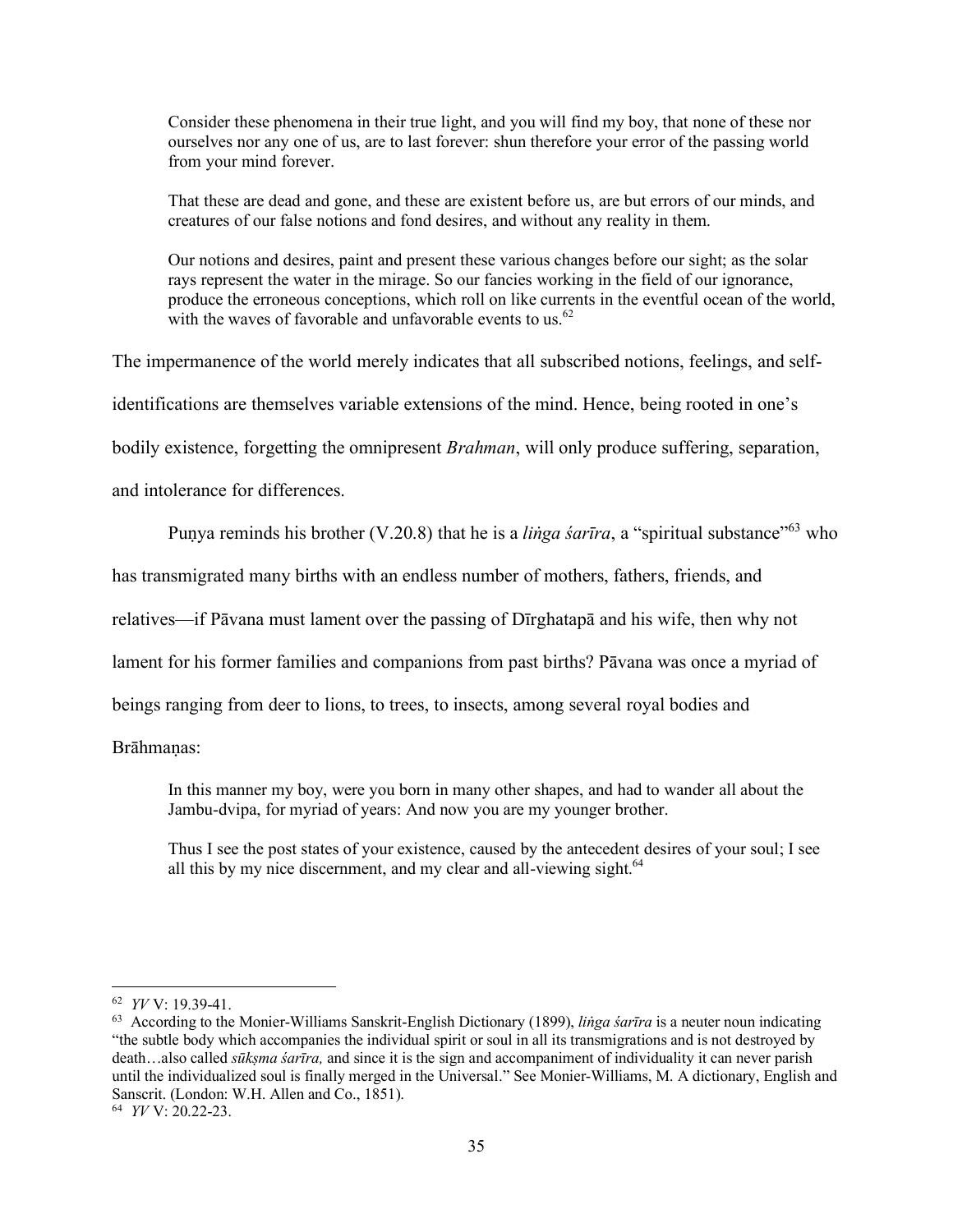> Consider these phenomena in their true light, and you will find my boy, that none of these nor ourselves nor any one of us, are to last forever: shun therefore your error of the passing world from your mind forever.
>
> That these are dead and gone, and these are existent before us, are but errors of our minds, and creatures of our false notions and fond desires, and without any reality in them.
>
> Our notions and desires, paint and present these various changes before our sight; as the solar rays represent the water in the mirage. So our fancies working in the field of our ignorance, produce the erroneous conceptions, which roll on like currents in the eventful ocean of the world, with the waves of favorable and unfavorable events to us.[62]

The impermanence of the world merely indicates that all subscribed notions, feelings, and self-identifications are themselves variable extensions of the mind. Hence, being rooted in one's bodily existence, forgetting the omnipresent *Brahman*, will only produce suffering, separation, and intolerance for differences.

Puṇya reminds his brother (V.20.8) that he is a *liṅga śarīra*, a "spiritual substance"[63] who has transmigrated many births with an endless number of mothers, fathers, friends, and relatives—if Pāvana must lament over the passing of Dīrghatapā and his wife, then why not lament for his former families and companions from past births? Pāvana was once a myriad of beings ranging from deer to lions, to trees, to insects, among several royal bodies and Brāhmaṇas:

> In this manner my boy, were you born in many other shapes, and had to wander all about the Jambu-dvipa, for myriad of years: And now you are my younger brother.
>
> Thus I see the post states of your existence, caused by the antecedent desires of your soul; I see all this by my nice discernment, and my clear and all-viewing sight.[64]

---

[62] *YV* V: 19.39-41.

[63] According to the Monier-Williams Sanskrit-English Dictionary (1899), *liṅga śarīra* is a neuter noun indicating "the subtle body which accompanies the individual spirit or soul in all its transmigrations and is not destroyed by death…also called *sūkṣma śarīra,* and since it is the sign and accompaniment of individuality it can never parish until the individualized soul is finally merged in the Universal." See Monier-Williams, M. A dictionary, English and Sanscrit. (London: W.H. Allen and Co., 1851).

[64] *YV* V: 20.22-23.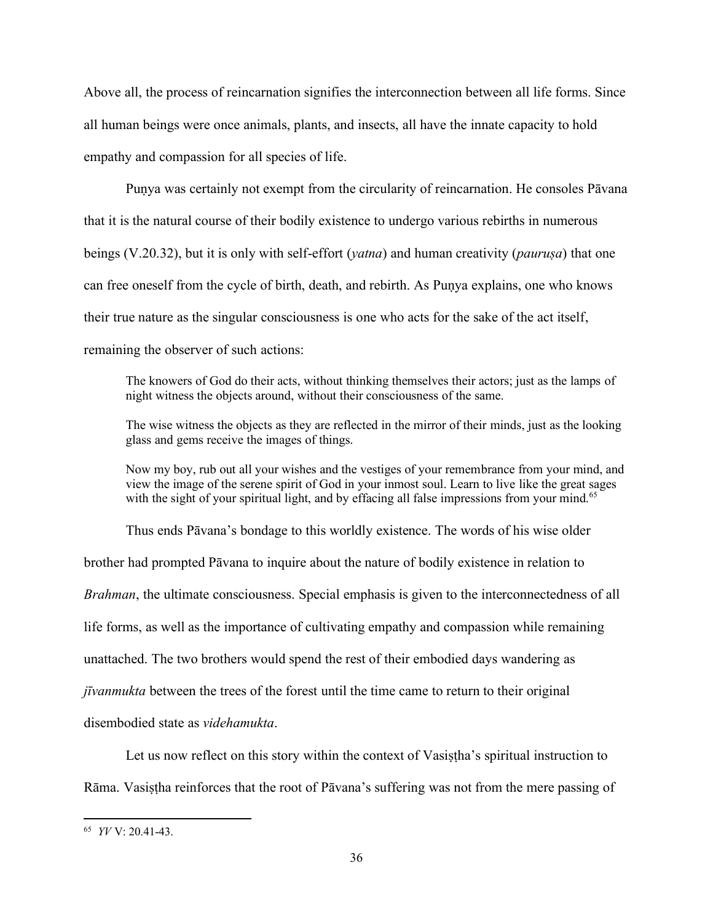Above all, the process of reincarnation signifies the interconnection between all life forms. Since all human beings were once animals, plants, and insects, all have the innate capacity to hold empathy and compassion for all species of life.

Puṇya was certainly not exempt from the circularity of reincarnation. He consoles Pāvana that it is the natural course of their bodily existence to undergo various rebirths in numerous beings (V.20.32), but it is only with self-effort (*yatna*) and human creativity (*pauruṣa*) that one can free oneself from the cycle of birth, death, and rebirth. As Puṇya explains, one who knows their true nature as the singular consciousness is one who acts for the sake of the act itself, remaining the observer of such actions:

> The knowers of God do their acts, without thinking themselves their actors; just as the lamps of night witness the objects around, without their consciousness of the same.
>
> The wise witness the objects as they are reflected in the mirror of their minds, just as the looking glass and gems receive the images of things.
>
> Now my boy, rub out all your wishes and the vestiges of your remembrance from your mind, and view the image of the serene spirit of God in your inmost soul. Learn to live like the great sages with the sight of your spiritual light, and by effacing all false impressions from your mind.[65]

Thus ends Pāvana's bondage to this worldly existence. The words of his wise older brother had prompted Pāvana to inquire about the nature of bodily existence in relation to *Brahman*, the ultimate consciousness. Special emphasis is given to the interconnectedness of all life forms, as well as the importance of cultivating empathy and compassion while remaining unattached. The two brothers would spend the rest of their embodied days wandering as *jīvanmukta* between the trees of the forest until the time came to return to their original disembodied state as *videhamukta*.

Let us now reflect on this story within the context of Vasiṣṭha's spiritual instruction to Rāma. Vasiṣṭha reinforces that the root of Pāvana's suffering was not from the mere passing of

---

[65] *YV* V: 20.41-43.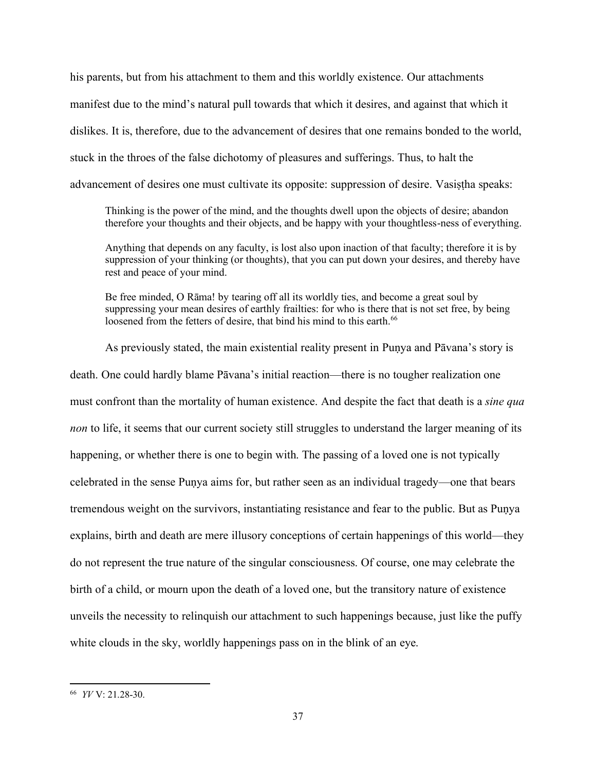his parents, but from his attachment to them and this worldly existence. Our attachments manifest due to the mind's natural pull towards that which it desires, and against that which it dislikes. It is, therefore, due to the advancement of desires that one remains bonded to the world, stuck in the throes of the false dichotomy of pleasures and sufferings. Thus, to halt the advancement of desires one must cultivate its opposite: suppression of desire. Vasiṣṭha speaks:

> Thinking is the power of the mind, and the thoughts dwell upon the objects of desire; abandon therefore your thoughts and their objects, and be happy with your thoughtless-ness of everything.
>
> Anything that depends on any faculty, is lost also upon inaction of that faculty; therefore it is by suppression of your thinking (or thoughts), that you can put down your desires, and thereby have rest and peace of your mind.
>
> Be free minded, O Rāma! by tearing off all its worldly ties, and become a great soul by suppressing your mean desires of earthly frailties: for who is there that is not set free, by being loosened from the fetters of desire, that bind his mind to this earth.[66]

As previously stated, the main existential reality present in Puṇya and Pāvana's story is death. One could hardly blame Pāvana's initial reaction—there is no tougher realization one must confront than the mortality of human existence. And despite the fact that death is a *sine qua non* to life, it seems that our current society still struggles to understand the larger meaning of its happening, or whether there is one to begin with. The passing of a loved one is not typically celebrated in the sense Puṇya aims for, but rather seen as an individual tragedy—one that bears tremendous weight on the survivors, instantiating resistance and fear to the public. But as Puṇya explains, birth and death are mere illusory conceptions of certain happenings of this world—they do not represent the true nature of the singular consciousness. Of course, one may celebrate the birth of a child, or mourn upon the death of a loved one, but the transitory nature of existence unveils the necessity to relinquish our attachment to such happenings because, just like the puffy white clouds in the sky, worldly happenings pass on in the blink of an eye.

---

[66] *YV* V: 21.28-30.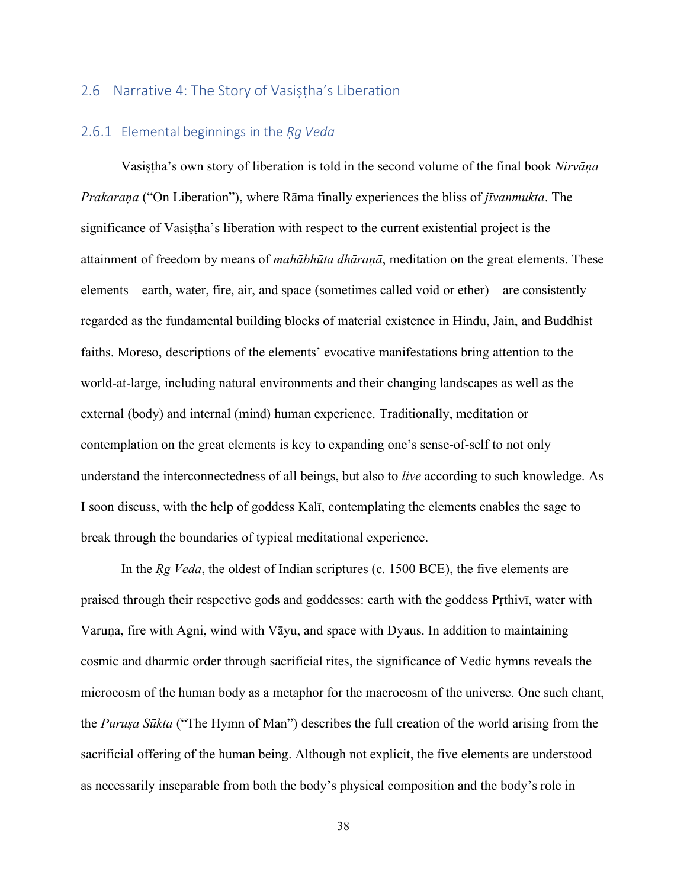## 2.6 Narrative 4: The Story of Vasiṣṭha's Liberation

### 2.6.1 Elemental beginnings in the *Ṛg Veda*

Vasiṣṭha's own story of liberation is told in the second volume of the final book *Nirvāṇa Prakaraṇa* ("On Liberation"), where Rāma finally experiences the bliss of *jīvanmukta*. The significance of Vasiṣṭha's liberation with respect to the current existential project is the attainment of freedom by means of *mahābhūta dhāraṇā*, meditation on the great elements. These elements—earth, water, fire, air, and space (sometimes called void or ether)—are consistently regarded as the fundamental building blocks of material existence in Hindu, Jain, and Buddhist faiths. Moreso, descriptions of the elements' evocative manifestations bring attention to the world-at-large, including natural environments and their changing landscapes as well as the external (body) and internal (mind) human experience. Traditionally, meditation or contemplation on the great elements is key to expanding one's sense-of-self to not only understand the interconnectedness of all beings, but also to *live* according to such knowledge. As I soon discuss, with the help of goddess Kalī, contemplating the elements enables the sage to break through the boundaries of typical meditational experience.

In the *Ṛg Veda*, the oldest of Indian scriptures (c. 1500 BCE), the five elements are praised through their respective gods and goddesses: earth with the goddess Pṛthivī, water with Varuṇa, fire with Agni, wind with Vāyu, and space with Dyaus. In addition to maintaining cosmic and dharmic order through sacrificial rites, the significance of Vedic hymns reveals the microcosm of the human body as a metaphor for the macrocosm of the universe. One such chant, the *Puruṣa Sūkta* ("The Hymn of Man") describes the full creation of the world arising from the sacrificial offering of the human being. Although not explicit, the five elements are understood as necessarily inseparable from both the body's physical composition and the body's role in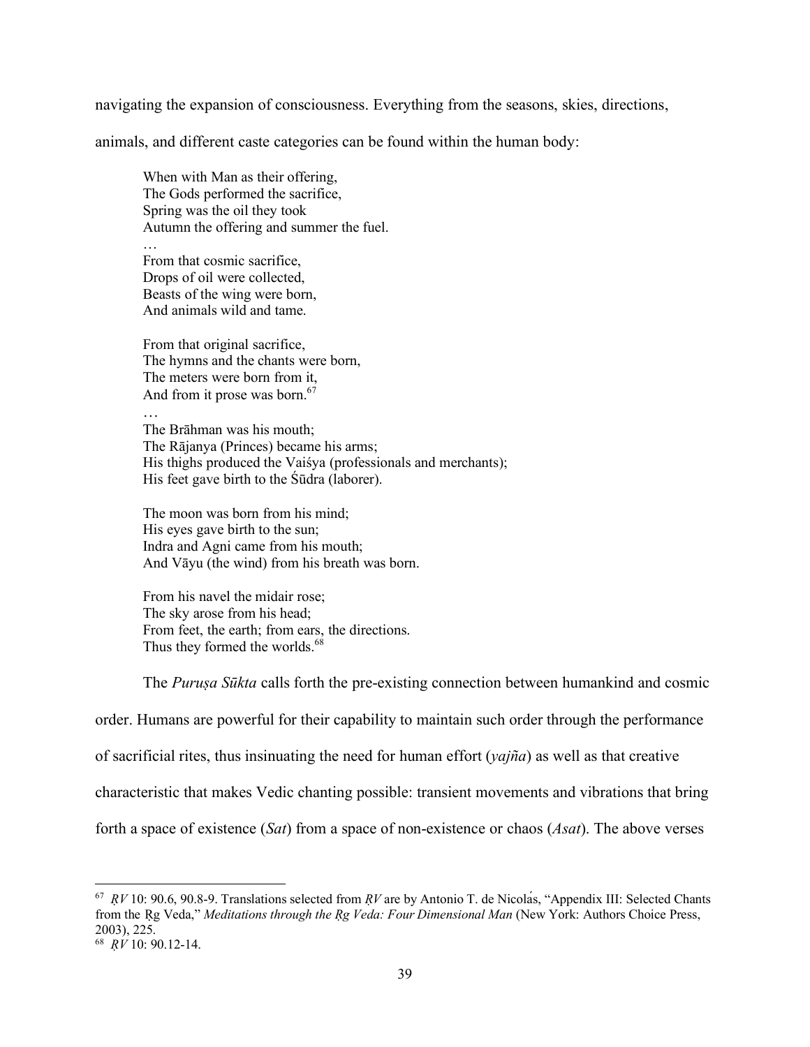navigating the expansion of consciousness. Everything from the seasons, skies, directions, animals, and different caste categories can be found within the human body:

> When with Man as their offering,
> The Gods performed the sacrifice,
> Spring was the oil they took
> Autumn the offering and summer the fuel.
> …
> From that cosmic sacrifice,
> Drops of oil were collected,
> Beasts of the wing were born,
> And animals wild and tame.
>
> From that original sacrifice,
> The hymns and the chants were born,
> The meters were born from it,
> And from it prose was born.[67]
> …
> The Brāhman was his mouth;
> The Rājanya (Princes) became his arms;
> His thighs produced the Vaiśya (professionals and merchants);
> His feet gave birth to the Śūdra (laborer).
>
> The moon was born from his mind;
> His eyes gave birth to the sun;
> Indra and Agni came from his mouth;
> And Vāyu (the wind) from his breath was born.
>
> From his navel the midair rose;
> The sky arose from his head;
> From feet, the earth; from ears, the directions.
> Thus they formed the worlds.[68]

The *Puruṣa Sūkta* calls forth the pre-existing connection between humankind and cosmic order. Humans are powerful for their capability to maintain such order through the performance of sacrificial rites, thus insinuating the need for human effort (*yajña*) as well as that creative characteristic that makes Vedic chanting possible: transient movements and vibrations that bring forth a space of existence (*Sat*) from a space of non-existence or chaos (*Asat*). The above verses

---

[67] *ṚV* 10: 90.6, 90.8-9. Translations selected from *ṚV* are by Antonio T. de Nicolás, "Appendix III: Selected Chants from the Ṛg Veda," *Meditations through the Ṛg Veda: Four Dimensional Man* (New York: Authors Choice Press, 2003), 225.

[68] *ṚV* 10: 90.12-14.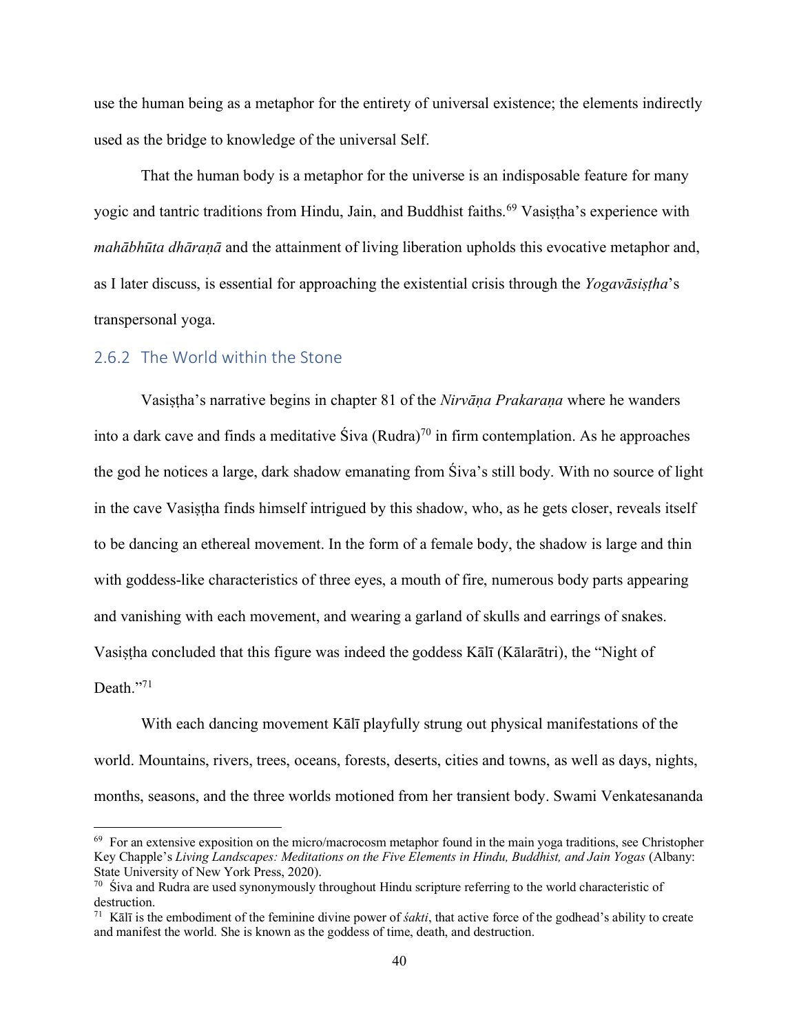use the human being as a metaphor for the entirety of universal existence; the elements indirectly used as the bridge to knowledge of the universal Self.

That the human body is a metaphor for the universe is an indisposable feature for many yogic and tantric traditions from Hindu, Jain, and Buddhist faiths.[69] Vasiṣṭha's experience with *mahābhūta dhāraṇā* and the attainment of living liberation upholds this evocative metaphor and, as I later discuss, is essential for approaching the existential crisis through the *Yogavāsiṣṭha*'s transpersonal yoga.

### 2.6.2 The World within the Stone

Vasiṣṭha's narrative begins in chapter 81 of the *Nirvāṇa Prakaraṇa* where he wanders into a dark cave and finds a meditative Śiva (Rudra)[70] in firm contemplation. As he approaches the god he notices a large, dark shadow emanating from Śiva's still body. With no source of light in the cave Vasiṣṭha finds himself intrigued by this shadow, who, as he gets closer, reveals itself to be dancing an ethereal movement. In the form of a female body, the shadow is large and thin with goddess-like characteristics of three eyes, a mouth of fire, numerous body parts appearing and vanishing with each movement, and wearing a garland of skulls and earrings of snakes. Vasiṣṭha concluded that this figure was indeed the goddess Kālī (Kālarātri), the "Night of Death."[71]

With each dancing movement Kālī playfully strung out physical manifestations of the world. Mountains, rivers, trees, oceans, forests, deserts, cities and towns, as well as days, nights, months, seasons, and the three worlds motioned from her transient body. Swami Venkatesananda

---

[69] For an extensive exposition on the micro/macrocosm metaphor found in the main yoga traditions, see Christopher Key Chapple's *Living Landscapes: Meditations on the Five Elements in Hindu, Buddhist, and Jain Yogas* (Albany: State University of New York Press, 2020).

[70] Śiva and Rudra are used synonymously throughout Hindu scripture referring to the world characteristic of destruction.

[71] Kālī is the embodiment of the feminine divine power of *śakti*, that active force of the godhead's ability to create and manifest the world. She is known as the goddess of time, death, and destruction.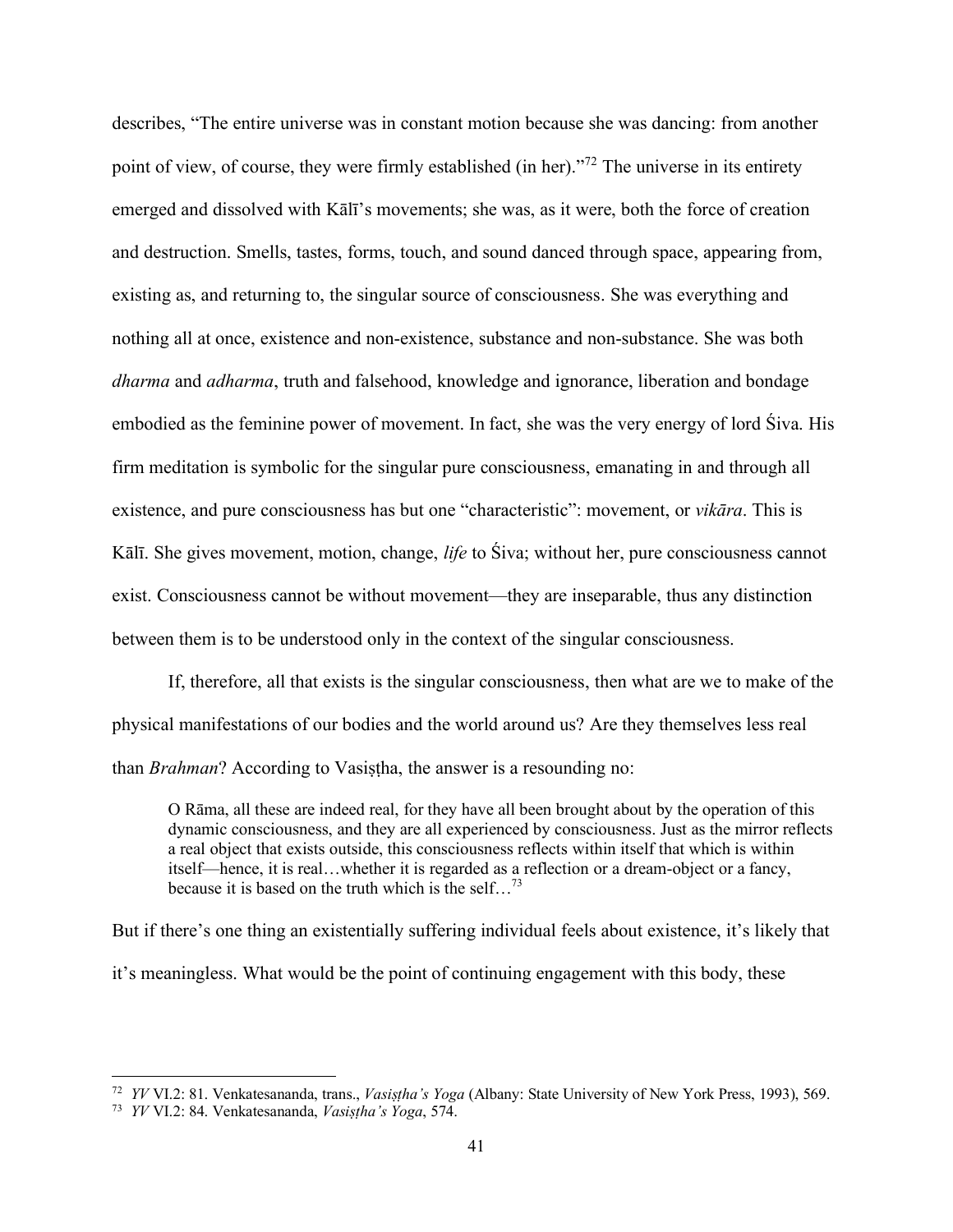describes, "The entire universe was in constant motion because she was dancing: from another point of view, of course, they were firmly established (in her)."[72] The universe in its entirety emerged and dissolved with Kālī's movements; she was, as it were, both the force of creation and destruction. Smells, tastes, forms, touch, and sound danced through space, appearing from, existing as, and returning to, the singular source of consciousness. She was everything and nothing all at once, existence and non-existence, substance and non-substance. She was both *dharma* and *adharma*, truth and falsehood, knowledge and ignorance, liberation and bondage embodied as the feminine power of movement. In fact, she was the very energy of lord Śiva. His firm meditation is symbolic for the singular pure consciousness, emanating in and through all existence, and pure consciousness has but one "characteristic": movement, or *vikāra*. This is Kālī. She gives movement, motion, change, *life* to Śiva; without her, pure consciousness cannot exist. Consciousness cannot be without movement—they are inseparable, thus any distinction between them is to be understood only in the context of the singular consciousness.

If, therefore, all that exists is the singular consciousness, then what are we to make of the physical manifestations of our bodies and the world around us? Are they themselves less real than *Brahman*? According to Vasiṣṭha, the answer is a resounding no:

> O Rāma, all these are indeed real, for they have all been brought about by the operation of this dynamic consciousness, and they are all experienced by consciousness. Just as the mirror reflects a real object that exists outside, this consciousness reflects within itself that which is within itself—hence, it is real…whether it is regarded as a reflection or a dream-object or a fancy, because it is based on the truth which is the self…[73]

But if there's one thing an existentially suffering individual feels about existence, it's likely that it's meaningless. What would be the point of continuing engagement with this body, these

---

[72] *YV* VI.2: 81. Venkatesananda, trans., *Vasiṣṭha's Yoga* (Albany: State University of New York Press, 1993), 569.

[73] *YV* VI.2: 84. Venkatesananda, *Vasiṣṭha's Yoga*, 574.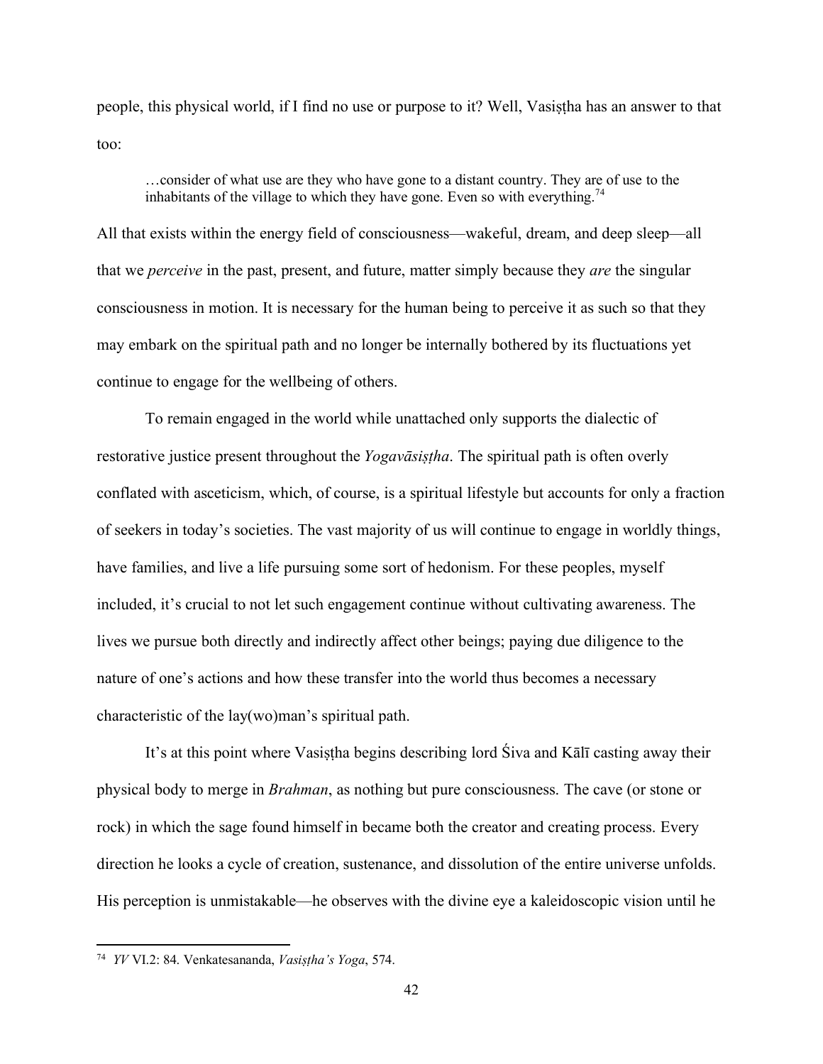people, this physical world, if I find no use or purpose to it? Well, Vasiṣṭha has an answer to that too:

> …consider of what use are they who have gone to a distant country. They are of use to the inhabitants of the village to which they have gone. Even so with everything.[74]

All that exists within the energy field of consciousness—wakeful, dream, and deep sleep—all that we *perceive* in the past, present, and future, matter simply because they *are* the singular consciousness in motion. It is necessary for the human being to perceive it as such so that they may embark on the spiritual path and no longer be internally bothered by its fluctuations yet continue to engage for the wellbeing of others.

To remain engaged in the world while unattached only supports the dialectic of restorative justice present throughout the *Yogavāsiṣṭha*. The spiritual path is often overly conflated with asceticism, which, of course, is a spiritual lifestyle but accounts for only a fraction of seekers in today's societies. The vast majority of us will continue to engage in worldly things, have families, and live a life pursuing some sort of hedonism. For these peoples, myself included, it's crucial to not let such engagement continue without cultivating awareness. The lives we pursue both directly and indirectly affect other beings; paying due diligence to the nature of one's actions and how these transfer into the world thus becomes a necessary characteristic of the lay(wo)man's spiritual path.

It's at this point where Vasiṣṭha begins describing lord Śiva and Kālī casting away their physical body to merge in *Brahman*, as nothing but pure consciousness. The cave (or stone or rock) in which the sage found himself in became both the creator and creating process. Every direction he looks a cycle of creation, sustenance, and dissolution of the entire universe unfolds. His perception is unmistakable—he observes with the divine eye a kaleidoscopic vision until he

---

[74] *YV* VI.2: 84. Venkatesananda, *Vasiṣṭha's Yoga*, 574.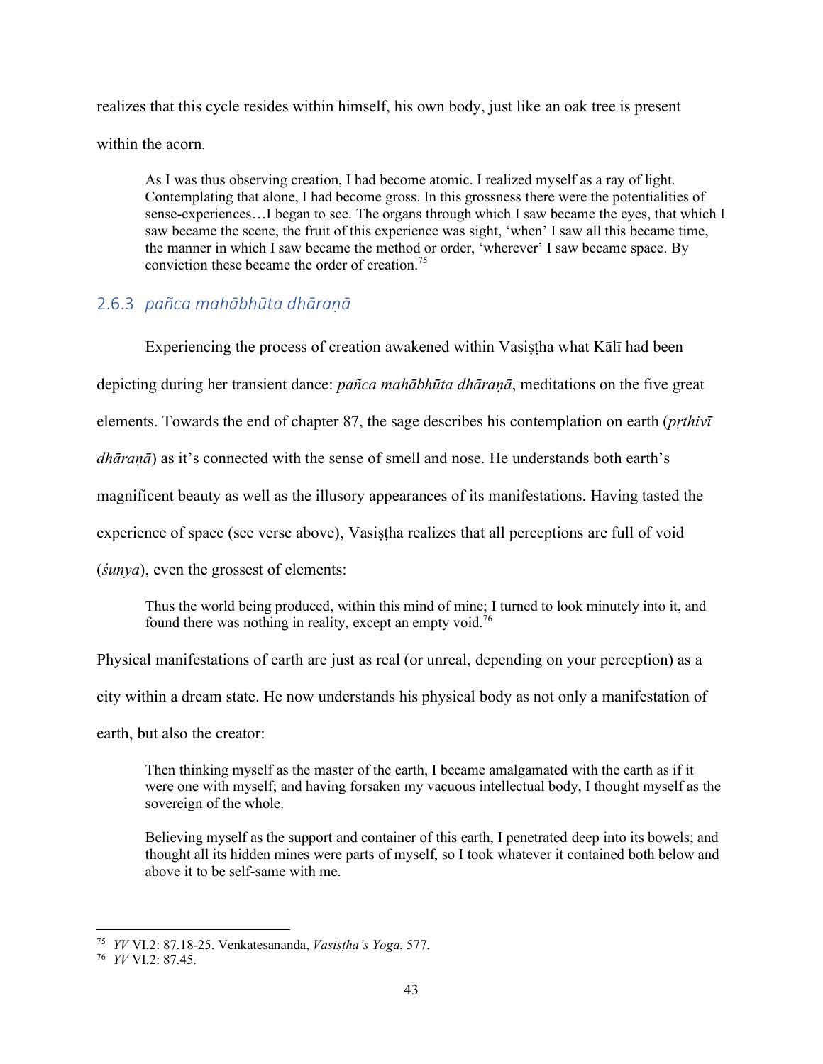realizes that this cycle resides within himself, his own body, just like an oak tree is present within the acorn.

> As I was thus observing creation, I had become atomic. I realized myself as a ray of light. Contemplating that alone, I had become gross. In this grossness there were the potentialities of sense-experiences…I began to see. The organs through which I saw became the eyes, that which I saw became the scene, the fruit of this experience was sight, 'when' I saw all this became time, the manner in which I saw became the method or order, 'wherever' I saw became space. By conviction these became the order of creation.[75]

### 2.6.3 *pañca mahābhūta dhāraṇā*

Experiencing the process of creation awakened within Vasiṣṭha what Kālī had been depicting during her transient dance: *pañca mahābhūta dhāraṇā*, meditations on the five great elements. Towards the end of chapter 87, the sage describes his contemplation on earth (*pṛthivī dhāraṇā*) as it's connected with the sense of smell and nose. He understands both earth's magnificent beauty as well as the illusory appearances of its manifestations. Having tasted the experience of space (see verse above), Vasiṣṭha realizes that all perceptions are full of void (*śunya*), even the grossest of elements:

> Thus the world being produced, within this mind of mine; I turned to look minutely into it, and found there was nothing in reality, except an empty void.[76]

Physical manifestations of earth are just as real (or unreal, depending on your perception) as a city within a dream state. He now understands his physical body as not only a manifestation of earth, but also the creator:

> Then thinking myself as the master of the earth, I became amalgamated with the earth as if it were one with myself; and having forsaken my vacuous intellectual body, I thought myself as the sovereign of the whole.
>
> Believing myself as the support and container of this earth, I penetrated deep into its bowels; and thought all its hidden mines were parts of myself, so I took whatever it contained both below and above it to be self-same with me.

---

[75] *YV* VI.2: 87.18-25. Venkatesananda, *Vasiṣṭha's Yoga*, 577.

[76] *YV* VI.2: 87.45.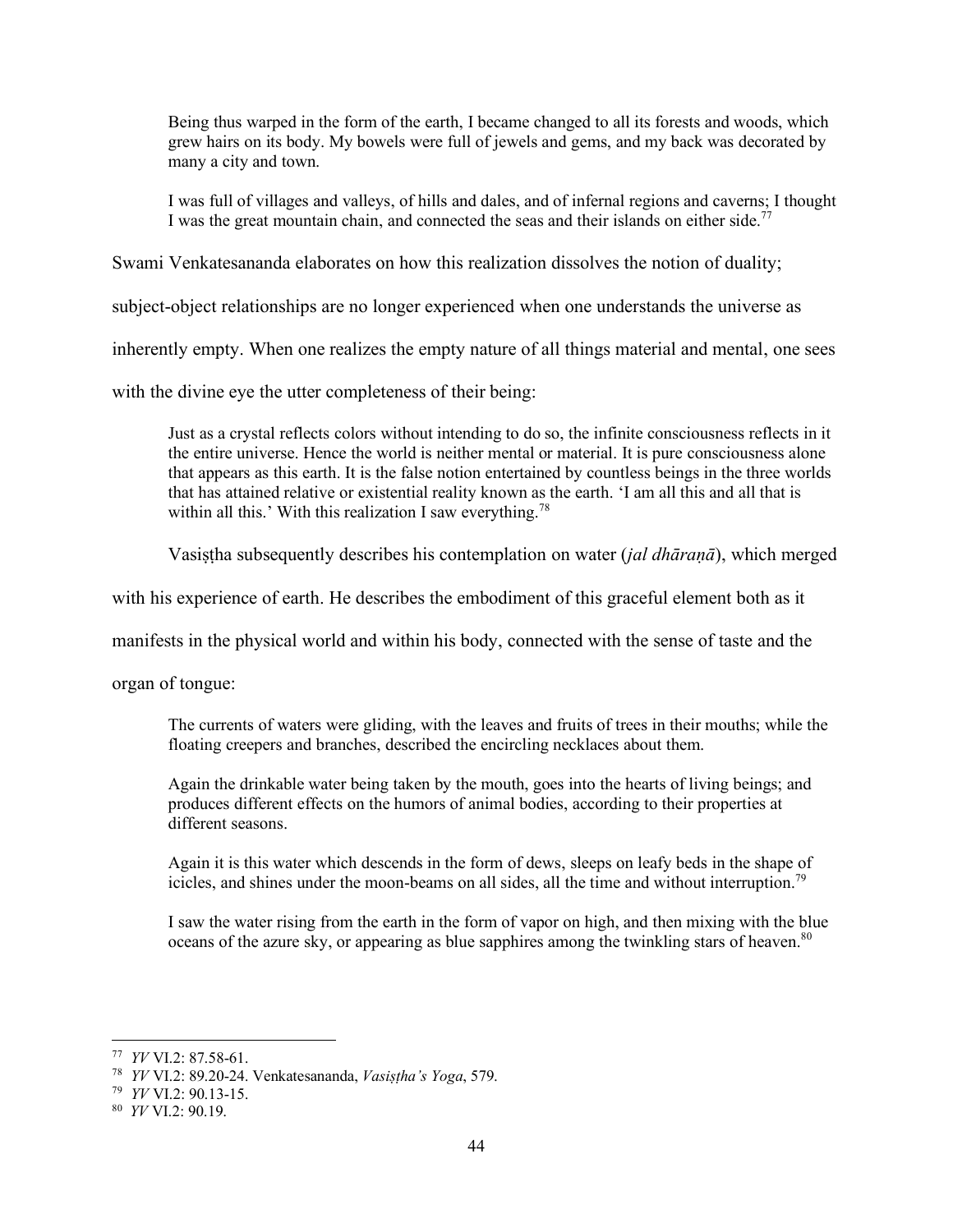> Being thus warped in the form of the earth, I became changed to all its forests and woods, which grew hairs on its body. My bowels were full of jewels and gems, and my back was decorated by many a city and town.
>
> I was full of villages and valleys, of hills and dales, and of infernal regions and caverns; I thought I was the great mountain chain, and connected the seas and their islands on either side.[77]

Swami Venkatesananda elaborates on how this realization dissolves the notion of duality; subject-object relationships are no longer experienced when one understands the universe as inherently empty. When one realizes the empty nature of all things material and mental, one sees with the divine eye the utter completeness of their being:

> Just as a crystal reflects colors without intending to do so, the infinite consciousness reflects in it the entire universe. Hence the world is neither mental or material. It is pure consciousness alone that appears as this earth. It is the false notion entertained by countless beings in the three worlds that has attained relative or existential reality known as the earth. 'I am all this and all that is within all this.' With this realization I saw everything.[78]

Vasiṣṭha subsequently describes his contemplation on water (*jal dhāraṇā*), which merged with his experience of earth. He describes the embodiment of this graceful element both as it manifests in the physical world and within his body, connected with the sense of taste and the organ of tongue:

> The currents of waters were gliding, with the leaves and fruits of trees in their mouths; while the floating creepers and branches, described the encircling necklaces about them.
>
> Again the drinkable water being taken by the mouth, goes into the hearts of living beings; and produces different effects on the humors of animal bodies, according to their properties at different seasons.
>
> Again it is this water which descends in the form of dews, sleeps on leafy beds in the shape of icicles, and shines under the moon-beams on all sides, all the time and without interruption.[79]
>
> I saw the water rising from the earth in the form of vapor on high, and then mixing with the blue oceans of the azure sky, or appearing as blue sapphires among the twinkling stars of heaven.[80]

---

[77] *YV* VI.2: 87.58-61.

[78] *YV* VI.2: 89.20-24. Venkatesananda, *Vasiṣṭha's Yoga*, 579.

[79] *YV* VI.2: 90.13-15.

[80] *YV* VI.2: 90.19.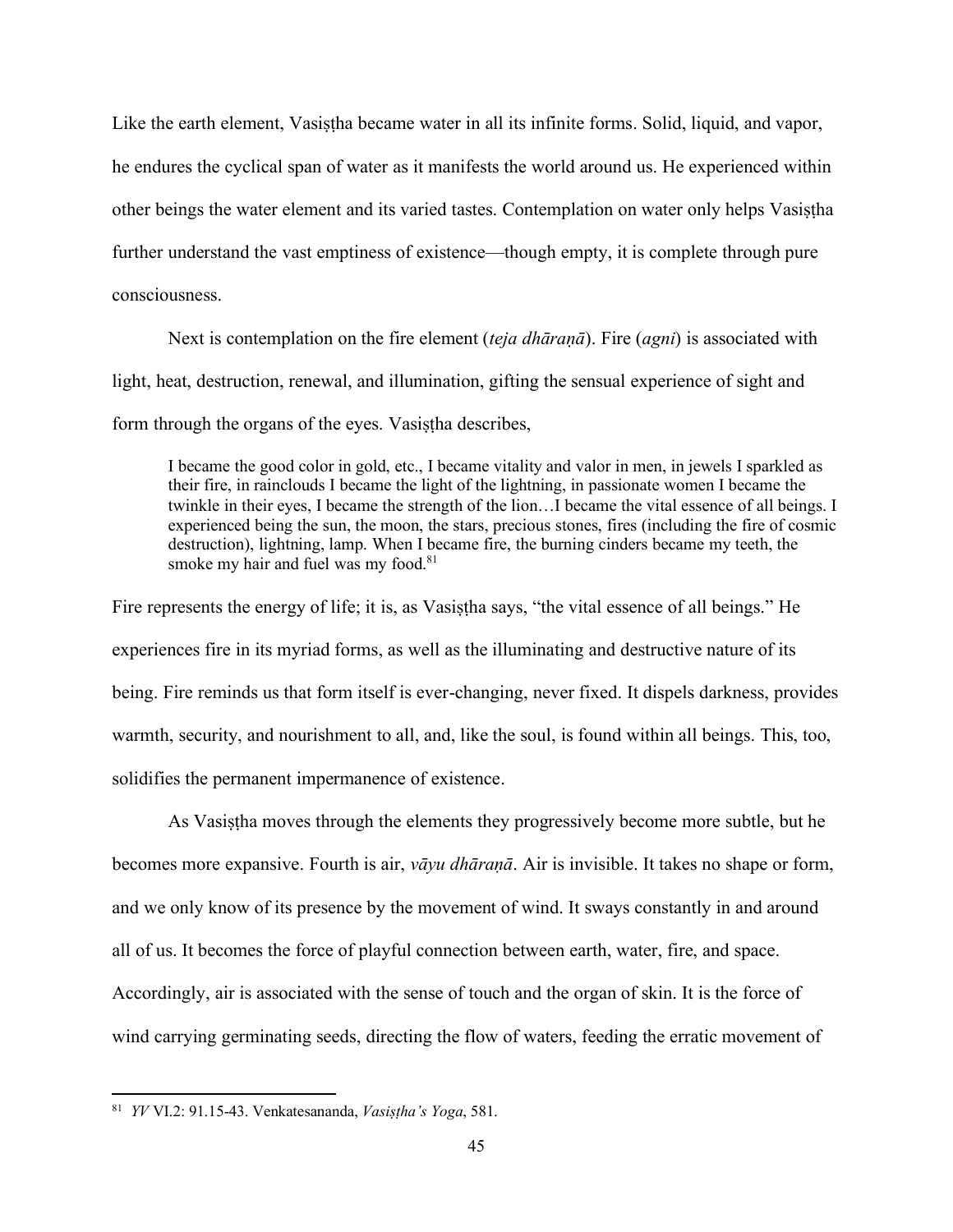Like the earth element, Vasiṣṭha became water in all its infinite forms. Solid, liquid, and vapor, he endures the cyclical span of water as it manifests the world around us. He experienced within other beings the water element and its varied tastes. Contemplation on water only helps Vasiṣṭha further understand the vast emptiness of existence—though empty, it is complete through pure consciousness.

Next is contemplation on the fire element (*teja dhāraṇā*). Fire (*agni*) is associated with light, heat, destruction, renewal, and illumination, gifting the sensual experience of sight and form through the organs of the eyes. Vasiṣṭha describes,

> I became the good color in gold, etc., I became vitality and valor in men, in jewels I sparkled as their fire, in rainclouds I became the light of the lightning, in passionate women I became the twinkle in their eyes, I became the strength of the lion…I became the vital essence of all beings. I experienced being the sun, the moon, the stars, precious stones, fires (including the fire of cosmic destruction), lightning, lamp. When I became fire, the burning cinders became my teeth, the smoke my hair and fuel was my food.[81]

Fire represents the energy of life; it is, as Vasiṣṭha says, "the vital essence of all beings." He experiences fire in its myriad forms, as well as the illuminating and destructive nature of its being. Fire reminds us that form itself is ever-changing, never fixed. It dispels darkness, provides warmth, security, and nourishment to all, and, like the soul, is found within all beings. This, too, solidifies the permanent impermanence of existence.

As Vasiṣṭha moves through the elements they progressively become more subtle, but he becomes more expansive. Fourth is air, *vāyu dhāraṇā*. Air is invisible. It takes no shape or form, and we only know of its presence by the movement of wind. It sways constantly in and around all of us. It becomes the force of playful connection between earth, water, fire, and space. Accordingly, air is associated with the sense of touch and the organ of skin. It is the force of wind carrying germinating seeds, directing the flow of waters, feeding the erratic movement of

---

[81] *YV* VI.2: 91.15-43. Venkatesananda, *Vasiṣṭha's Yoga*, 581.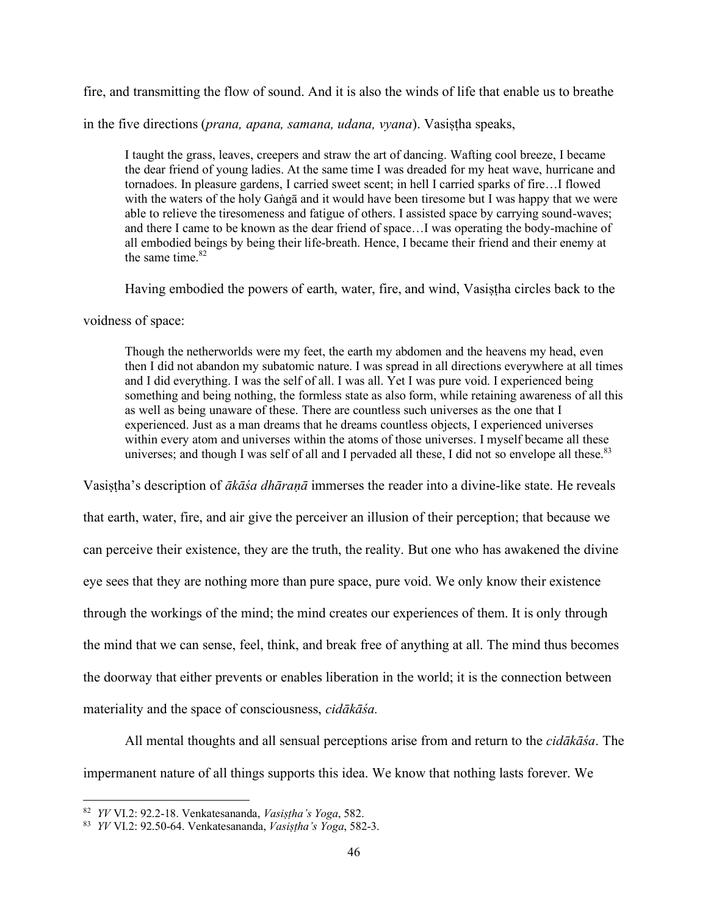fire, and transmitting the flow of sound. And it is also the winds of life that enable us to breathe in the five directions (*prana, apana, samana, udana, vyana*). Vasiṣṭha speaks,

> I taught the grass, leaves, creepers and straw the art of dancing. Wafting cool breeze, I became the dear friend of young ladies. At the same time I was dreaded for my heat wave, hurricane and tornadoes. In pleasure gardens, I carried sweet scent; in hell I carried sparks of fire…I flowed with the waters of the holy Gaṅgā and it would have been tiresome but I was happy that we were able to relieve the tiresomeness and fatigue of others. I assisted space by carrying sound-waves; and there I came to be known as the dear friend of space…I was operating the body-machine of all embodied beings by being their life-breath. Hence, I became their friend and their enemy at the same time.[82]

Having embodied the powers of earth, water, fire, and wind, Vasiṣṭha circles back to the voidness of space:

> Though the netherworlds were my feet, the earth my abdomen and the heavens my head, even then I did not abandon my subatomic nature. I was spread in all directions everywhere at all times and I did everything. I was the self of all. I was all. Yet I was pure void. I experienced being something and being nothing, the formless state as also form, while retaining awareness of all this as well as being unaware of these. There are countless such universes as the one that I experienced. Just as a man dreams that he dreams countless objects, I experienced universes within every atom and universes within the atoms of those universes. I myself became all these universes; and though I was self of all and I pervaded all these, I did not so envelope all these.[83]

Vasiṣṭha's description of *ākāśa dhāraṇā* immerses the reader into a divine-like state. He reveals that earth, water, fire, and air give the perceiver an illusion of their perception; that because we can perceive their existence, they are the truth, the reality. But one who has awakened the divine eye sees that they are nothing more than pure space, pure void. We only know their existence through the workings of the mind; the mind creates our experiences of them. It is only through the mind that we can sense, feel, think, and break free of anything at all. The mind thus becomes the doorway that either prevents or enables liberation in the world; it is the connection between materiality and the space of consciousness, *cidākāśa.*

All mental thoughts and all sensual perceptions arise from and return to the *cidākāśa*. The impermanent nature of all things supports this idea. We know that nothing lasts forever. We

---

[82] *YV* VI.2: 92.2-18. Venkatesananda, *Vasiṣṭha's Yoga*, 582.

[83] *YV* VI.2: 92.50-64. Venkatesananda, *Vasiṣṭha's Yoga*, 582-3.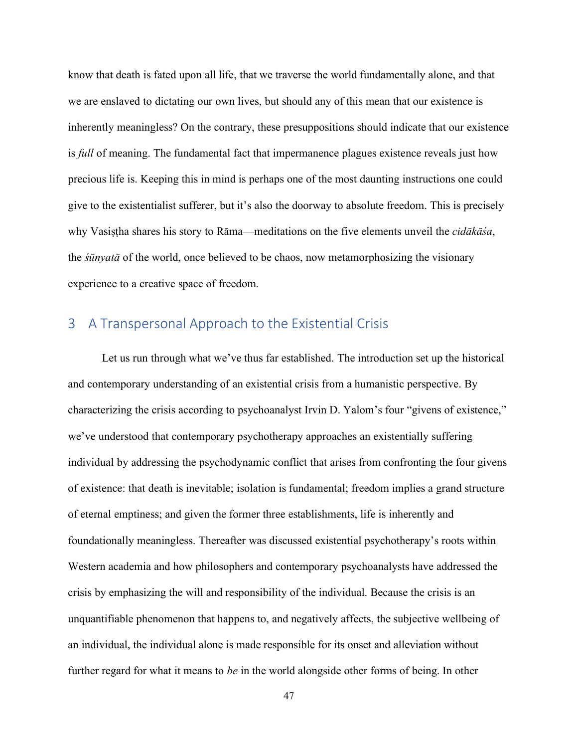know that death is fated upon all life, that we traverse the world fundamentally alone, and that we are enslaved to dictating our own lives, but should any of this mean that our existence is inherently meaningless? On the contrary, these presuppositions should indicate that our existence is *full* of meaning. The fundamental fact that impermanence plagues existence reveals just how precious life is. Keeping this in mind is perhaps one of the most daunting instructions one could give to the existentialist sufferer, but it's also the doorway to absolute freedom. This is precisely why Vasiṣṭha shares his story to Rāma—meditations on the five elements unveil the *cidākāśa*, the *śūnyatā* of the world, once believed to be chaos, now metamorphosizing the visionary experience to a creative space of freedom.

## 3 A Transpersonal Approach to the Existential Crisis

Let us run through what we've thus far established. The introduction set up the historical and contemporary understanding of an existential crisis from a humanistic perspective. By characterizing the crisis according to psychoanalyst Irvin D. Yalom's four "givens of existence," we've understood that contemporary psychotherapy approaches an existentially suffering individual by addressing the psychodynamic conflict that arises from confronting the four givens of existence: that death is inevitable; isolation is fundamental; freedom implies a grand structure of eternal emptiness; and given the former three establishments, life is inherently and foundationally meaningless. Thereafter was discussed existential psychotherapy's roots within Western academia and how philosophers and contemporary psychoanalysts have addressed the crisis by emphasizing the will and responsibility of the individual. Because the crisis is an unquantifiable phenomenon that happens to, and negatively affects, the subjective wellbeing of an individual, the individual alone is made responsible for its onset and alleviation without further regard for what it means to *be* in the world alongside other forms of being. In other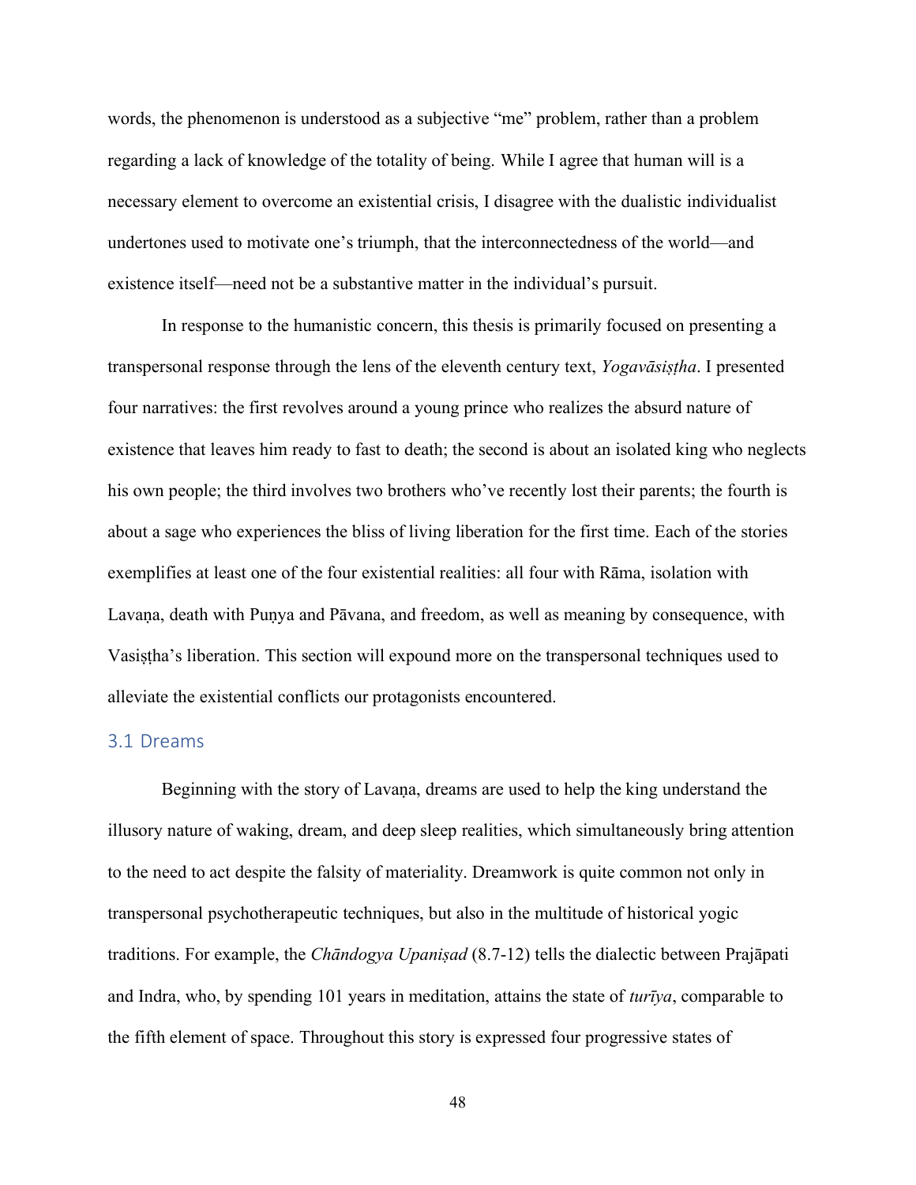words, the phenomenon is understood as a subjective "me" problem, rather than a problem regarding a lack of knowledge of the totality of being. While I agree that human will is a necessary element to overcome an existential crisis, I disagree with the dualistic individualist undertones used to motivate one's triumph, that the interconnectedness of the world—and existence itself—need not be a substantive matter in the individual's pursuit.

In response to the humanistic concern, this thesis is primarily focused on presenting a transpersonal response through the lens of the eleventh century text, *Yogavāsiṣṭha*. I presented four narratives: the first revolves around a young prince who realizes the absurd nature of existence that leaves him ready to fast to death; the second is about an isolated king who neglects his own people; the third involves two brothers who've recently lost their parents; the fourth is about a sage who experiences the bliss of living liberation for the first time. Each of the stories exemplifies at least one of the four existential realities: all four with Rāma, isolation with Lavaṇa, death with Puṇya and Pāvana, and freedom, as well as meaning by consequence, with Vasiṣṭha's liberation. This section will expound more on the transpersonal techniques used to alleviate the existential conflicts our protagonists encountered.

## 3.1 Dreams

Beginning with the story of Lavaṇa, dreams are used to help the king understand the illusory nature of waking, dream, and deep sleep realities, which simultaneously bring attention to the need to act despite the falsity of materiality. Dreamwork is quite common not only in transpersonal psychotherapeutic techniques, but also in the multitude of historical yogic traditions. For example, the *Chāndogya Upaniṣad* (8.7-12) tells the dialectic between Prajāpati and Indra, who, by spending 101 years in meditation, attains the state of *turīya*, comparable to the fifth element of space. Throughout this story is expressed four progressive states of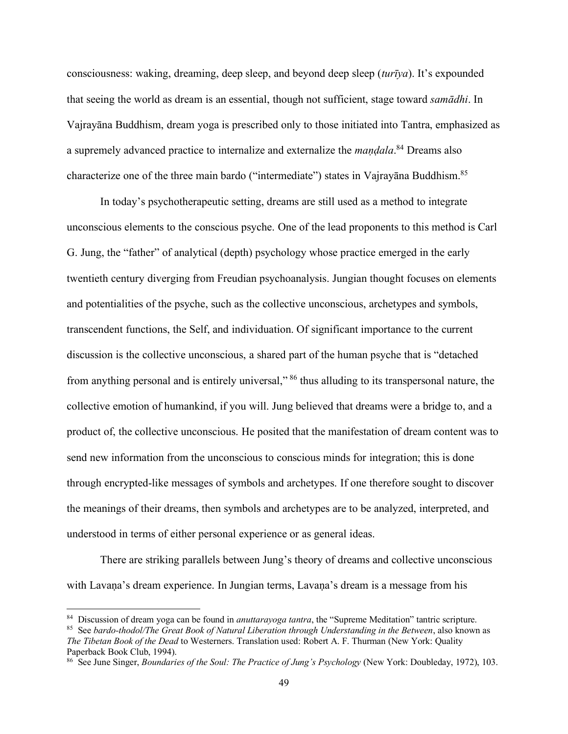consciousness: waking, dreaming, deep sleep, and beyond deep sleep (*turīya*). It's expounded that seeing the world as dream is an essential, though not sufficient, stage toward *samādhi*. In Vajrayāna Buddhism, dream yoga is prescribed only to those initiated into Tantra, emphasized as a supremely advanced practice to internalize and externalize the *maṇḍala*.[84] Dreams also characterize one of the three main bardo ("intermediate") states in Vajrayāna Buddhism.[85]

In today's psychotherapeutic setting, dreams are still used as a method to integrate unconscious elements to the conscious psyche. One of the lead proponents to this method is Carl G. Jung, the "father" of analytical (depth) psychology whose practice emerged in the early twentieth century diverging from Freudian psychoanalysis. Jungian thought focuses on elements and potentialities of the psyche, such as the collective unconscious, archetypes and symbols, transcendent functions, the Self, and individuation. Of significant importance to the current discussion is the collective unconscious, a shared part of the human psyche that is "detached from anything personal and is entirely universal,"[86] thus alluding to its transpersonal nature, the collective emotion of humankind, if you will. Jung believed that dreams were a bridge to, and a product of, the collective unconscious. He posited that the manifestation of dream content was to send new information from the unconscious to conscious minds for integration; this is done through encrypted-like messages of symbols and archetypes. If one therefore sought to discover the meanings of their dreams, then symbols and archetypes are to be analyzed, interpreted, and understood in terms of either personal experience or as general ideas.

There are striking parallels between Jung's theory of dreams and collective unconscious with Lavaṇa's dream experience. In Jungian terms, Lavaṇa's dream is a message from his

---

[84] Discussion of dream yoga can be found in *anuttarayoga tantra*, the "Supreme Meditation" tantric scripture.

[85] See *bardo-thodol/The Great Book of Natural Liberation through Understanding in the Between*, also known as *The Tibetan Book of the Dead* to Westerners. Translation used: Robert A. F. Thurman (New York: Quality Paperback Book Club, 1994).

[86] See June Singer, *Boundaries of the Soul: The Practice of Jung's Psychology* (New York: Doubleday, 1972), 103.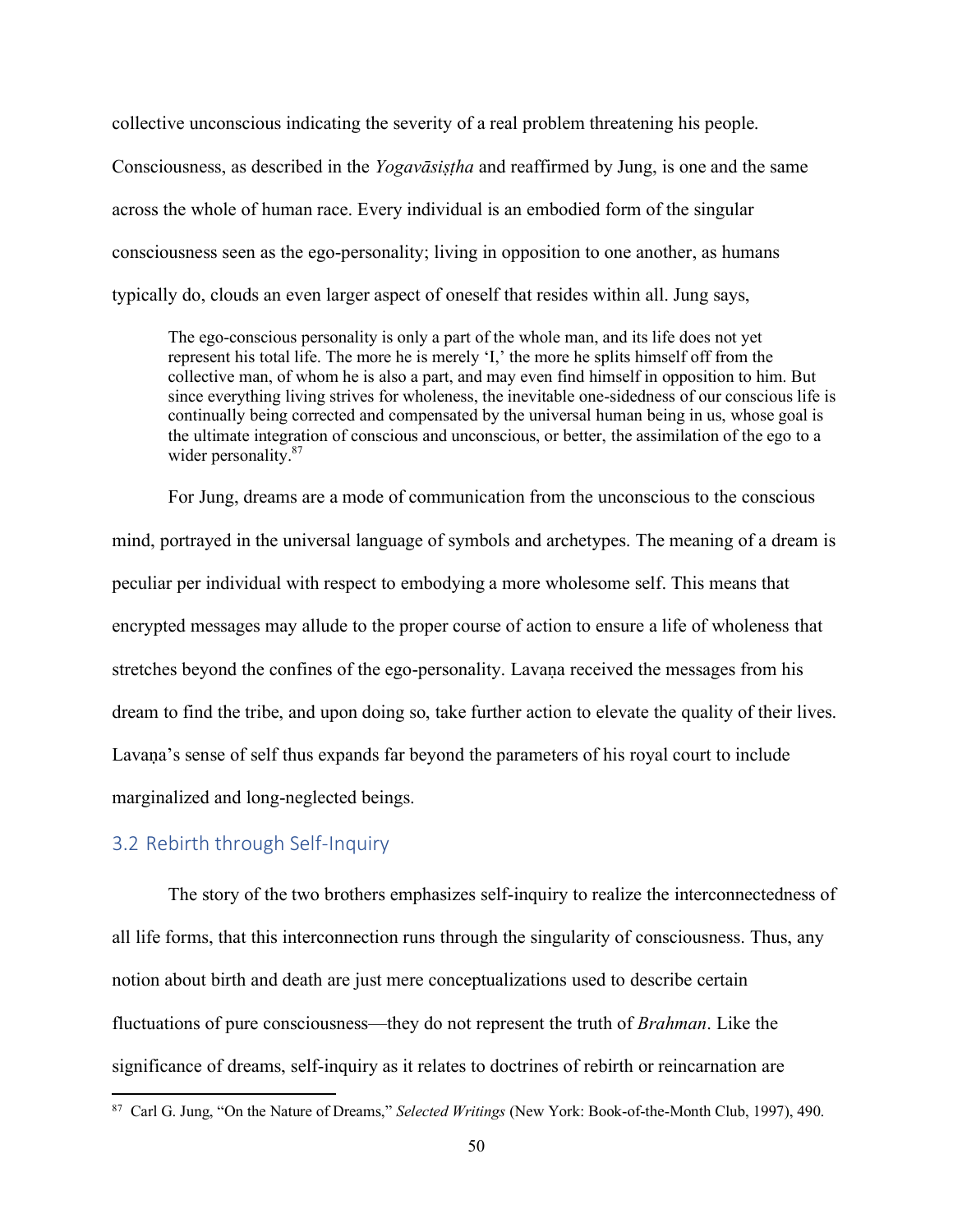collective unconscious indicating the severity of a real problem threatening his people. Consciousness, as described in the *Yogavāsiṣṭha* and reaffirmed by Jung, is one and the same across the whole of human race. Every individual is an embodied form of the singular consciousness seen as the ego-personality; living in opposition to one another, as humans typically do, clouds an even larger aspect of oneself that resides within all. Jung says,

> The ego-conscious personality is only a part of the whole man, and its life does not yet represent his total life. The more he is merely 'I,' the more he splits himself off from the collective man, of whom he is also a part, and may even find himself in opposition to him. But since everything living strives for wholeness, the inevitable one-sidedness of our conscious life is continually being corrected and compensated by the universal human being in us, whose goal is the ultimate integration of conscious and unconscious, or better, the assimilation of the ego to a wider personality.[87]

For Jung, dreams are a mode of communication from the unconscious to the conscious mind, portrayed in the universal language of symbols and archetypes. The meaning of a dream is peculiar per individual with respect to embodying a more wholesome self. This means that encrypted messages may allude to the proper course of action to ensure a life of wholeness that stretches beyond the confines of the ego-personality. Lavaṇa received the messages from his dream to find the tribe, and upon doing so, take further action to elevate the quality of their lives. Lavaṇa's sense of self thus expands far beyond the parameters of his royal court to include marginalized and long-neglected beings.

## 3.2 Rebirth through Self-Inquiry

The story of the two brothers emphasizes self-inquiry to realize the interconnectedness of all life forms, that this interconnection runs through the singularity of consciousness. Thus, any notion about birth and death are just mere conceptualizations used to describe certain fluctuations of pure consciousness—they do not represent the truth of *Brahman*. Like the significance of dreams, self-inquiry as it relates to doctrines of rebirth or reincarnation are

[87] Carl G. Jung, "On the Nature of Dreams," *Selected Writings* (New York: Book-of-the-Month Club, 1997), 490.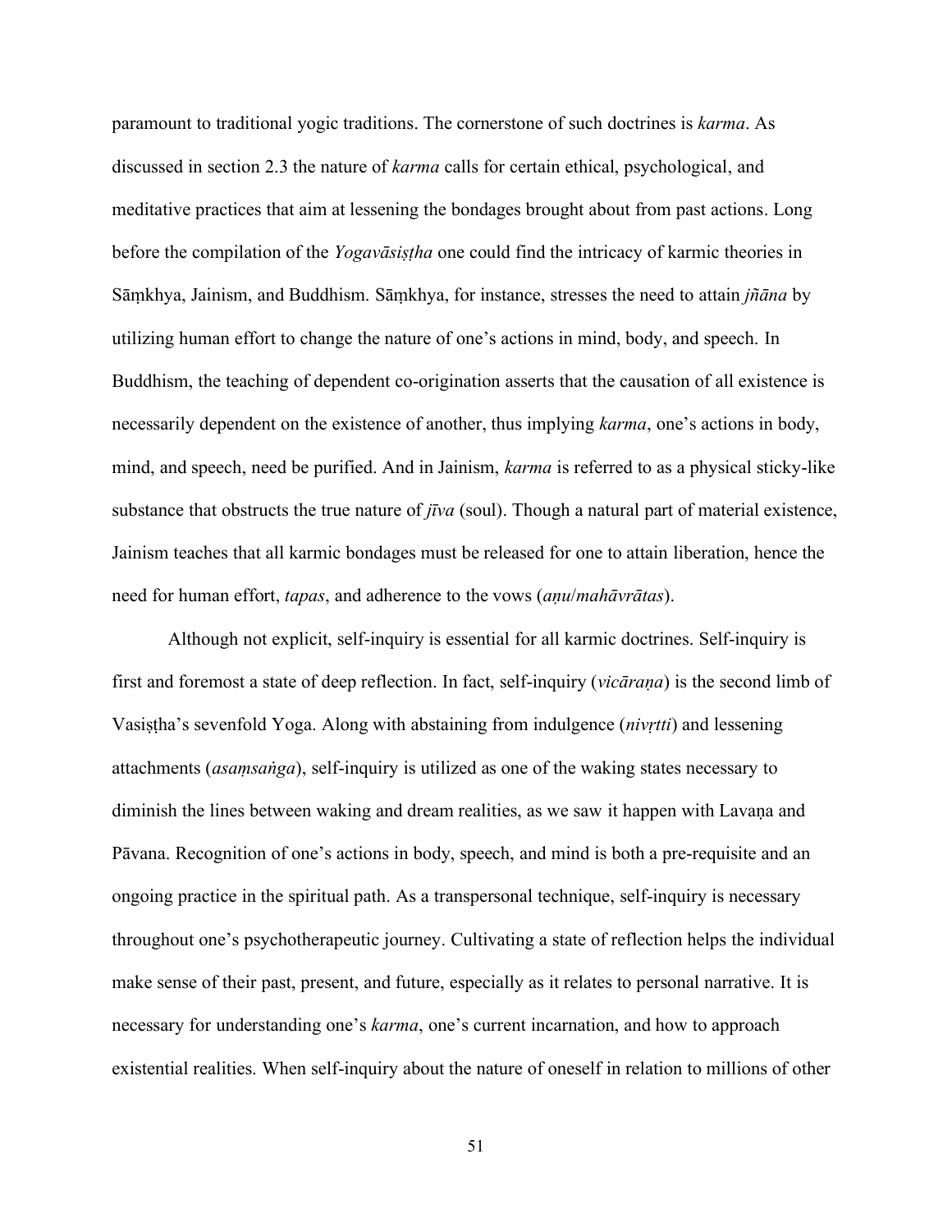paramount to traditional yogic traditions. The cornerstone of such doctrines is *karma*. As discussed in section 2.3 the nature of *karma* calls for certain ethical, psychological, and meditative practices that aim at lessening the bondages brought about from past actions. Long before the compilation of the *Yogavāsiṣṭha* one could find the intricacy of karmic theories in Sāṃkhya, Jainism, and Buddhism. Sāṃkhya, for instance, stresses the need to attain *jñāna* by utilizing human effort to change the nature of one's actions in mind, body, and speech. In Buddhism, the teaching of dependent co-origination asserts that the causation of all existence is necessarily dependent on the existence of another, thus implying *karma*, one's actions in body, mind, and speech, need be purified. And in Jainism, *karma* is referred to as a physical sticky-like substance that obstructs the true nature of *jīva* (soul). Though a natural part of material existence, Jainism teaches that all karmic bondages must be released for one to attain liberation, hence the need for human effort, *tapas*, and adherence to the vows (*aṇu*/*mahāvrātas*).

Although not explicit, self-inquiry is essential for all karmic doctrines. Self-inquiry is first and foremost a state of deep reflection. In fact, self-inquiry (*vicāraṇa*) is the second limb of Vasiṣṭha's sevenfold Yoga. Along with abstaining from indulgence (*nivṛtti*) and lessening attachments (*asaṃsaṅga*), self-inquiry is utilized as one of the waking states necessary to diminish the lines between waking and dream realities, as we saw it happen with Lavaṇa and Pāvana. Recognition of one's actions in body, speech, and mind is both a pre-requisite and an ongoing practice in the spiritual path. As a transpersonal technique, self-inquiry is necessary throughout one's psychotherapeutic journey. Cultivating a state of reflection helps the individual make sense of their past, present, and future, especially as it relates to personal narrative. It is necessary for understanding one's *karma*, one's current incarnation, and how to approach existential realities. When self-inquiry about the nature of oneself in relation to millions of other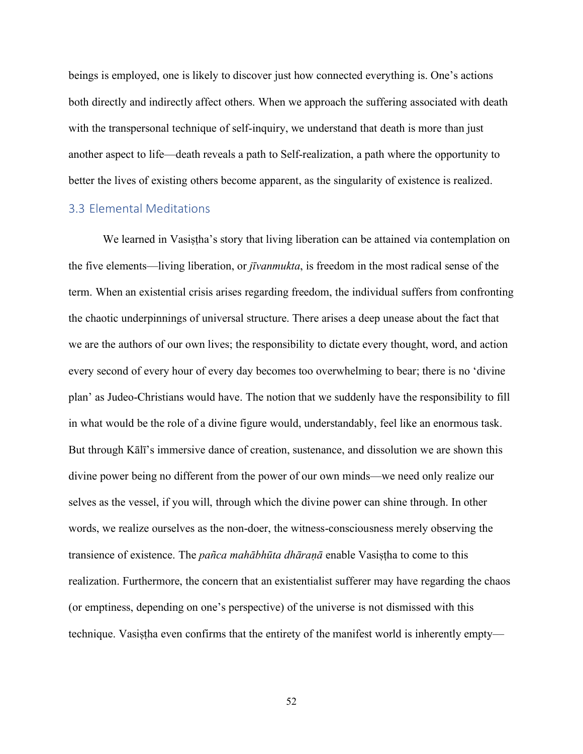beings is employed, one is likely to discover just how connected everything is. One's actions both directly and indirectly affect others. When we approach the suffering associated with death with the transpersonal technique of self-inquiry, we understand that death is more than just another aspect to life—death reveals a path to Self-realization, a path where the opportunity to better the lives of existing others become apparent, as the singularity of existence is realized.

### 3.3 Elemental Meditations

We learned in Vasiṣṭha's story that living liberation can be attained via contemplation on the five elements—living liberation, or *jīvanmukta*, is freedom in the most radical sense of the term. When an existential crisis arises regarding freedom, the individual suffers from confronting the chaotic underpinnings of universal structure. There arises a deep unease about the fact that we are the authors of our own lives; the responsibility to dictate every thought, word, and action every second of every hour of every day becomes too overwhelming to bear; there is no 'divine plan' as Judeo-Christians would have. The notion that we suddenly have the responsibility to fill in what would be the role of a divine figure would, understandably, feel like an enormous task. But through Kālī's immersive dance of creation, sustenance, and dissolution we are shown this divine power being no different from the power of our own minds—we need only realize our selves as the vessel, if you will, through which the divine power can shine through. In other words, we realize ourselves as the non-doer, the witness-consciousness merely observing the transience of existence. The *pañca mahābhūta dhāraṇā* enable Vasiṣṭha to come to this realization. Furthermore, the concern that an existentialist sufferer may have regarding the chaos (or emptiness, depending on one's perspective) of the universe is not dismissed with this technique. Vasiṣṭha even confirms that the entirety of the manifest world is inherently empty—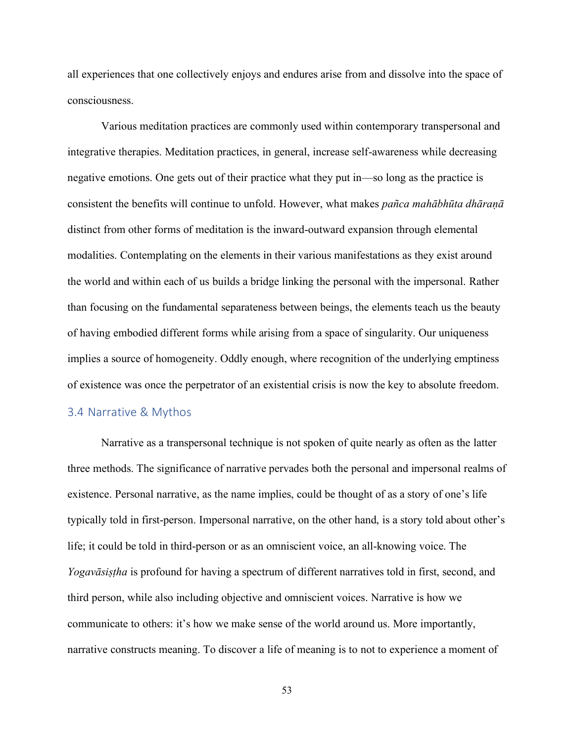all experiences that one collectively enjoys and endures arise from and dissolve into the space of consciousness.

Various meditation practices are commonly used within contemporary transpersonal and integrative therapies. Meditation practices, in general, increase self-awareness while decreasing negative emotions. One gets out of their practice what they put in—so long as the practice is consistent the benefits will continue to unfold. However, what makes *pañca mahābhūta dhāraṇā* distinct from other forms of meditation is the inward-outward expansion through elemental modalities. Contemplating on the elements in their various manifestations as they exist around the world and within each of us builds a bridge linking the personal with the impersonal. Rather than focusing on the fundamental separateness between beings, the elements teach us the beauty of having embodied different forms while arising from a space of singularity. Our uniqueness implies a source of homogeneity. Oddly enough, where recognition of the underlying emptiness of existence was once the perpetrator of an existential crisis is now the key to absolute freedom.

### 3.4 Narrative & Mythos

Narrative as a transpersonal technique is not spoken of quite nearly as often as the latter three methods. The significance of narrative pervades both the personal and impersonal realms of existence. Personal narrative, as the name implies, could be thought of as a story of one's life typically told in first-person. Impersonal narrative, on the other hand, is a story told about other's life; it could be told in third-person or as an omniscient voice, an all-knowing voice. The *Yogavāsiṣṭha* is profound for having a spectrum of different narratives told in first, second, and third person, while also including objective and omniscient voices. Narrative is how we communicate to others: it's how we make sense of the world around us. More importantly, narrative constructs meaning. To discover a life of meaning is to not to experience a moment of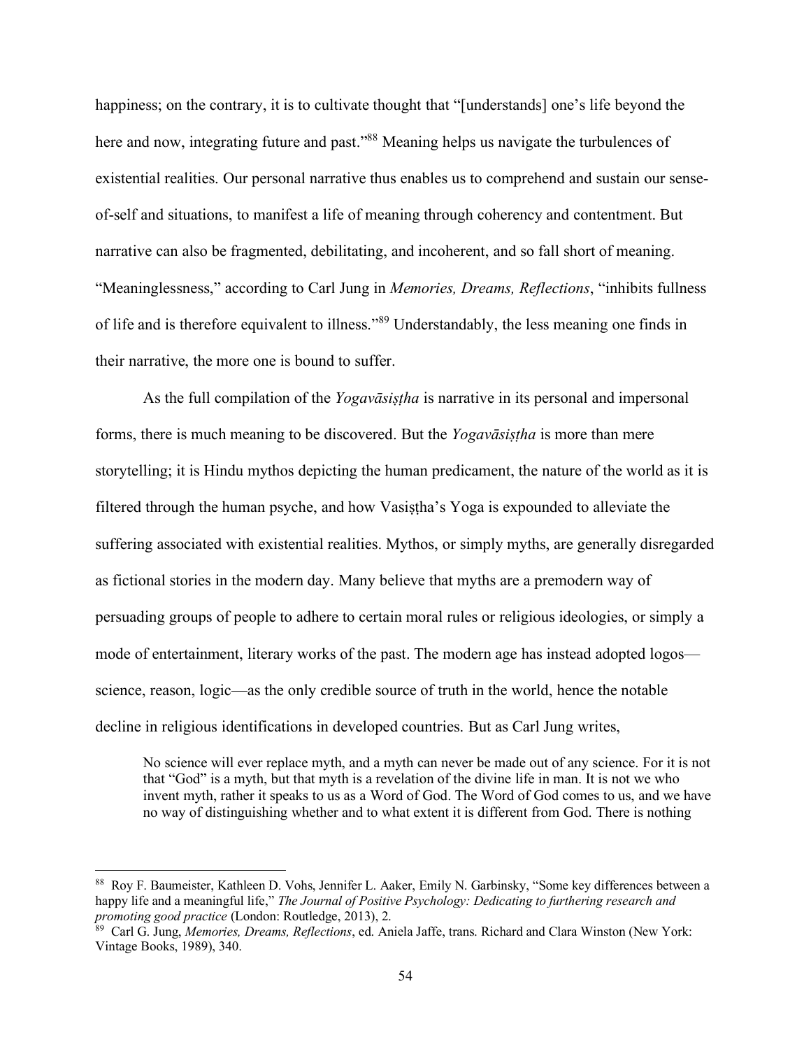happiness; on the contrary, it is to cultivate thought that "[understands] one's life beyond the here and now, integrating future and past."[88] Meaning helps us navigate the turbulences of existential realities. Our personal narrative thus enables us to comprehend and sustain our sense-of-self and situations, to manifest a life of meaning through coherency and contentment. But narrative can also be fragmented, debilitating, and incoherent, and so fall short of meaning. "Meaninglessness," according to Carl Jung in *Memories, Dreams, Reflections*, "inhibits fullness of life and is therefore equivalent to illness."[89] Understandably, the less meaning one finds in their narrative, the more one is bound to suffer.

As the full compilation of the *Yogavāsiṣṭha* is narrative in its personal and impersonal forms, there is much meaning to be discovered. But the *Yogavāsiṣṭha* is more than mere storytelling; it is Hindu mythos depicting the human predicament, the nature of the world as it is filtered through the human psyche, and how Vasiṣṭha's Yoga is expounded to alleviate the suffering associated with existential realities. Mythos, or simply myths, are generally disregarded as fictional stories in the modern day. Many believe that myths are a premodern way of persuading groups of people to adhere to certain moral rules or religious ideologies, or simply a mode of entertainment, literary works of the past. The modern age has instead adopted logos—science, reason, logic—as the only credible source of truth in the world, hence the notable decline in religious identifications in developed countries. But as Carl Jung writes,

> No science will ever replace myth, and a myth can never be made out of any science. For it is not that "God" is a myth, but that myth is a revelation of the divine life in man. It is not we who invent myth, rather it speaks to us as a Word of God. The Word of God comes to us, and we have no way of distinguishing whether and to what extent it is different from God. There is nothing

---

[88] Roy F. Baumeister, Kathleen D. Vohs, Jennifer L. Aaker, Emily N. Garbinsky, "Some key differences between a happy life and a meaningful life," *The Journal of Positive Psychology: Dedicating to furthering research and promoting good practice* (London: Routledge, 2013), 2.

[89] Carl G. Jung, *Memories, Dreams, Reflections*, ed. Aniela Jaffe, trans. Richard and Clara Winston (New York: Vintage Books, 1989), 340.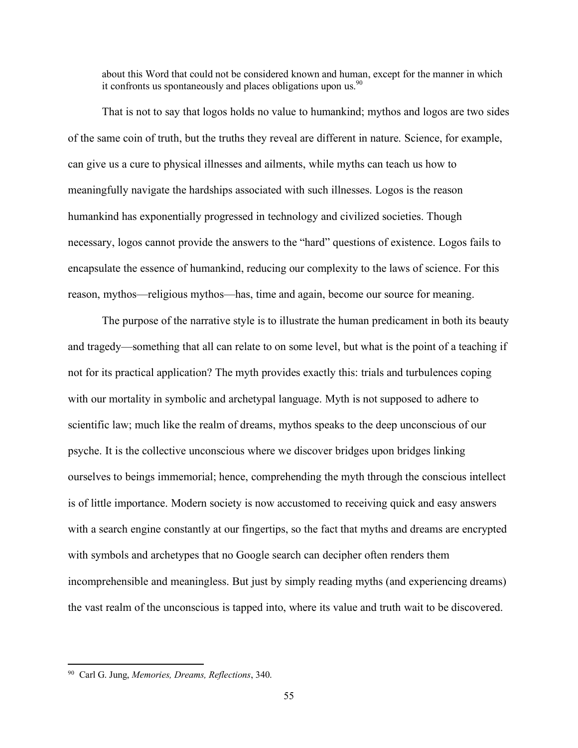> about this Word that could not be considered known and human, except for the manner in which it confronts us spontaneously and places obligations upon us.[90]

That is not to say that logos holds no value to humankind; mythos and logos are two sides of the same coin of truth, but the truths they reveal are different in nature. Science, for example, can give us a cure to physical illnesses and ailments, while myths can teach us how to meaningfully navigate the hardships associated with such illnesses. Logos is the reason humankind has exponentially progressed in technology and civilized societies. Though necessary, logos cannot provide the answers to the "hard" questions of existence. Logos fails to encapsulate the essence of humankind, reducing our complexity to the laws of science. For this reason, mythos—religious mythos—has, time and again, become our source for meaning.

The purpose of the narrative style is to illustrate the human predicament in both its beauty and tragedy—something that all can relate to on some level, but what is the point of a teaching if not for its practical application? The myth provides exactly this: trials and turbulences coping with our mortality in symbolic and archetypal language. Myth is not supposed to adhere to scientific law; much like the realm of dreams, mythos speaks to the deep unconscious of our psyche. It is the collective unconscious where we discover bridges upon bridges linking ourselves to beings immemorial; hence, comprehending the myth through the conscious intellect is of little importance. Modern society is now accustomed to receiving quick and easy answers with a search engine constantly at our fingertips, so the fact that myths and dreams are encrypted with symbols and archetypes that no Google search can decipher often renders them incomprehensible and meaningless. But just by simply reading myths (and experiencing dreams) the vast realm of the unconscious is tapped into, where its value and truth wait to be discovered.

---

[90] Carl G. Jung, *Memories, Dreams, Reflections*, 340.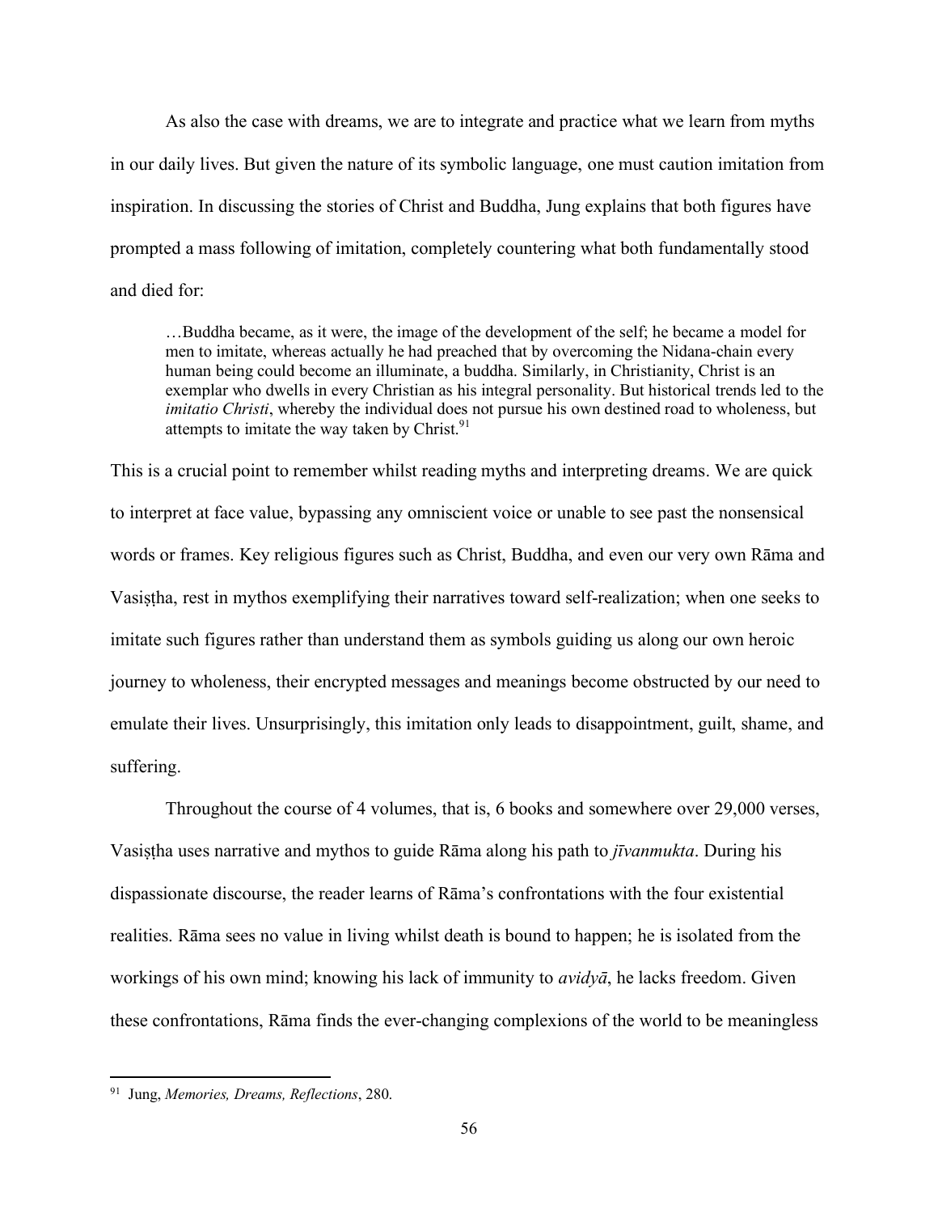As also the case with dreams, we are to integrate and practice what we learn from myths in our daily lives. But given the nature of its symbolic language, one must caution imitation from inspiration. In discussing the stories of Christ and Buddha, Jung explains that both figures have prompted a mass following of imitation, completely countering what both fundamentally stood and died for:

> …Buddha became, as it were, the image of the development of the self; he became a model for men to imitate, whereas actually he had preached that by overcoming the Nidana-chain every human being could become an illuminate, a buddha. Similarly, in Christianity, Christ is an exemplar who dwells in every Christian as his integral personality. But historical trends led to the *imitatio Christi*, whereby the individual does not pursue his own destined road to wholeness, but attempts to imitate the way taken by Christ.[91]

This is a crucial point to remember whilst reading myths and interpreting dreams. We are quick to interpret at face value, bypassing any omniscient voice or unable to see past the nonsensical words or frames. Key religious figures such as Christ, Buddha, and even our very own Rāma and Vasiṣṭha, rest in mythos exemplifying their narratives toward self-realization; when one seeks to imitate such figures rather than understand them as symbols guiding us along our own heroic journey to wholeness, their encrypted messages and meanings become obstructed by our need to emulate their lives. Unsurprisingly, this imitation only leads to disappointment, guilt, shame, and suffering.

Throughout the course of 4 volumes, that is, 6 books and somewhere over 29,000 verses, Vasiṣṭha uses narrative and mythos to guide Rāma along his path to *jīvanmukta*. During his dispassionate discourse, the reader learns of Rāma's confrontations with the four existential realities. Rāma sees no value in living whilst death is bound to happen; he is isolated from the workings of his own mind; knowing his lack of immunity to *avidyā*, he lacks freedom. Given these confrontations, Rāma finds the ever-changing complexions of the world to be meaningless

---

[91] Jung, *Memories, Dreams, Reflections*, 280.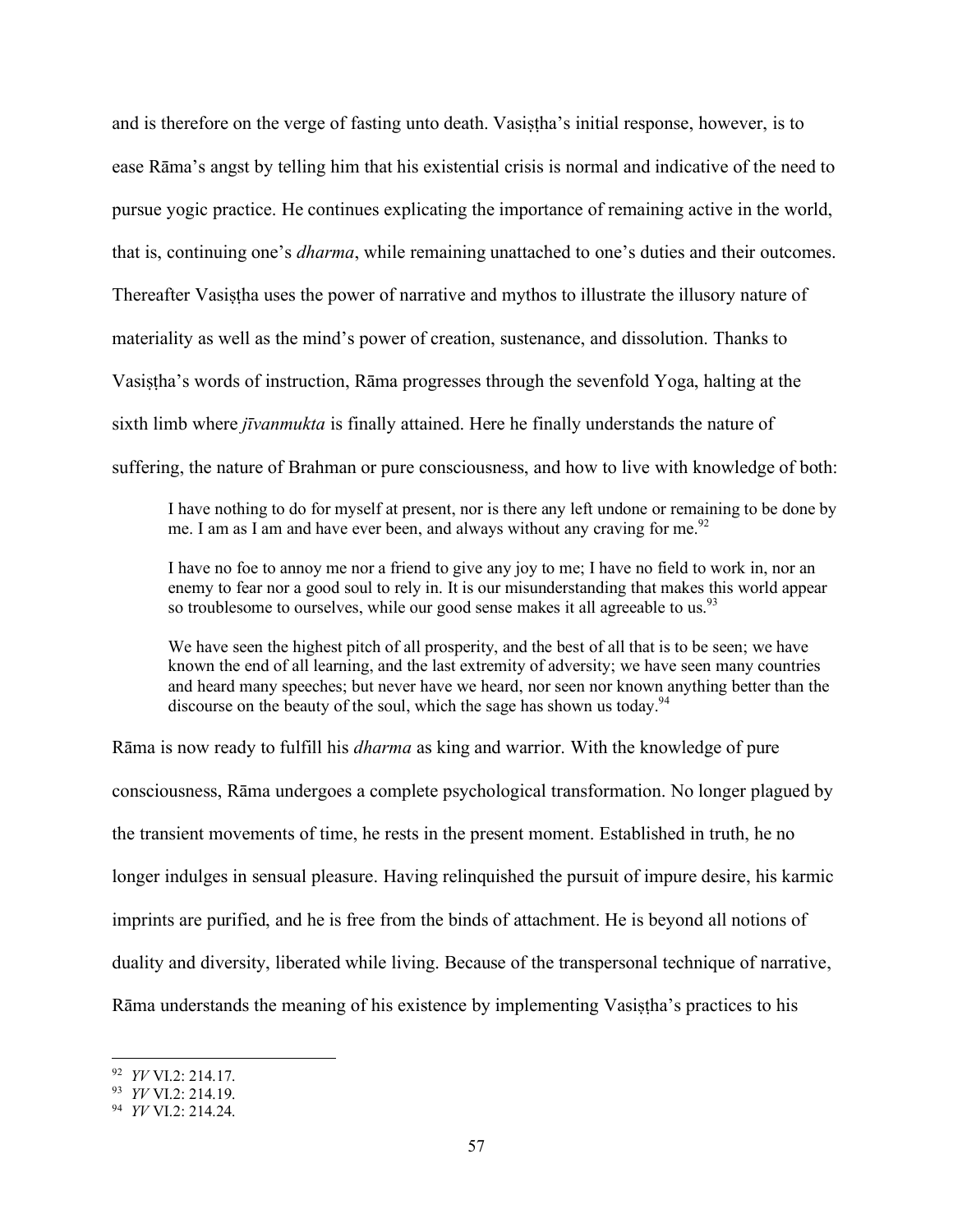and is therefore on the verge of fasting unto death. Vasiṣṭha's initial response, however, is to ease Rāma's angst by telling him that his existential crisis is normal and indicative of the need to pursue yogic practice. He continues explicating the importance of remaining active in the world, that is, continuing one's *dharma*, while remaining unattached to one's duties and their outcomes. Thereafter Vasiṣṭha uses the power of narrative and mythos to illustrate the illusory nature of materiality as well as the mind's power of creation, sustenance, and dissolution. Thanks to Vasiṣṭha's words of instruction, Rāma progresses through the sevenfold Yoga, halting at the sixth limb where *jīvanmukta* is finally attained. Here he finally understands the nature of suffering, the nature of Brahman or pure consciousness, and how to live with knowledge of both:

> I have nothing to do for myself at present, nor is there any left undone or remaining to be done by me. I am as I am and have ever been, and always without any craving for me.[92]
>
> I have no foe to annoy me nor a friend to give any joy to me; I have no field to work in, nor an enemy to fear nor a good soul to rely in. It is our misunderstanding that makes this world appear so troublesome to ourselves, while our good sense makes it all agreeable to us.[93]
>
> We have seen the highest pitch of all prosperity, and the best of all that is to be seen; we have known the end of all learning, and the last extremity of adversity; we have seen many countries and heard many speeches; but never have we heard, nor seen nor known anything better than the discourse on the beauty of the soul, which the sage has shown us today.[94]

Rāma is now ready to fulfill his *dharma* as king and warrior. With the knowledge of pure consciousness, Rāma undergoes a complete psychological transformation. No longer plagued by the transient movements of time, he rests in the present moment. Established in truth, he no longer indulges in sensual pleasure. Having relinquished the pursuit of impure desire, his karmic imprints are purified, and he is free from the binds of attachment. He is beyond all notions of duality and diversity, liberated while living. Because of the transpersonal technique of narrative, Rāma understands the meaning of his existence by implementing Vasiṣṭha's practices to his

---

[92] *YV* VI.2: 214.17.

[93] *YV* VI.2: 214.19.

[94] *YV* VI.2: 214.24.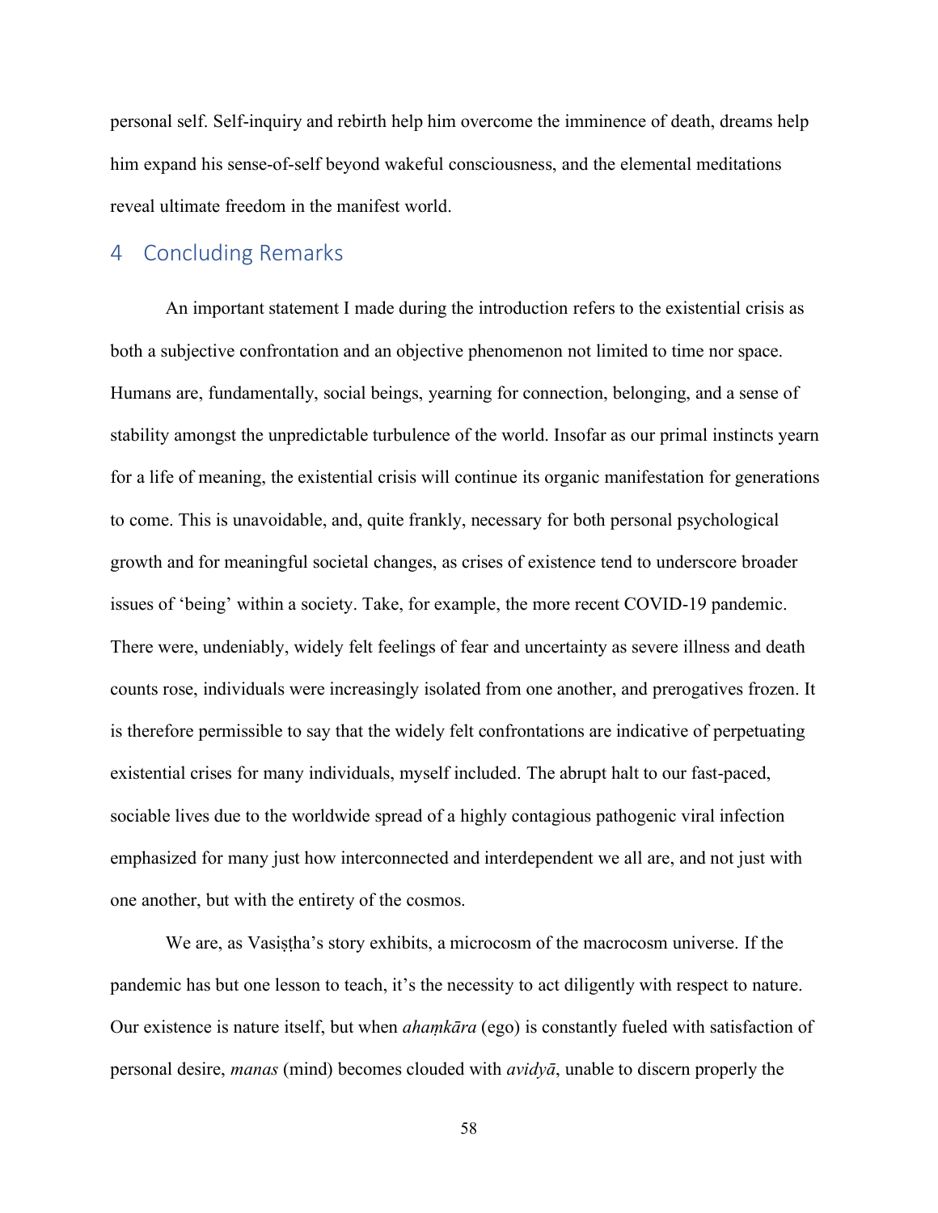personal self. Self-inquiry and rebirth help him overcome the imminence of death, dreams help him expand his sense-of-self beyond wakeful consciousness, and the elemental meditations reveal ultimate freedom in the manifest world.

## 4 Concluding Remarks

An important statement I made during the introduction refers to the existential crisis as both a subjective confrontation and an objective phenomenon not limited to time nor space. Humans are, fundamentally, social beings, yearning for connection, belonging, and a sense of stability amongst the unpredictable turbulence of the world. Insofar as our primal instincts yearn for a life of meaning, the existential crisis will continue its organic manifestation for generations to come. This is unavoidable, and, quite frankly, necessary for both personal psychological growth and for meaningful societal changes, as crises of existence tend to underscore broader issues of 'being' within a society. Take, for example, the more recent COVID-19 pandemic. There were, undeniably, widely felt feelings of fear and uncertainty as severe illness and death counts rose, individuals were increasingly isolated from one another, and prerogatives frozen. It is therefore permissible to say that the widely felt confrontations are indicative of perpetuating existential crises for many individuals, myself included. The abrupt halt to our fast-paced, sociable lives due to the worldwide spread of a highly contagious pathogenic viral infection emphasized for many just how interconnected and interdependent we all are, and not just with one another, but with the entirety of the cosmos.

We are, as Vasiṣṭha's story exhibits, a microcosm of the macrocosm universe. If the pandemic has but one lesson to teach, it's the necessity to act diligently with respect to nature. Our existence is nature itself, but when *ahaṃkāra* (ego) is constantly fueled with satisfaction of personal desire, *manas* (mind) becomes clouded with *avidyā*, unable to discern properly the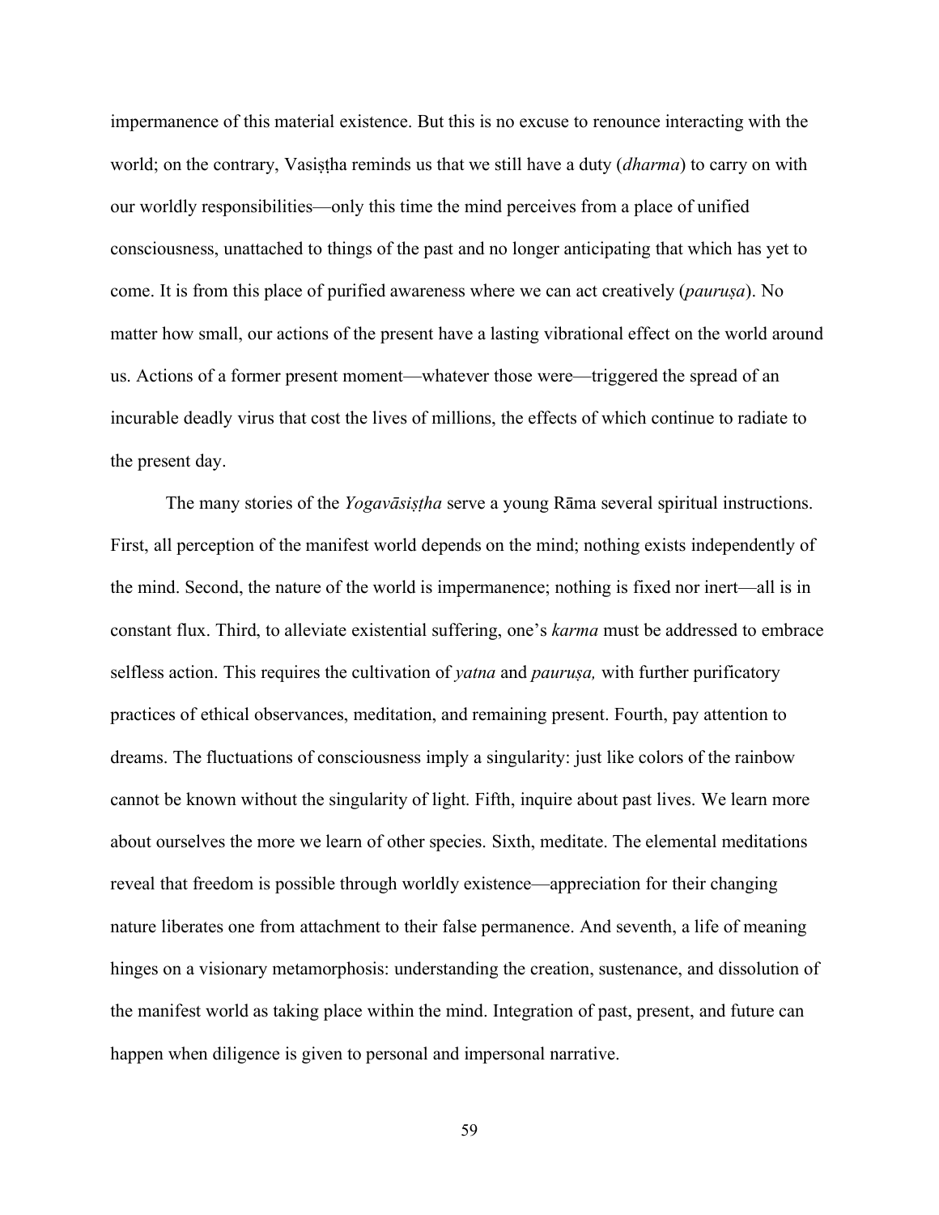impermanence of this material existence. But this is no excuse to renounce interacting with the world; on the contrary, Vasiṣṭha reminds us that we still have a duty (*dharma*) to carry on with our worldly responsibilities—only this time the mind perceives from a place of unified consciousness, unattached to things of the past and no longer anticipating that which has yet to come. It is from this place of purified awareness where we can act creatively (*pauruṣa*). No matter how small, our actions of the present have a lasting vibrational effect on the world around us. Actions of a former present moment—whatever those were—triggered the spread of an incurable deadly virus that cost the lives of millions, the effects of which continue to radiate to the present day.

The many stories of the *Yogavāsiṣṭha* serve a young Rāma several spiritual instructions. First, all perception of the manifest world depends on the mind; nothing exists independently of the mind. Second, the nature of the world is impermanence; nothing is fixed nor inert—all is in constant flux. Third, to alleviate existential suffering, one's *karma* must be addressed to embrace selfless action. This requires the cultivation of *yatna* and *pauruṣa,* with further purificatory practices of ethical observances, meditation, and remaining present. Fourth, pay attention to dreams. The fluctuations of consciousness imply a singularity: just like colors of the rainbow cannot be known without the singularity of light. Fifth, inquire about past lives. We learn more about ourselves the more we learn of other species. Sixth, meditate. The elemental meditations reveal that freedom is possible through worldly existence—appreciation for their changing nature liberates one from attachment to their false permanence. And seventh, a life of meaning hinges on a visionary metamorphosis: understanding the creation, sustenance, and dissolution of the manifest world as taking place within the mind. Integration of past, present, and future can happen when diligence is given to personal and impersonal narrative.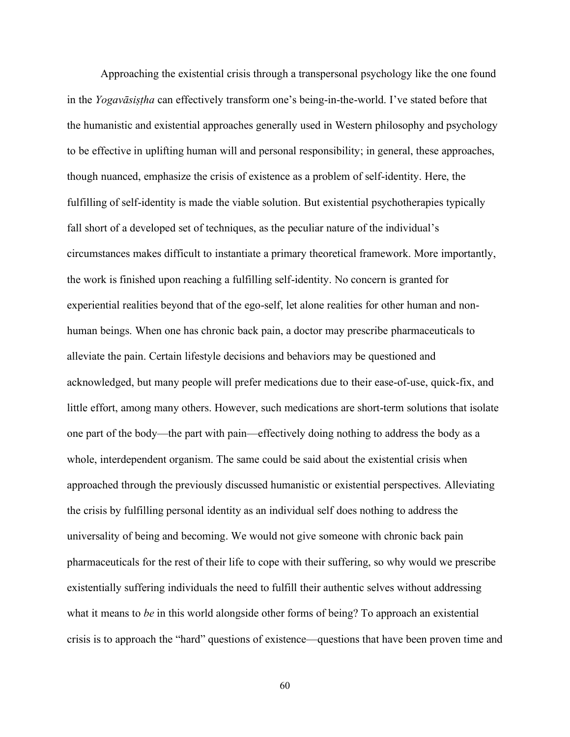Approaching the existential crisis through a transpersonal psychology like the one found in the *Yogavāsiṣṭha* can effectively transform one's being-in-the-world. I've stated before that the humanistic and existential approaches generally used in Western philosophy and psychology to be effective in uplifting human will and personal responsibility; in general, these approaches, though nuanced, emphasize the crisis of existence as a problem of self-identity. Here, the fulfilling of self-identity is made the viable solution. But existential psychotherapies typically fall short of a developed set of techniques, as the peculiar nature of the individual's circumstances makes difficult to instantiate a primary theoretical framework. More importantly, the work is finished upon reaching a fulfilling self-identity. No concern is granted for experiential realities beyond that of the ego-self, let alone realities for other human and non-human beings. When one has chronic back pain, a doctor may prescribe pharmaceuticals to alleviate the pain. Certain lifestyle decisions and behaviors may be questioned and acknowledged, but many people will prefer medications due to their ease-of-use, quick-fix, and little effort, among many others. However, such medications are short-term solutions that isolate one part of the body—the part with pain—effectively doing nothing to address the body as a whole, interdependent organism. The same could be said about the existential crisis when approached through the previously discussed humanistic or existential perspectives. Alleviating the crisis by fulfilling personal identity as an individual self does nothing to address the universality of being and becoming. We would not give someone with chronic back pain pharmaceuticals for the rest of their life to cope with their suffering, so why would we prescribe existentially suffering individuals the need to fulfill their authentic selves without addressing what it means to *be* in this world alongside other forms of being? To approach an existential crisis is to approach the "hard" questions of existence—questions that have been proven time and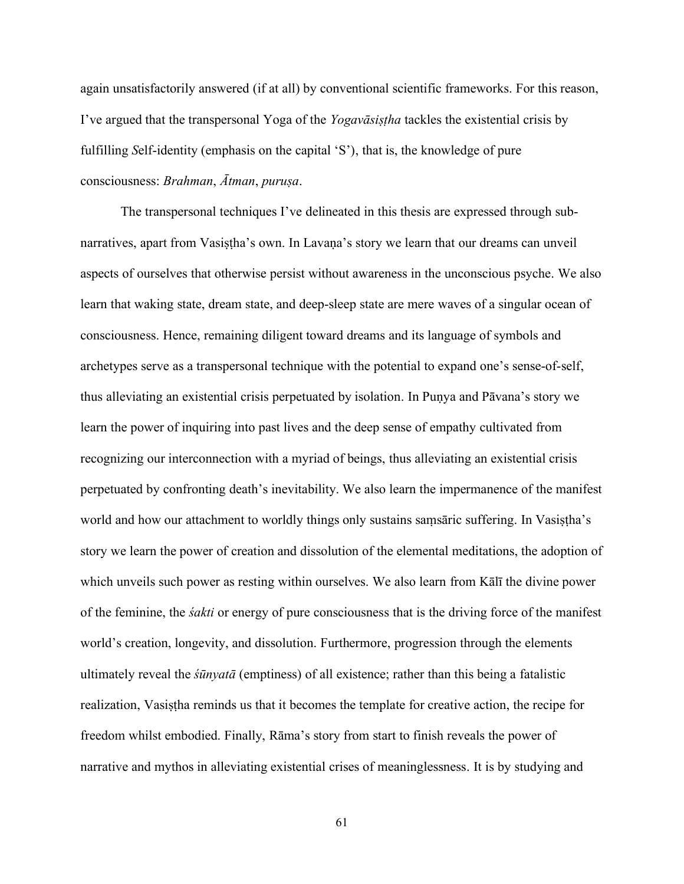again unsatisfactorily answered (if at all) by conventional scientific frameworks. For this reason, I've argued that the transpersonal Yoga of the *Yogavāsiṣṭha* tackles the existential crisis by fulfilling *S*elf-identity (emphasis on the capital 'S'), that is, the knowledge of pure consciousness: *Brahman*, *Ātman*, *puruṣa*.

The transpersonal techniques I've delineated in this thesis are expressed through sub-narratives, apart from Vasiṣṭha's own. In Lavaṇa's story we learn that our dreams can unveil aspects of ourselves that otherwise persist without awareness in the unconscious psyche. We also learn that waking state, dream state, and deep-sleep state are mere waves of a singular ocean of consciousness. Hence, remaining diligent toward dreams and its language of symbols and archetypes serve as a transpersonal technique with the potential to expand one's sense-of-self, thus alleviating an existential crisis perpetuated by isolation. In Puṇya and Pāvana's story we learn the power of inquiring into past lives and the deep sense of empathy cultivated from recognizing our interconnection with a myriad of beings, thus alleviating an existential crisis perpetuated by confronting death's inevitability. We also learn the impermanence of the manifest world and how our attachment to worldly things only sustains saṃsāric suffering. In Vasiṣṭha's story we learn the power of creation and dissolution of the elemental meditations, the adoption of which unveils such power as resting within ourselves. We also learn from Kālī the divine power of the feminine, the *śakti* or energy of pure consciousness that is the driving force of the manifest world's creation, longevity, and dissolution. Furthermore, progression through the elements ultimately reveal the *śūnyatā* (emptiness) of all existence; rather than this being a fatalistic realization, Vasiṣṭha reminds us that it becomes the template for creative action, the recipe for freedom whilst embodied. Finally, Rāma's story from start to finish reveals the power of narrative and mythos in alleviating existential crises of meaninglessness. It is by studying and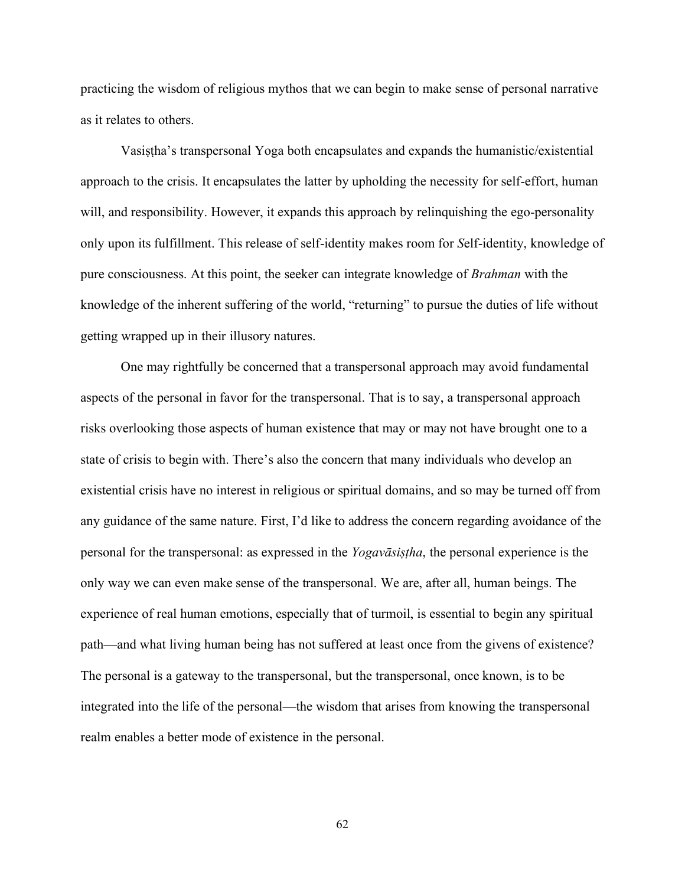practicing the wisdom of religious mythos that we can begin to make sense of personal narrative as it relates to others.

Vasiṣṭha's transpersonal Yoga both encapsulates and expands the humanistic/existential approach to the crisis. It encapsulates the latter by upholding the necessity for self-effort, human will, and responsibility. However, it expands this approach by relinquishing the ego-personality only upon its fulfillment. This release of self-identity makes room for *S*elf-identity, knowledge of pure consciousness. At this point, the seeker can integrate knowledge of *Brahman* with the knowledge of the inherent suffering of the world, "returning" to pursue the duties of life without getting wrapped up in their illusory natures.

One may rightfully be concerned that a transpersonal approach may avoid fundamental aspects of the personal in favor for the transpersonal. That is to say, a transpersonal approach risks overlooking those aspects of human existence that may or may not have brought one to a state of crisis to begin with. There's also the concern that many individuals who develop an existential crisis have no interest in religious or spiritual domains, and so may be turned off from any guidance of the same nature. First, I'd like to address the concern regarding avoidance of the personal for the transpersonal: as expressed in the *Yogavāsiṣṭha*, the personal experience is the only way we can even make sense of the transpersonal. We are, after all, human beings. The experience of real human emotions, especially that of turmoil, is essential to begin any spiritual path—and what living human being has not suffered at least once from the givens of existence? The personal is a gateway to the transpersonal, but the transpersonal, once known, is to be integrated into the life of the personal—the wisdom that arises from knowing the transpersonal realm enables a better mode of existence in the personal.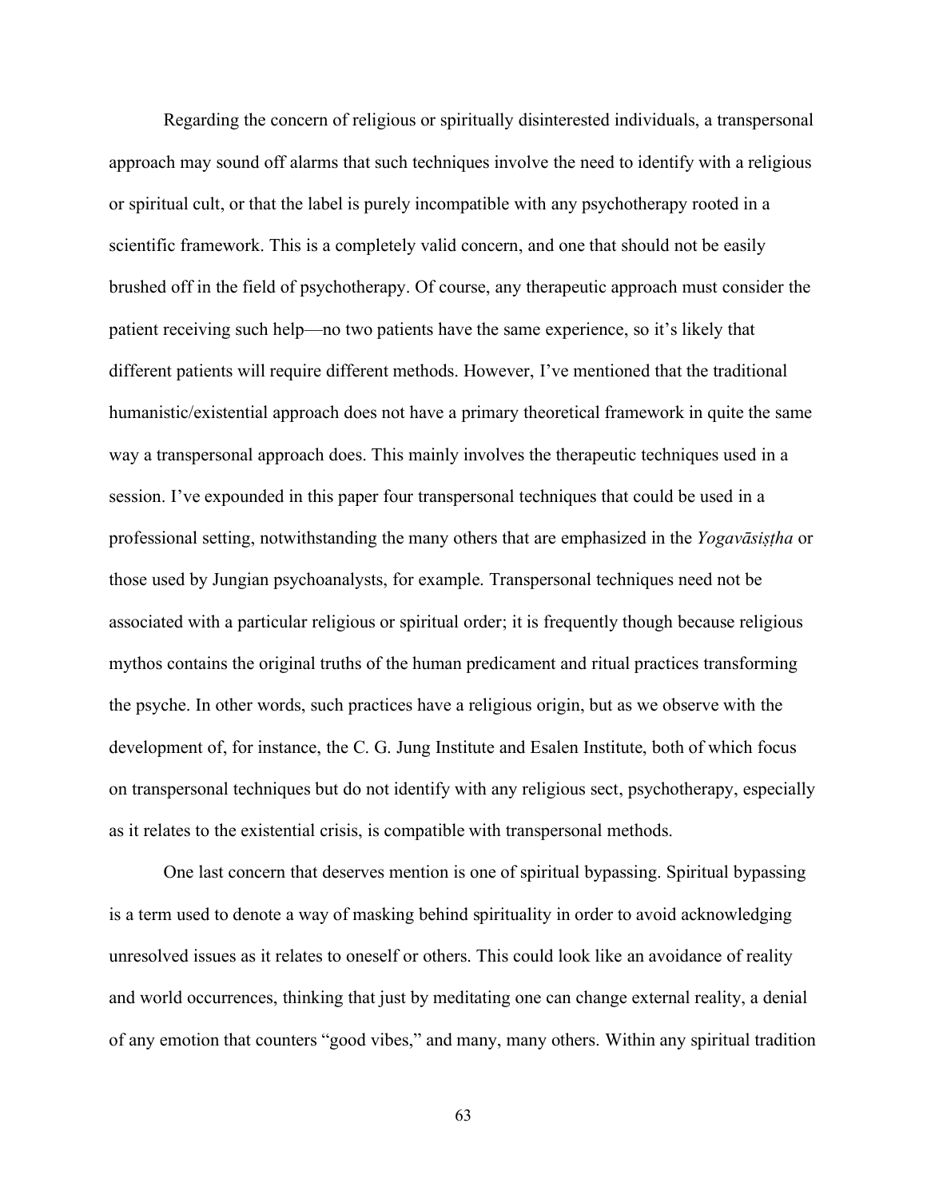Regarding the concern of religious or spiritually disinterested individuals, a transpersonal approach may sound off alarms that such techniques involve the need to identify with a religious or spiritual cult, or that the label is purely incompatible with any psychotherapy rooted in a scientific framework. This is a completely valid concern, and one that should not be easily brushed off in the field of psychotherapy. Of course, any therapeutic approach must consider the patient receiving such help—no two patients have the same experience, so it's likely that different patients will require different methods. However, I've mentioned that the traditional humanistic/existential approach does not have a primary theoretical framework in quite the same way a transpersonal approach does. This mainly involves the therapeutic techniques used in a session. I've expounded in this paper four transpersonal techniques that could be used in a professional setting, notwithstanding the many others that are emphasized in the *Yogavāsiṣṭha* or those used by Jungian psychoanalysts, for example. Transpersonal techniques need not be associated with a particular religious or spiritual order; it is frequently though because religious mythos contains the original truths of the human predicament and ritual practices transforming the psyche. In other words, such practices have a religious origin, but as we observe with the development of, for instance, the C. G. Jung Institute and Esalen Institute, both of which focus on transpersonal techniques but do not identify with any religious sect, psychotherapy, especially as it relates to the existential crisis, is compatible with transpersonal methods.

One last concern that deserves mention is one of spiritual bypassing. Spiritual bypassing is a term used to denote a way of masking behind spirituality in order to avoid acknowledging unresolved issues as it relates to oneself or others. This could look like an avoidance of reality and world occurrences, thinking that just by meditating one can change external reality, a denial of any emotion that counters "good vibes," and many, many others. Within any spiritual tradition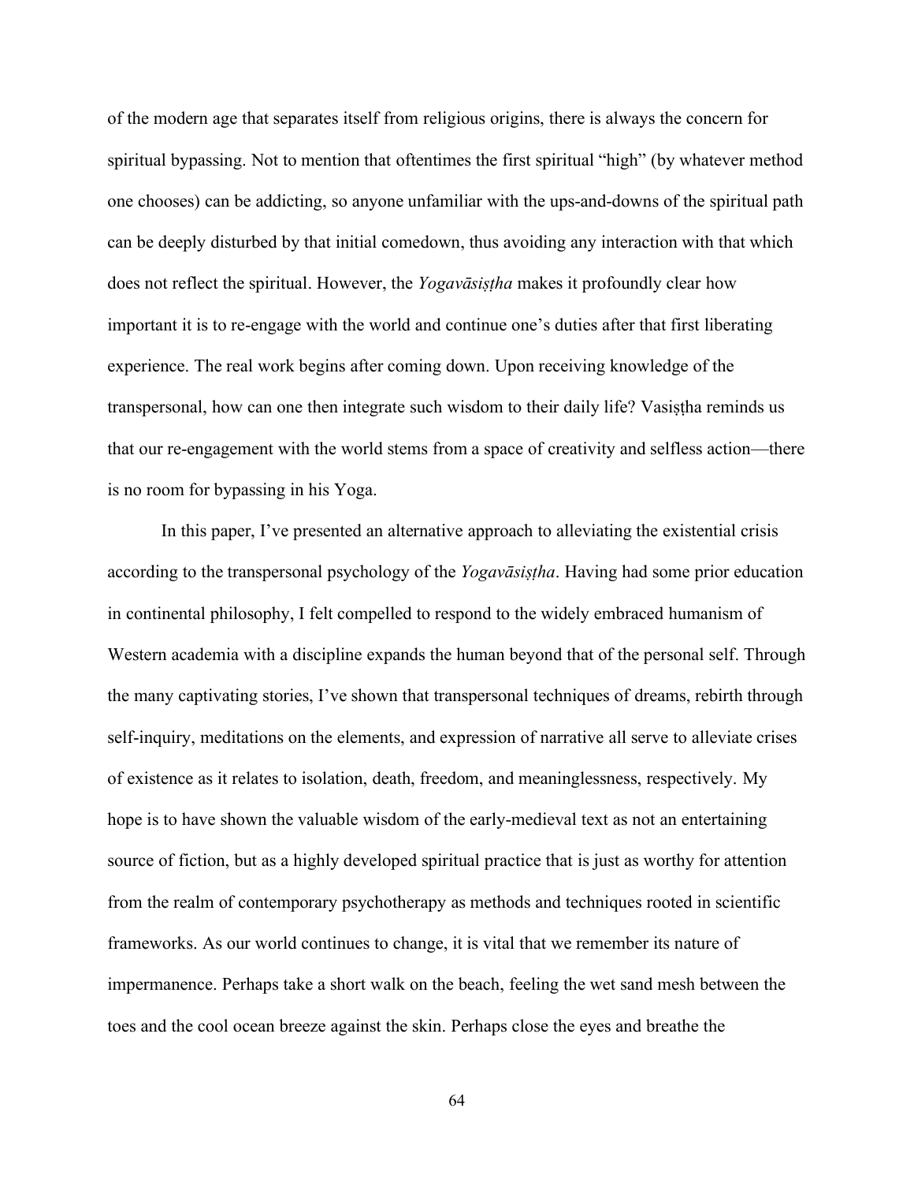of the modern age that separates itself from religious origins, there is always the concern for spiritual bypassing. Not to mention that oftentimes the first spiritual "high" (by whatever method one chooses) can be addicting, so anyone unfamiliar with the ups-and-downs of the spiritual path can be deeply disturbed by that initial comedown, thus avoiding any interaction with that which does not reflect the spiritual. However, the *Yogavāsiṣṭha* makes it profoundly clear how important it is to re-engage with the world and continue one's duties after that first liberating experience. The real work begins after coming down. Upon receiving knowledge of the transpersonal, how can one then integrate such wisdom to their daily life? Vasiṣṭha reminds us that our re-engagement with the world stems from a space of creativity and selfless action—there is no room for bypassing in his Yoga.

In this paper, I've presented an alternative approach to alleviating the existential crisis according to the transpersonal psychology of the *Yogavāsiṣṭha*. Having had some prior education in continental philosophy, I felt compelled to respond to the widely embraced humanism of Western academia with a discipline expands the human beyond that of the personal self. Through the many captivating stories, I've shown that transpersonal techniques of dreams, rebirth through self-inquiry, meditations on the elements, and expression of narrative all serve to alleviate crises of existence as it relates to isolation, death, freedom, and meaninglessness, respectively. My hope is to have shown the valuable wisdom of the early-medieval text as not an entertaining source of fiction, but as a highly developed spiritual practice that is just as worthy for attention from the realm of contemporary psychotherapy as methods and techniques rooted in scientific frameworks. As our world continues to change, it is vital that we remember its nature of impermanence. Perhaps take a short walk on the beach, feeling the wet sand mesh between the toes and the cool ocean breeze against the skin. Perhaps close the eyes and breathe the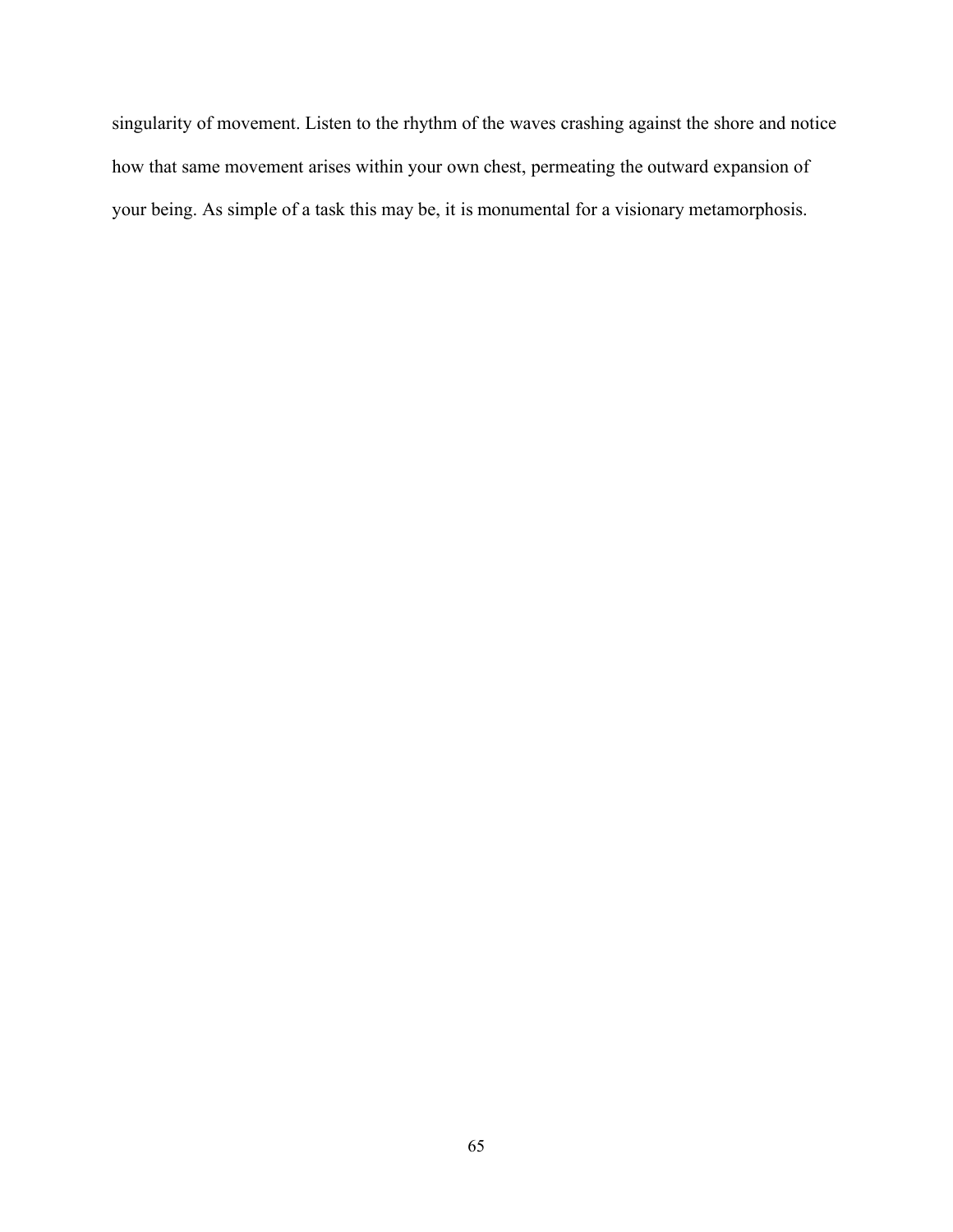singularity of movement. Listen to the rhythm of the waves crashing against the shore and notice how that same movement arises within your own chest, permeating the outward expansion of your being. As simple of a task this may be, it is monumental for a visionary metamorphosis.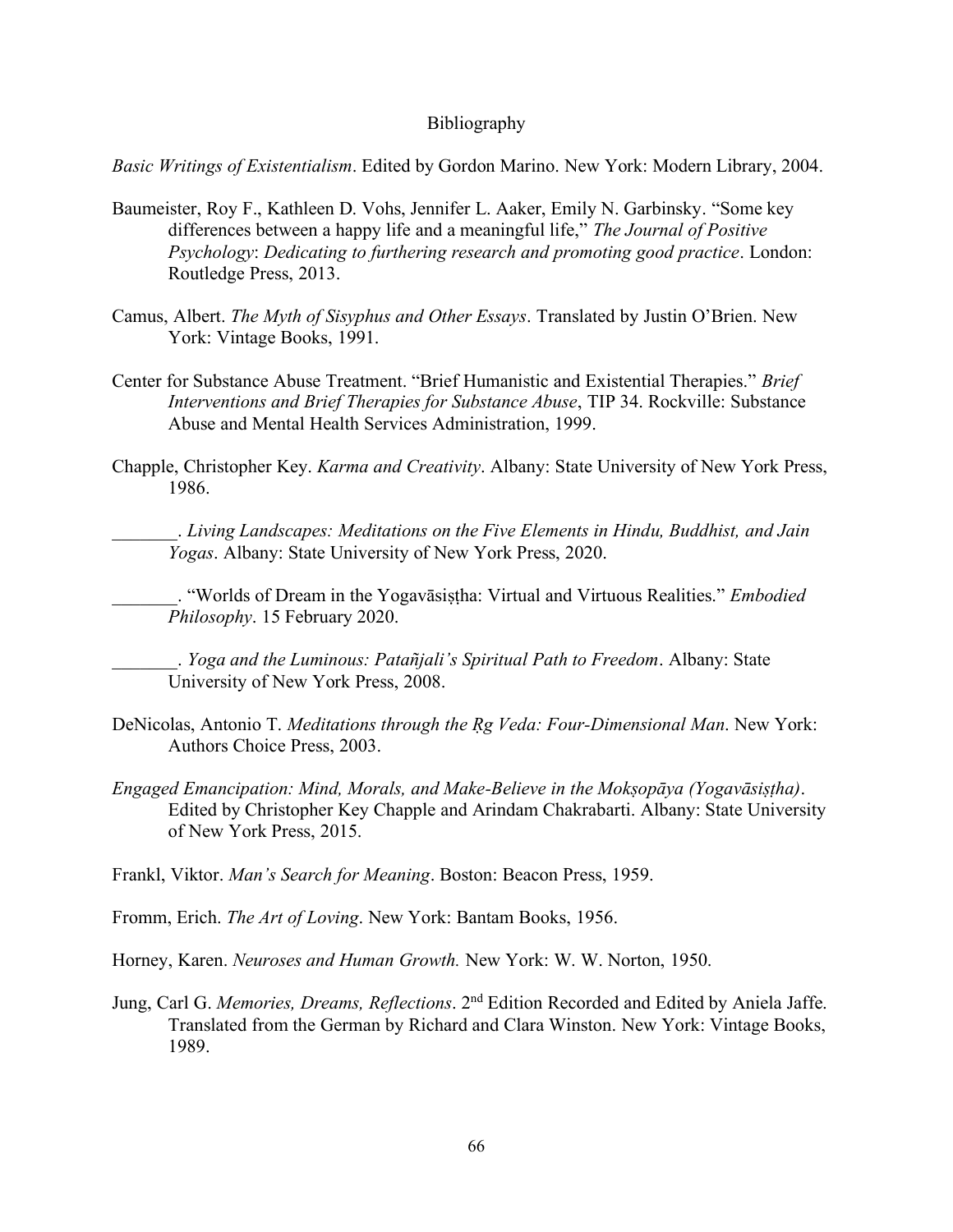# Bibliography

*Basic Writings of Existentialism*. Edited by Gordon Marino. New York: Modern Library, 2004.

Baumeister, Roy F., Kathleen D. Vohs, Jennifer L. Aaker, Emily N. Garbinsky. "Some key differences between a happy life and a meaningful life," *The Journal of Positive Psychology*: *Dedicating to furthering research and promoting good practice*. London: Routledge Press, 2013.

Camus, Albert. *The Myth of Sisyphus and Other Essays*. Translated by Justin O'Brien. New York: Vintage Books, 1991.

Center for Substance Abuse Treatment. "Brief Humanistic and Existential Therapies." *Brief Interventions and Brief Therapies for Substance Abuse*, TIP 34. Rockville: Substance Abuse and Mental Health Services Administration, 1999.

Chapple, Christopher Key. *Karma and Creativity*. Albany: State University of New York Press, 1986.

_______. *Living Landscapes: Meditations on the Five Elements in Hindu, Buddhist, and Jain Yogas*. Albany: State University of New York Press, 2020.

_______. "Worlds of Dream in the Yogavāsiṣṭha: Virtual and Virtuous Realities." *Embodied Philosophy*. 15 February 2020.

_______. *Yoga and the Luminous: Patañjali's Spiritual Path to Freedom*. Albany: State University of New York Press, 2008.

DeNicolas, Antonio T. *Meditations through the Ṛg Veda: Four-Dimensional Man*. New York: Authors Choice Press, 2003.

*Engaged Emancipation: Mind, Morals, and Make-Believe in the Mokṣopāya (Yogavāsiṣṭha)*. Edited by Christopher Key Chapple and Arindam Chakrabarti. Albany: State University of New York Press, 2015.

Frankl, Viktor. *Man's Search for Meaning*. Boston: Beacon Press, 1959.

Fromm, Erich. *The Art of Loving*. New York: Bantam Books, 1956.

Horney, Karen. *Neuroses and Human Growth.* New York: W. W. Norton, 1950.

Jung, Carl G. *Memories, Dreams, Reflections*. 2nd Edition Recorded and Edited by Aniela Jaffe. Translated from the German by Richard and Clara Winston. New York: Vintage Books, 1989.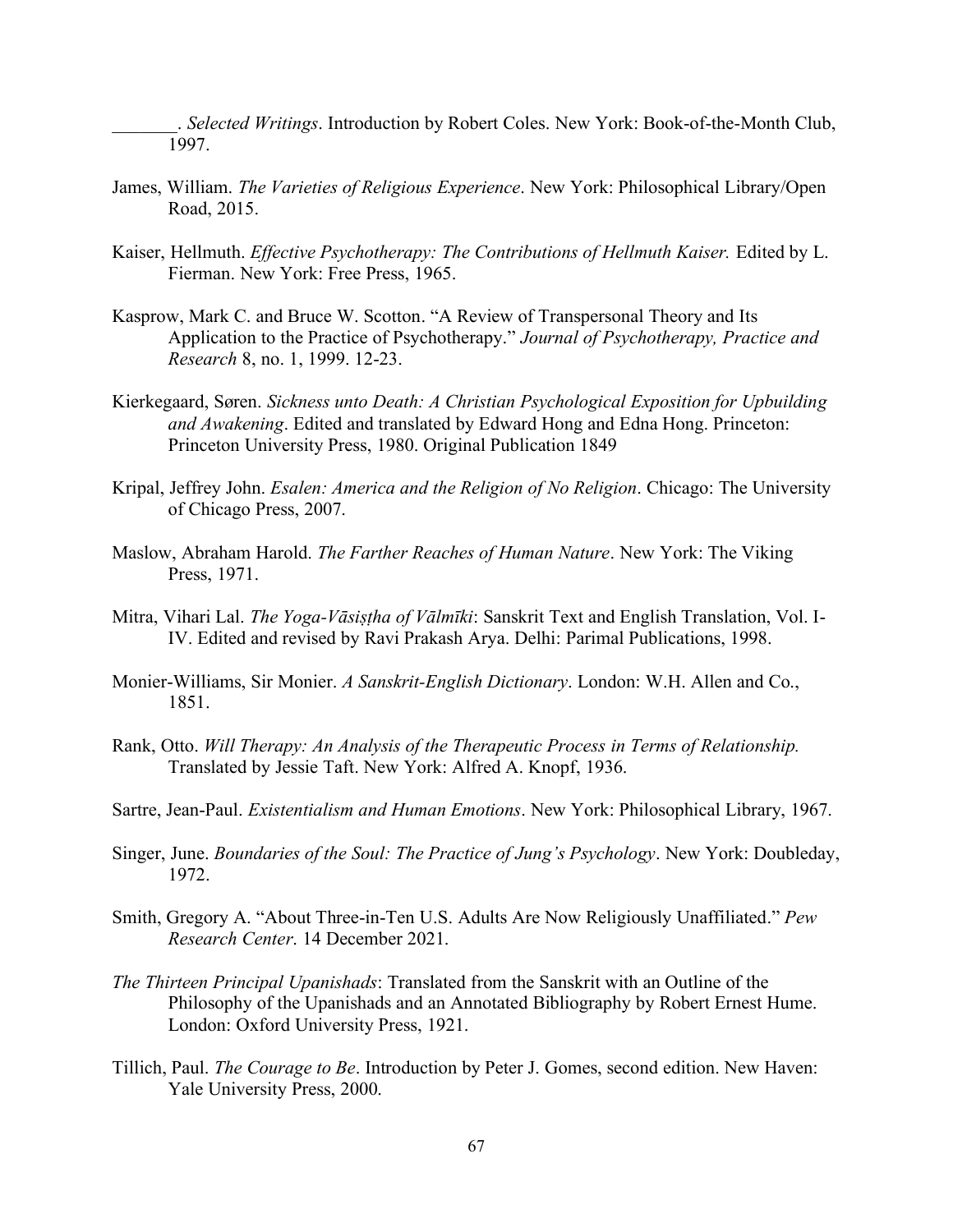_______. *Selected Writings*. Introduction by Robert Coles. New York: Book-of-the-Month Club, 1997.

James, William. *The Varieties of Religious Experience*. New York: Philosophical Library/Open Road, 2015.

Kaiser, Hellmuth. *Effective Psychotherapy: The Contributions of Hellmuth Kaiser.* Edited by L. Fierman. New York: Free Press, 1965.

Kasprow, Mark C. and Bruce W. Scotton. "A Review of Transpersonal Theory and Its Application to the Practice of Psychotherapy." *Journal of Psychotherapy, Practice and Research* 8, no. 1, 1999. 12-23.

Kierkegaard, Søren. *Sickness unto Death: A Christian Psychological Exposition for Upbuilding and Awakening*. Edited and translated by Edward Hong and Edna Hong. Princeton: Princeton University Press, 1980. Original Publication 1849

Kripal, Jeffrey John. *Esalen: America and the Religion of No Religion*. Chicago: The University of Chicago Press, 2007.

Maslow, Abraham Harold. *The Farther Reaches of Human Nature*. New York: The Viking Press, 1971.

Mitra, Vihari Lal. *The Yoga-Vāsiṣṭha of Vālmīki*: Sanskrit Text and English Translation, Vol. I-IV. Edited and revised by Ravi Prakash Arya. Delhi: Parimal Publications, 1998.

Monier-Williams, Sir Monier. *A Sanskrit-English Dictionary*. London: W.H. Allen and Co., 1851.

Rank, Otto. *Will Therapy: An Analysis of the Therapeutic Process in Terms of Relationship.* Translated by Jessie Taft. New York: Alfred A. Knopf, 1936.

Sartre, Jean-Paul. *Existentialism and Human Emotions*. New York: Philosophical Library, 1967.

Singer, June. *Boundaries of the Soul: The Practice of Jung's Psychology*. New York: Doubleday, 1972.

Smith, Gregory A. "About Three-in-Ten U.S. Adults Are Now Religiously Unaffiliated." *Pew Research Center*. 14 December 2021.

*The Thirteen Principal Upanishads*: Translated from the Sanskrit with an Outline of the Philosophy of the Upanishads and an Annotated Bibliography by Robert Ernest Hume. London: Oxford University Press, 1921.

Tillich, Paul. *The Courage to Be*. Introduction by Peter J. Gomes, second edition. New Haven: Yale University Press, 2000.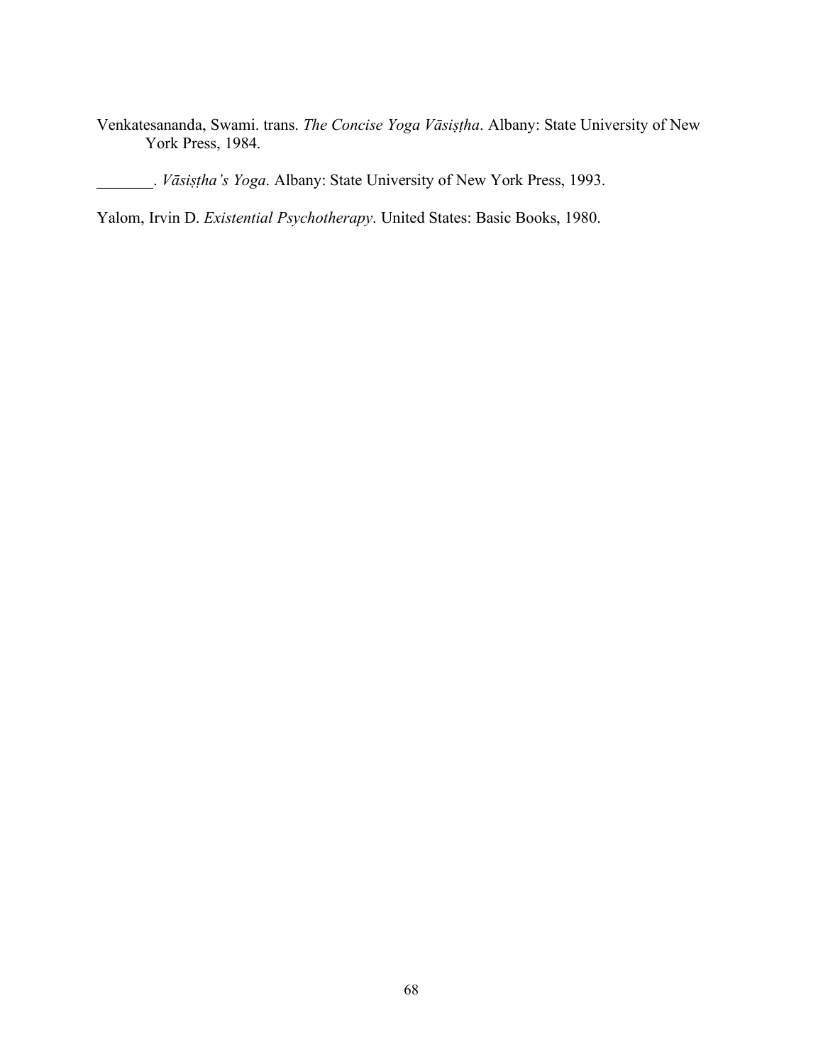Venkatesananda, Swami. trans. *The Concise Yoga Vāsiṣṭha*. Albany: State University of New York Press, 1984.

_______. *Vāsiṣṭha's Yoga*. Albany: State University of New York Press, 1993.

Yalom, Irvin D. *Existential Psychotherapy*. United States: Basic Books, 1980.